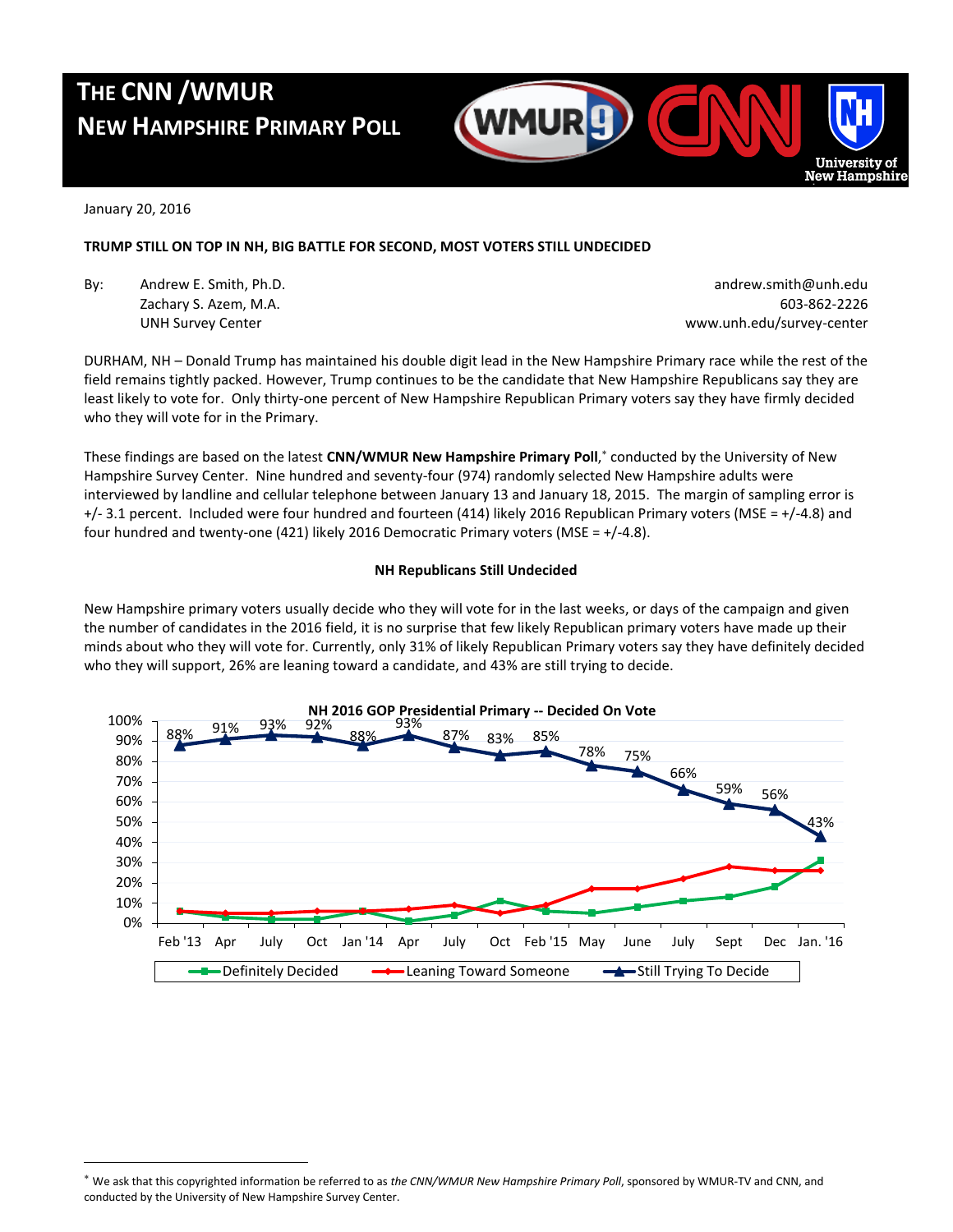# THE CNN /WMUR NEW HAMPSHIRE PRIMARY POLL

January 20, 2016

**TRUMP STILL ON TOP IN NH, BIG BATTLE FOR SECOND, MOST VOTERS STILL UNDECIDED**

By: Andrew E. Smith, Ph.D.
Zachary S. Azem, M.A.
UNH Survey Center

andrew.smith@unh.edu
603-862-2226
www.unh.edu/survey-center

DURHAM, NH – Donald Trump has maintained his double digit lead in the New Hampshire Primary race while the rest of the field remains tightly packed. However, Trump continues to be the candidate that New Hampshire Republicans say they are least likely to vote for. Only thirty-one percent of New Hampshire Republican Primary voters say they have firmly decided who they will vote for in the Primary.

These findings are based on the latest **CNN/WMUR New Hampshire Primary Poll**,* conducted by the University of New Hampshire Survey Center. Nine hundred and seventy-four (974) randomly selected New Hampshire adults were interviewed by landline and cellular telephone between January 13 and January 18, 2015. The margin of sampling error is +/- 3.1 percent. Included were four hundred and fourteen (414) likely 2016 Republican Primary voters (MSE = +/-4.8) and four hundred and twenty-one (421) likely 2016 Democratic Primary voters (MSE = +/-4.8).

### NH Republicans Still Undecided

New Hampshire primary voters usually decide who they will vote for in the last weeks, or days of the campaign and given the number of candidates in the 2016 field, it is no surprise that few likely Republican primary voters have made up their minds about who they will vote for. Currently, only 31% of likely Republican Primary voters say they have definitely decided who they will support, 26% are leaning toward a candidate, and 43% are still trying to decide.

**NH 2016 GOP Presidential Primary -- Decided On Vote**

| | Feb '13 | Apr | July | Oct | Jan '14 | Apr | July | Oct | Feb '15 | May | June | July | Sept | Dec | Jan. '16 |
|---|---|---|---|---|---|---|---|---|---|---|---|---|---|---|---|
| Still Trying To Decide | 88% | 91% | 93% | 92% | 88% | 93% | 87% | 83% | 85% | 78% | 75% | 66% | 59% | 56% | 43% |

---

* We ask that this copyrighted information be referred to as *the CNN/WMUR New Hampshire Primary Poll*, sponsored by WMUR-TV and CNN, and conducted by the University of New Hampshire Survey Center.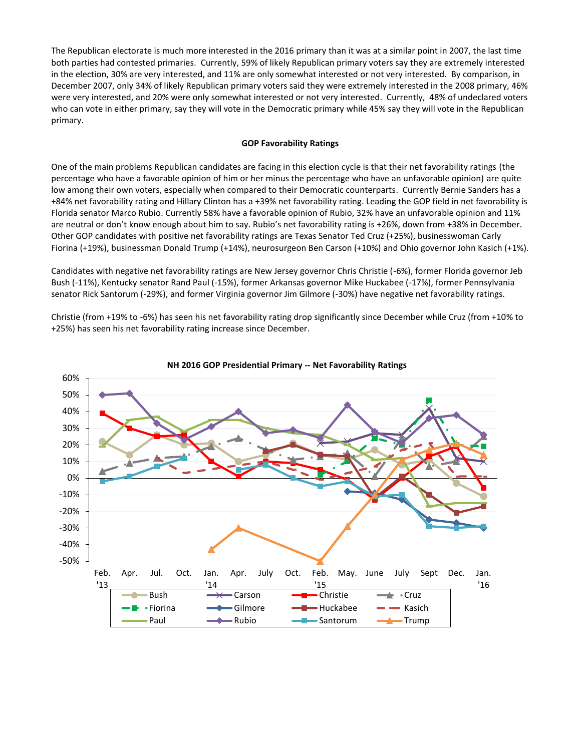The Republican electorate is much more interested in the 2016 primary than it was at a similar point in 2007, the last time both parties had contested primaries. Currently, 59% of likely Republican primary voters say they are extremely interested in the election, 30% are very interested, and 11% are only somewhat interested or not very interested. By comparison, in December 2007, only 34% of likely Republican primary voters said they were extremely interested in the 2008 primary, 46% were very interested, and 20% were only somewhat interested or not very interested. Currently, 48% of undeclared voters who can vote in either primary, say they will vote in the Democratic primary while 45% say they will vote in the Republican primary.

**GOP Favorability Ratings**

One of the main problems Republican candidates are facing in this election cycle is that their net favorability ratings (the percentage who have a favorable opinion of him or her minus the percentage who have an unfavorable opinion) are quite low among their own voters, especially when compared to their Democratic counterparts. Currently Bernie Sanders has a +84% net favorability rating and Hillary Clinton has a +39% net favorability rating. Leading the GOP field in net favorability is Florida senator Marco Rubio. Currently 58% have a favorable opinion of Rubio, 32% have an unfavorable opinion and 11% are neutral or don't know enough about him to say. Rubio's net favorability rating is +26%, down from +38% in December. Other GOP candidates with positive net favorability ratings are Texas Senator Ted Cruz (+25%), businesswoman Carly Fiorina (+19%), businessman Donald Trump (+14%), neurosurgeon Ben Carson (+10%) and Ohio governor John Kasich (+1%).

Candidates with negative net favorability ratings are New Jersey governor Chris Christie (-6%), former Florida governor Jeb Bush (-11%), Kentucky senator Rand Paul (-15%), former Arkansas governor Mike Huckabee (-17%), former Pennsylvania senator Rick Santorum (-29%), and former Virginia governor Jim Gilmore (-30%) have negative net favorability ratings.

Christie (from +19% to -6%) has seen his net favorability rating drop significantly since December while Cruz (from +10% to +25%) has seen his net favorability rating increase since December.

**NH 2016 GOP Presidential Primary -- Net Favorability Ratings**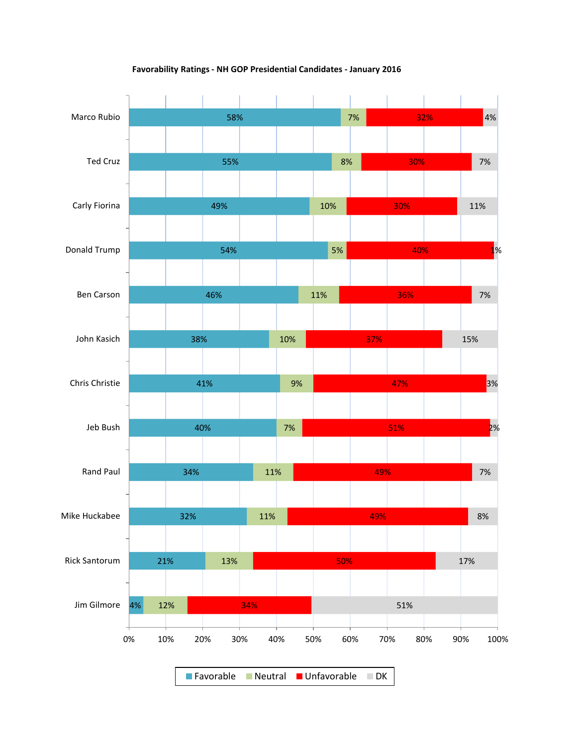**Favorability Ratings - NH GOP Presidential Candidates - January 2016**

| Candidate | Favorable | Neutral | Unfavorable | DK |
|---|---|---|---|---|
| Marco Rubio | 58% | 7% | 32% | 4% |
| Ted Cruz | 55% | 8% | 30% | 7% |
| Carly Fiorina | 49% | 10% | 30% | 11% |
| Donald Trump | 54% | 5% | 40% | 1% |
| Ben Carson | 46% | 11% | 36% | 7% |
| John Kasich | 38% | 10% | 37% | 15% |
| Chris Christie | 41% | 9% | 47% | 3% |
| Jeb Bush | 40% | 7% | 51% | 2% |
| Rand Paul | 34% | 11% | 49% | 7% |
| Mike Huckabee | 32% | 11% | 49% | 8% |
| Rick Santorum | 21% | 13% | 50% | 17% |
| Jim Gilmore | 4% | 12% | 34% | 51% |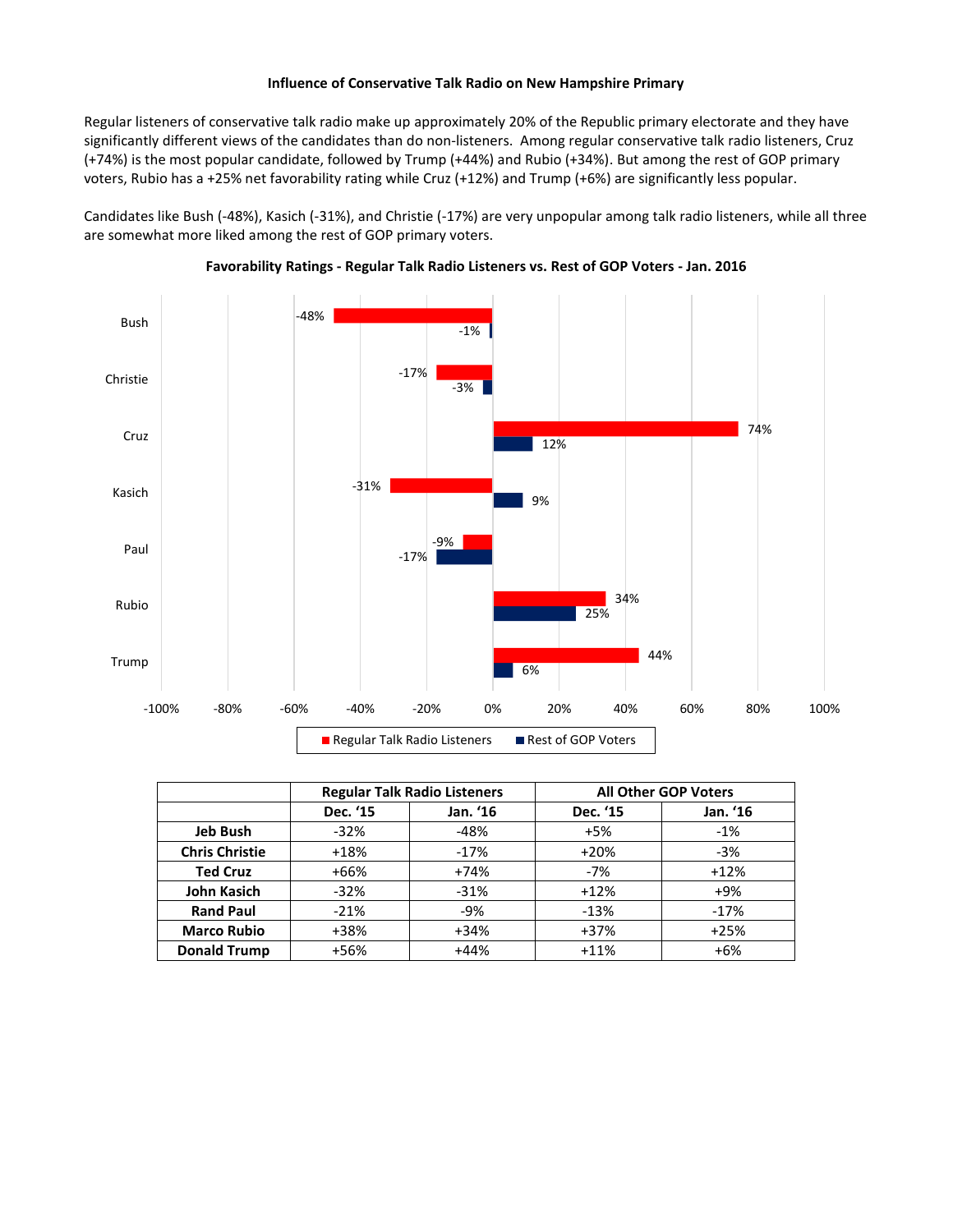**Influence of Conservative Talk Radio on New Hampshire Primary**

Regular listeners of conservative talk radio make up approximately 20% of the Republic primary electorate and they have significantly different views of the candidates than do non-listeners. Among regular conservative talk radio listeners, Cruz (+74%) is the most popular candidate, followed by Trump (+44%) and Rubio (+34%). But among the rest of GOP primary voters, Rubio has a +25% net favorability rating while Cruz (+12%) and Trump (+6%) are significantly less popular.

Candidates like Bush (-48%), Kasich (-31%), and Christie (-17%) are very unpopular among talk radio listeners, while all three are somewhat more liked among the rest of GOP primary voters.

**Favorability Ratings - Regular Talk Radio Listeners vs. Rest of GOP Voters - Jan. 2016**

| Candidate | Regular Talk Radio Listeners | Rest of GOP Voters |
|---|---|---|
| Bush | -48% | -1% |
| Christie | -17% | -3% |
| Cruz | 74% | 12% |
| Kasich | -31% | 9% |
| Paul | -9% | -17% |
| Rubio | 34% | 25% |
| Trump | 44% | 6% |

| | Regular Talk Radio Listeners | | All Other GOP Voters | |
|---|---|---|---|---|
| | Dec. '15 | Jan. '16 | Dec. '15 | Jan. '16 |
| **Jeb Bush** | -32% | -48% | +5% | -1% |
| **Chris Christie** | +18% | -17% | +20% | -3% |
| **Ted Cruz** | +66% | +74% | -7% | +12% |
| **John Kasich** | -32% | -31% | +12% | +9% |
| **Rand Paul** | -21% | -9% | -13% | -17% |
| **Marco Rubio** | +38% | +34% | +37% | +25% |
| **Donald Trump** | +56% | +44% | +11% | +6% |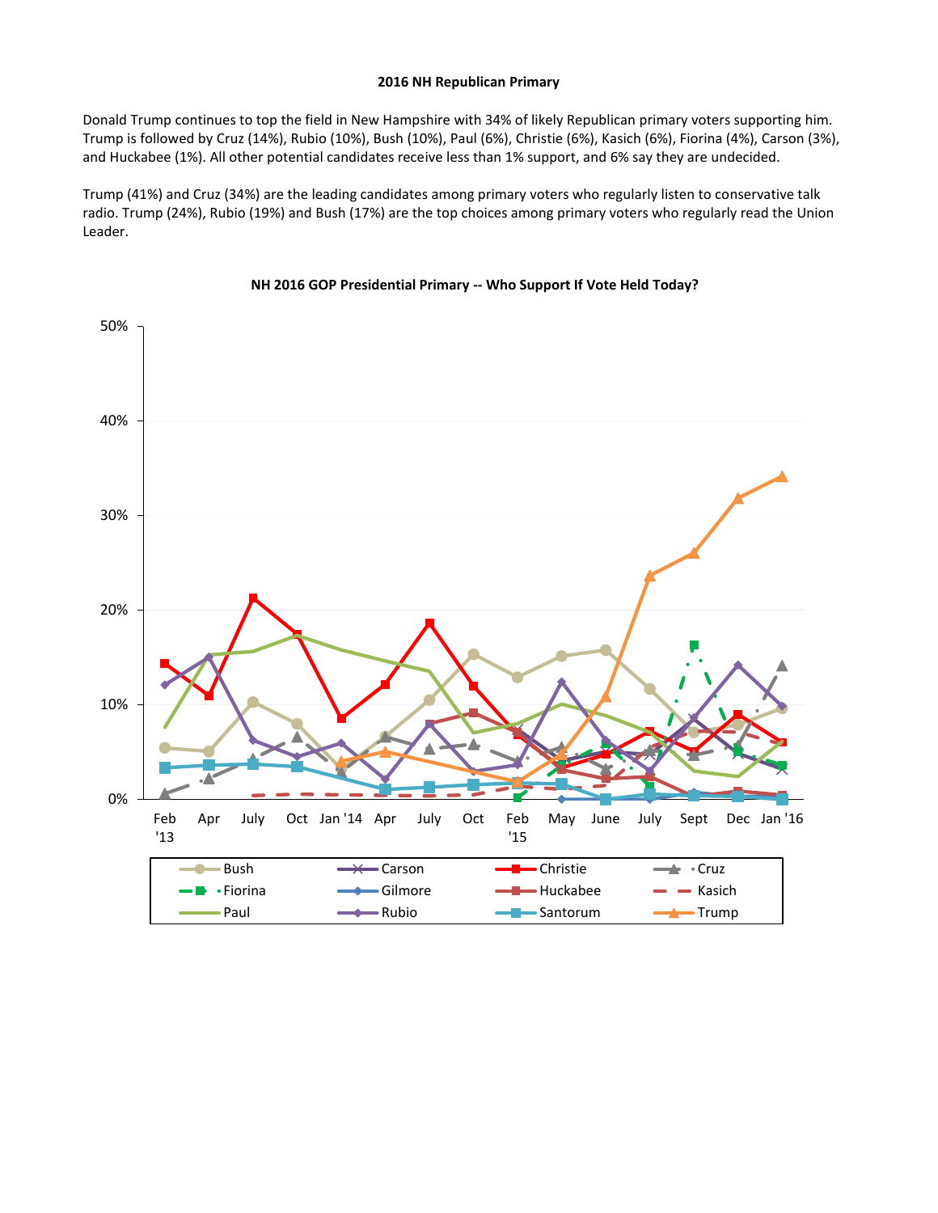## 2016 NH Republican Primary

Donald Trump continues to top the field in New Hampshire with 34% of likely Republican primary voters supporting him. Trump is followed by Cruz (14%), Rubio (10%), Bush (10%), Paul (6%), Christie (6%), Kasich (6%), Fiorina (4%), Carson (3%), and Huckabee (1%). All other potential candidates receive less than 1% support, and 6% say they are undecided.

Trump (41%) and Cruz (34%) are the leading candidates among primary voters who regularly listen to conservative talk radio. Trump (24%), Rubio (19%) and Bush (17%) are the top choices among primary voters who regularly read the Union Leader.

**NH 2016 GOP Presidential Primary -- Who Support If Vote Held Today?**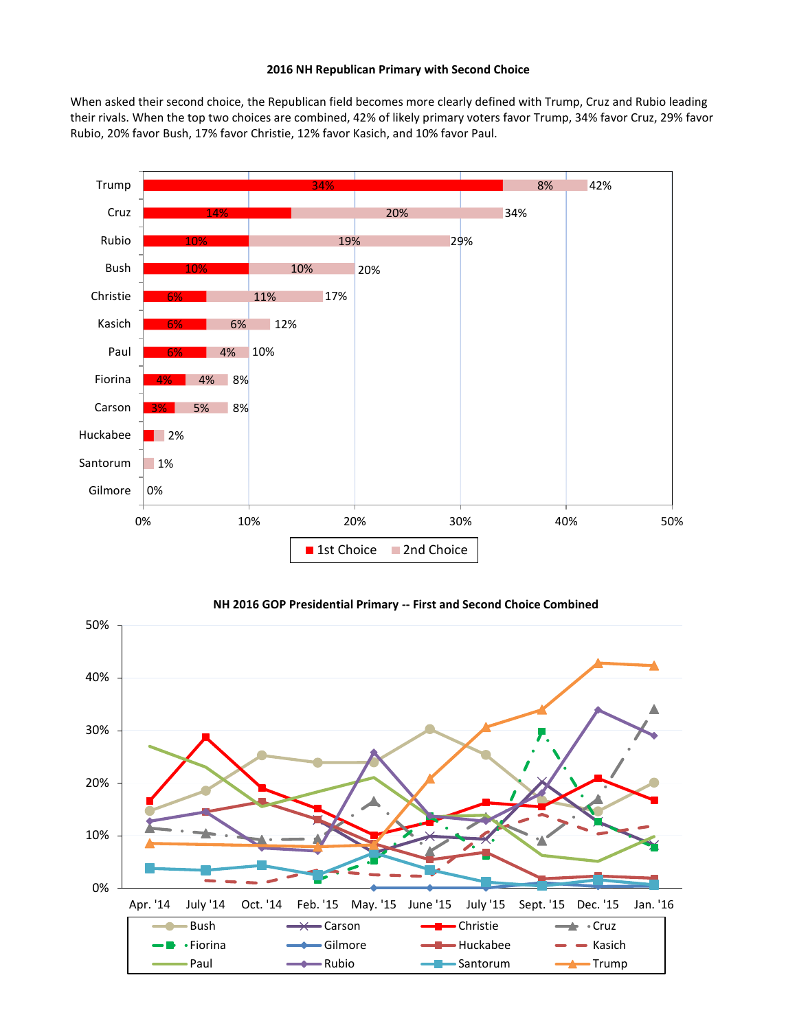### 2016 NH Republican Primary with Second Choice

When asked their second choice, the Republican field becomes more clearly defined with Trump, Cruz and Rubio leading their rivals. When the top two choices are combined, 42% of likely primary voters favor Trump, 34% favor Cruz, 29% favor Rubio, 20% favor Bush, 17% favor Christie, 12% favor Kasich, and 10% favor Paul.

| Candidate | 1st Choice | 2nd Choice | Combined |
|---|---|---|---|
| Trump | 34% | 8% | 42% |
| Cruz | 14% | 20% | 34% |
| Rubio | 10% | 19% | 29% |
| Bush | 10% | 10% | 20% |
| Christie | 6% | 11% | 17% |
| Kasich | 6% | 6% | 12% |
| Paul | 6% | 4% | 10% |
| Fiorina | 4% | 4% | 8% |
| Carson | 3% | 5% | 8% |
| Huckabee | | | 2% |
| Santorum | | | 1% |
| Gilmore | | | 0% |

**NH 2016 GOP Presidential Primary -- First and Second Choice Combined**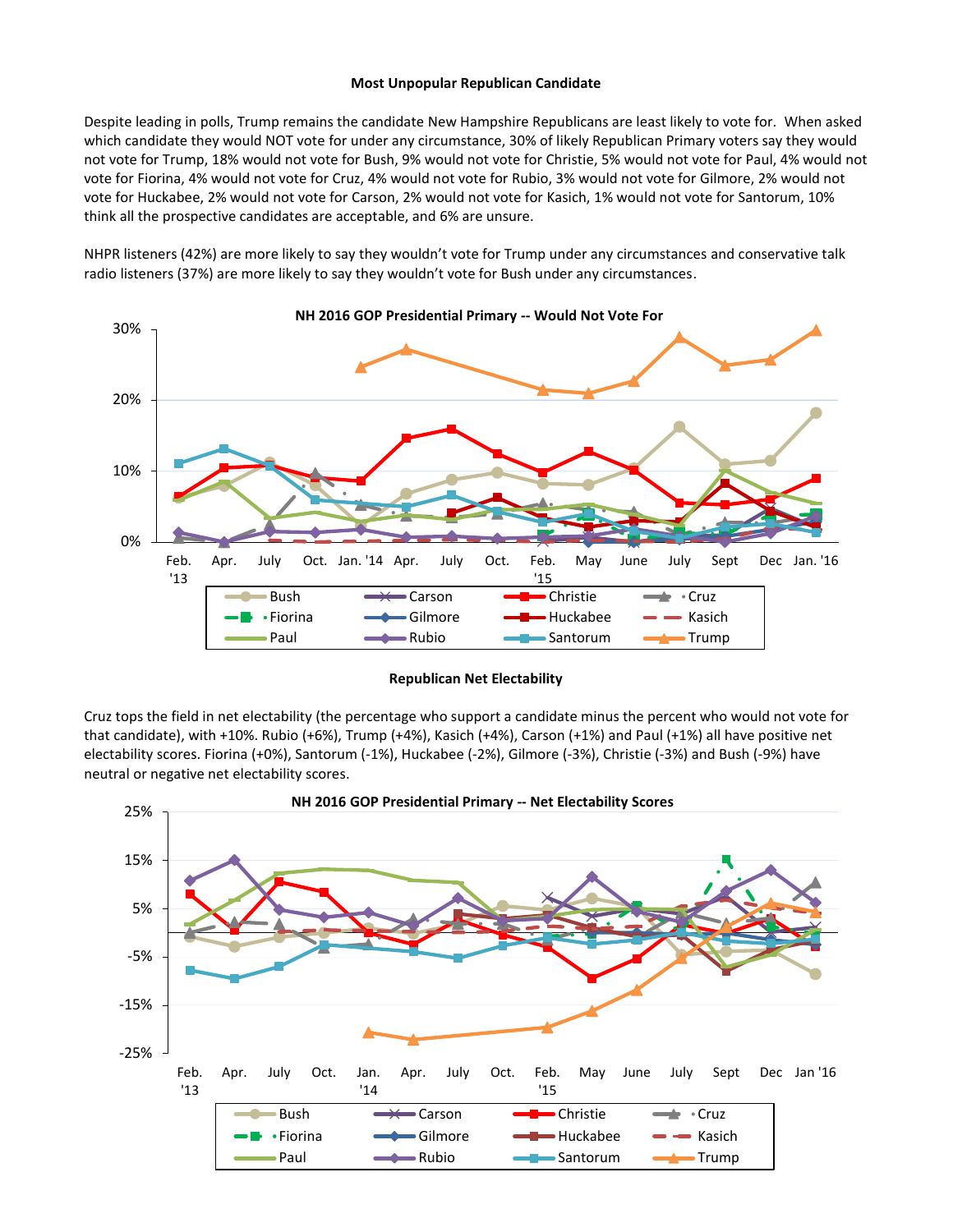### Most Unpopular Republican Candidate

Despite leading in polls, Trump remains the candidate New Hampshire Republicans are least likely to vote for. When asked which candidate they would NOT vote for under any circumstance, 30% of likely Republican Primary voters say they would not vote for Trump, 18% would not vote for Bush, 9% would not vote for Christie, 5% would not vote for Paul, 4% would not vote for Fiorina, 4% would not vote for Cruz, 4% would not vote for Rubio, 3% would not vote for Gilmore, 2% would not vote for Huckabee, 2% would not vote for Carson, 2% would not vote for Kasich, 1% would not vote for Santorum, 10% think all the prospective candidates are acceptable, and 6% are unsure.

NHPR listeners (42%) are more likely to say they wouldn't vote for Trump under any circumstances and conservative talk radio listeners (37%) are more likely to say they wouldn't vote for Bush under any circumstances.

NH 2016 GOP Presidential Primary -- Would Not Vote For

### Republican Net Electability

Cruz tops the field in net electability (the percentage who support a candidate minus the percent who would not vote for that candidate), with +10%. Rubio (+6%), Trump (+4%), Kasich (+4%), Carson (+1%) and Paul (+1%) all have positive net electability scores. Fiorina (+0%), Santorum (-1%), Huckabee (-2%), Gilmore (-3%), Christie (-3%) and Bush (-9%) have neutral or negative net electability scores.

NH 2016 GOP Presidential Primary -- Net Electability Scores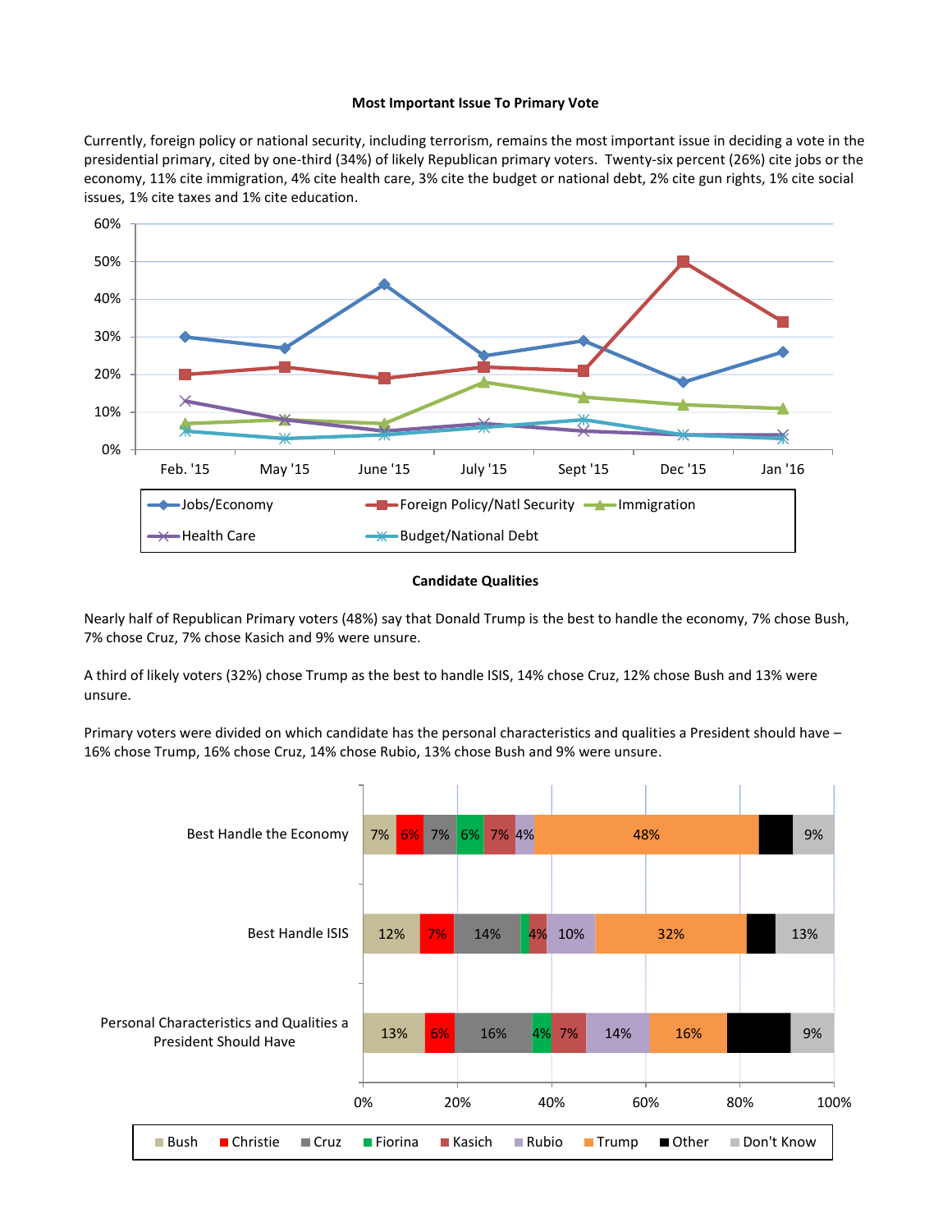**Most Important Issue To Primary Vote**

Currently, foreign policy or national security, including terrorism, remains the most important issue in deciding a vote in the presidential primary, cited by one-third (34%) of likely Republican primary voters. Twenty-six percent (26%) cite jobs or the economy, 11% cite immigration, 4% cite health care, 3% cite the budget or national debt, 2% cite gun rights, 1% cite social issues, 1% cite taxes and 1% cite education.

| | Feb. '15 | May '15 | June '15 | July '15 | Sept '15 | Dec '15 | Jan '16 |
|---|---|---|---|---|---|---|---|
| Jobs/Economy | 30% | 27% | 44% | 25% | 29% | 18% | 26% |
| Foreign Policy/Natl Security | 20% | 22% | 19% | 22% | 21% | 50% | 34% |
| Immigration | 7% | 8% | 7% | 18% | 14% | 12% | 11% |
| Health Care | 13% | 8% | 5% | 7% | 5% | 4% | 4% |
| Budget/National Debt | 5% | 3% | 4% | 6% | 8% | 4% | 3% |

**Candidate Qualities**

Nearly half of Republican Primary voters (48%) say that Donald Trump is the best to handle the economy, 7% chose Bush, 7% chose Cruz, 7% chose Kasich and 9% were unsure.

A third of likely voters (32%) chose Trump as the best to handle ISIS, 14% chose Cruz, 12% chose Bush and 13% were unsure.

Primary voters were divided on which candidate has the personal characteristics and qualities a President should have – 16% chose Trump, 16% chose Cruz, 14% chose Rubio, 13% chose Bush and 9% were unsure.

| | Bush | Christie | Cruz | Fiorina | Kasich | Rubio | Trump | Other | Don't Know |
|---|---|---|---|---|---|---|---|---|---|
| Best Handle the Economy | 7% | 6% | 7% | 6% | 7% | 4% | 48% | | 9% |
| Best Handle ISIS | 12% | 7% | 14% | | 4% | 10% | 32% | | 13% |
| Personal Characteristics and Qualities a President Should Have | 13% | 6% | 16% | 4% | 7% | 14% | 16% | | 9% |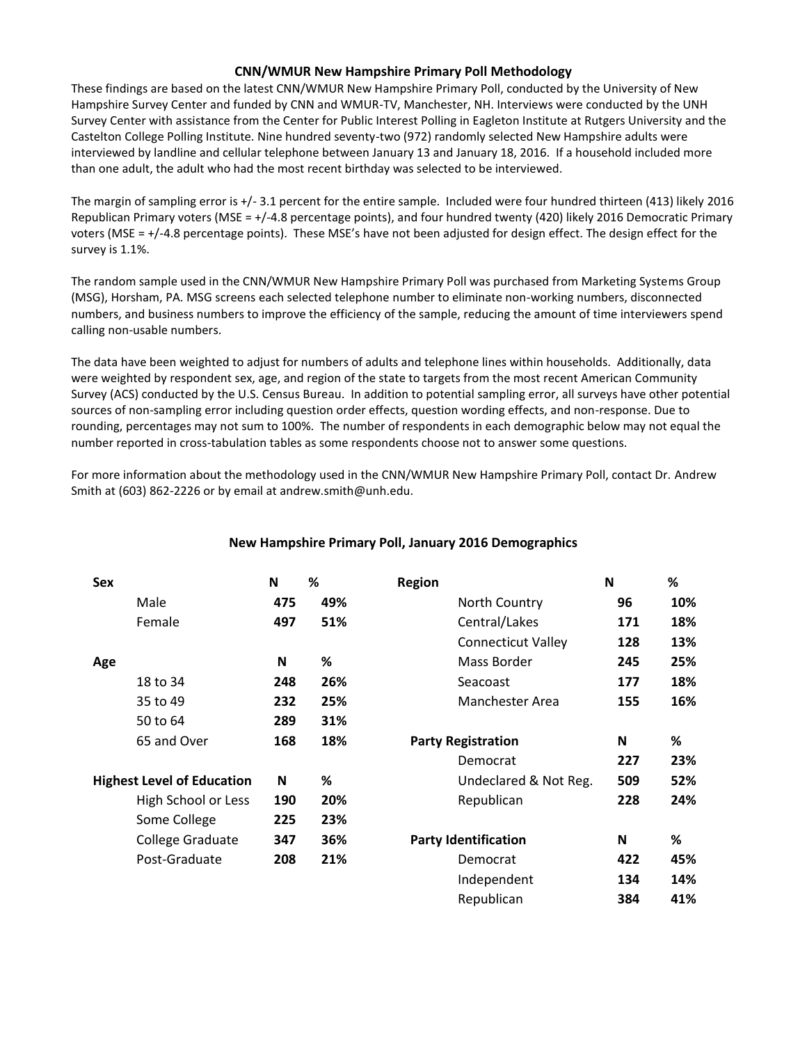## CNN/WMUR New Hampshire Primary Poll Methodology

These findings are based on the latest CNN/WMUR New Hampshire Primary Poll, conducted by the University of New Hampshire Survey Center and funded by CNN and WMUR-TV, Manchester, NH. Interviews were conducted by the UNH Survey Center with assistance from the Center for Public Interest Polling in Eagleton Institute at Rutgers University and the Castelton College Polling Institute. Nine hundred seventy-two (972) randomly selected New Hampshire adults were interviewed by landline and cellular telephone between January 13 and January 18, 2016. If a household included more than one adult, the adult who had the most recent birthday was selected to be interviewed.

The margin of sampling error is +/- 3.1 percent for the entire sample. Included were four hundred thirteen (413) likely 2016 Republican Primary voters (MSE = +/-4.8 percentage points), and four hundred twenty (420) likely 2016 Democratic Primary voters (MSE = +/-4.8 percentage points). These MSE's have not been adjusted for design effect. The design effect for the survey is 1.1%.

The random sample used in the CNN/WMUR New Hampshire Primary Poll was purchased from Marketing Systems Group (MSG), Horsham, PA. MSG screens each selected telephone number to eliminate non-working numbers, disconnected numbers, and business numbers to improve the efficiency of the sample, reducing the amount of time interviewers spend calling non-usable numbers.

The data have been weighted to adjust for numbers of adults and telephone lines within households. Additionally, data were weighted by respondent sex, age, and region of the state to targets from the most recent American Community Survey (ACS) conducted by the U.S. Census Bureau. In addition to potential sampling error, all surveys have other potential sources of non-sampling error including question order effects, question wording effects, and non-response. Due to rounding, percentages may not sum to 100%. The number of respondents in each demographic below may not equal the number reported in cross-tabulation tables as some respondents choose not to answer some questions.

For more information about the methodology used in the CNN/WMUR New Hampshire Primary Poll, contact Dr. Andrew Smith at (603) 862-2226 or by email at andrew.smith@unh.edu.

## New Hampshire Primary Poll, January 2016 Demographics

| Sex | N | % |
|---|---|---|
| Male | **475** | **49%** |
| Female | **497** | **51%** |

| Age | N | % |
|---|---|---|
| 18 to 34 | **248** | **26%** |
| 35 to 49 | **232** | **25%** |
| 50 to 64 | **289** | **31%** |
| 65 and Over | **168** | **18%** |

| Highest Level of Education | N | % |
|---|---|---|
| High School or Less | **190** | **20%** |
| Some College | **225** | **23%** |
| College Graduate | **347** | **36%** |
| Post-Graduate | **208** | **21%** |

| Region | N | % |
|---|---|---|
| North Country | **96** | **10%** |
| Central/Lakes | **171** | **18%** |
| Connecticut Valley | **128** | **13%** |
| Mass Border | **245** | **25%** |
| Seacoast | **177** | **18%** |
| Manchester Area | **155** | **16%** |

| Party Registration | N | % |
|---|---|---|
| Democrat | **227** | **23%** |
| Undeclared & Not Reg. | **509** | **52%** |
| Republican | **228** | **24%** |

| Party Identification | N | % |
|---|---|---|
| Democrat | **422** | **45%** |
| Independent | **134** | **14%** |
| Republican | **384** | **41%** |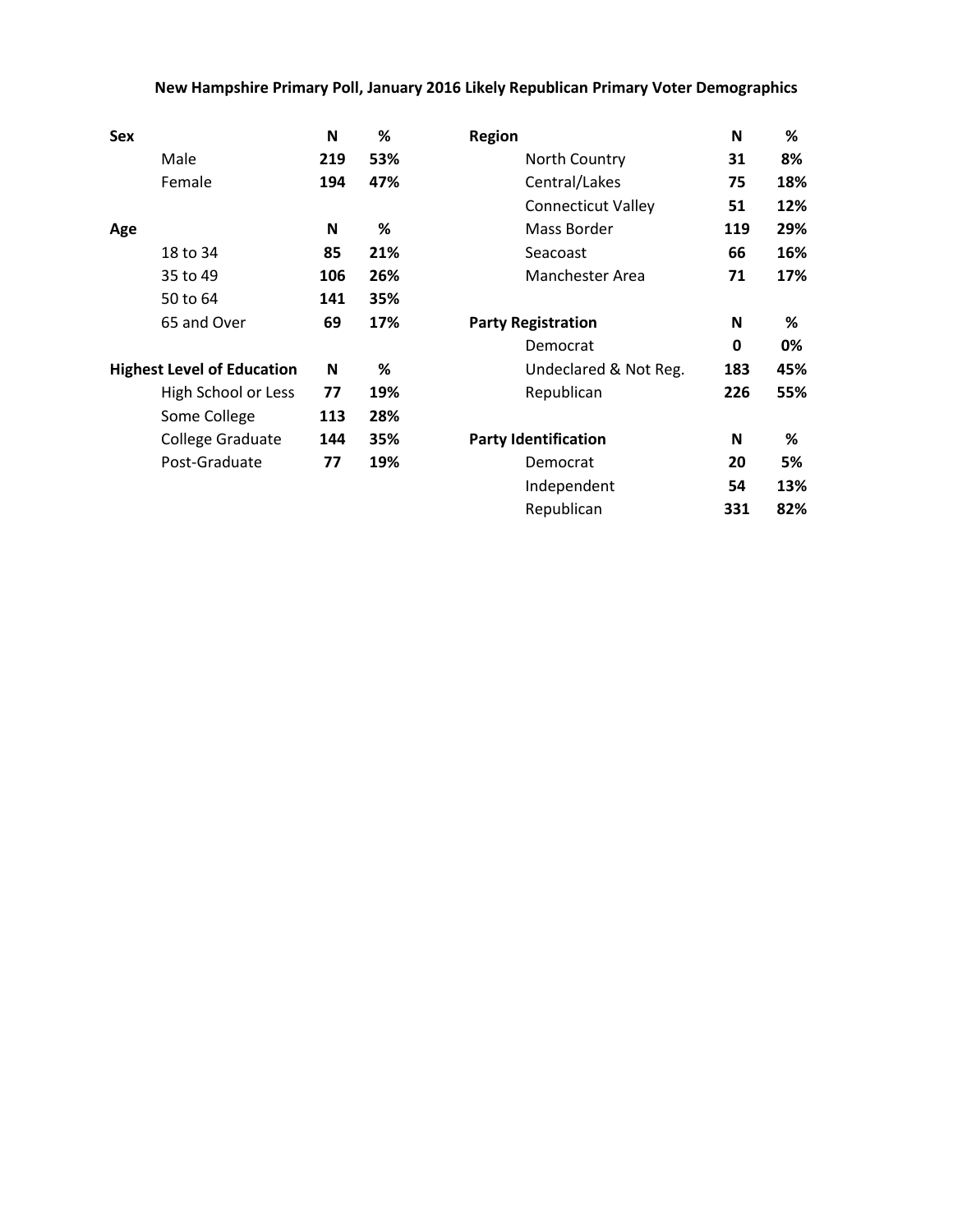## New Hampshire Primary Poll, January 2016 Likely Republican Primary Voter Demographics

| Sex | N | % |
|---|---|---|
| Male | 219 | 53% |
| Female | 194 | 47% |

| Age | N | % |
|---|---|---|
| 18 to 34 | 85 | 21% |
| 35 to 49 | 106 | 26% |
| 50 to 64 | 141 | 35% |
| 65 and Over | 69 | 17% |

| Highest Level of Education | N | % |
|---|---|---|
| High School or Less | 77 | 19% |
| Some College | 113 | 28% |
| College Graduate | 144 | 35% |
| Post-Graduate | 77 | 19% |

| Region | N | % |
|---|---|---|
| North Country | 31 | 8% |
| Central/Lakes | 75 | 18% |
| Connecticut Valley | 51 | 12% |
| Mass Border | 119 | 29% |
| Seacoast | 66 | 16% |
| Manchester Area | 71 | 17% |

| Party Registration | N | % |
|---|---|---|
| Democrat | 0 | 0% |
| Undeclared & Not Reg. | 183 | 45% |
| Republican | 226 | 55% |

| Party Identification | N | % |
|---|---|---|
| Democrat | 20 | 5% |
| Independent | 54 | 13% |
| Republican | 331 | 82% |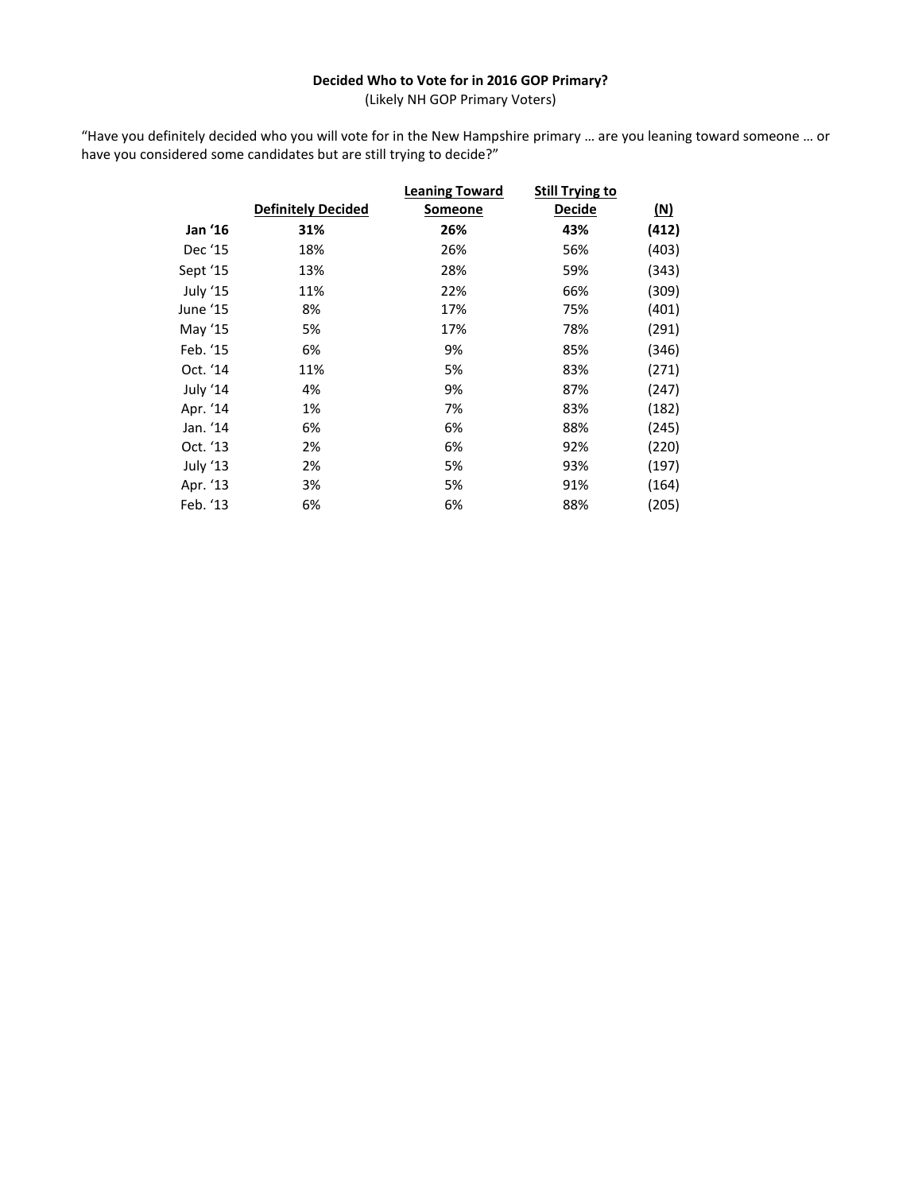**Decided Who to Vote for in 2016 GOP Primary?**

(Likely NH GOP Primary Voters)

"Have you definitely decided who you will vote for in the New Hampshire primary … are you leaning toward someone … or have you considered some candidates but are still trying to decide?"

| | Definitely Decided | Leaning Toward Someone | Still Trying to Decide | (N) |
|---|---|---|---|---|
| **Jan '16** | **31%** | **26%** | **43%** | **(412)** |
| Dec '15 | 18% | 26% | 56% | (403) |
| Sept '15 | 13% | 28% | 59% | (343) |
| July '15 | 11% | 22% | 66% | (309) |
| June '15 | 8% | 17% | 75% | (401) |
| May '15 | 5% | 17% | 78% | (291) |
| Feb. '15 | 6% | 9% | 85% | (346) |
| Oct. '14 | 11% | 5% | 83% | (271) |
| July '14 | 4% | 9% | 87% | (247) |
| Apr. '14 | 1% | 7% | 83% | (182) |
| Jan. '14 | 6% | 6% | 88% | (245) |
| Oct. '13 | 2% | 6% | 92% | (220) |
| July '13 | 2% | 5% | 93% | (197) |
| Apr. '13 | 3% | 5% | 91% | (164) |
| Feb. '13 | 6% | 6% | 88% | (205) |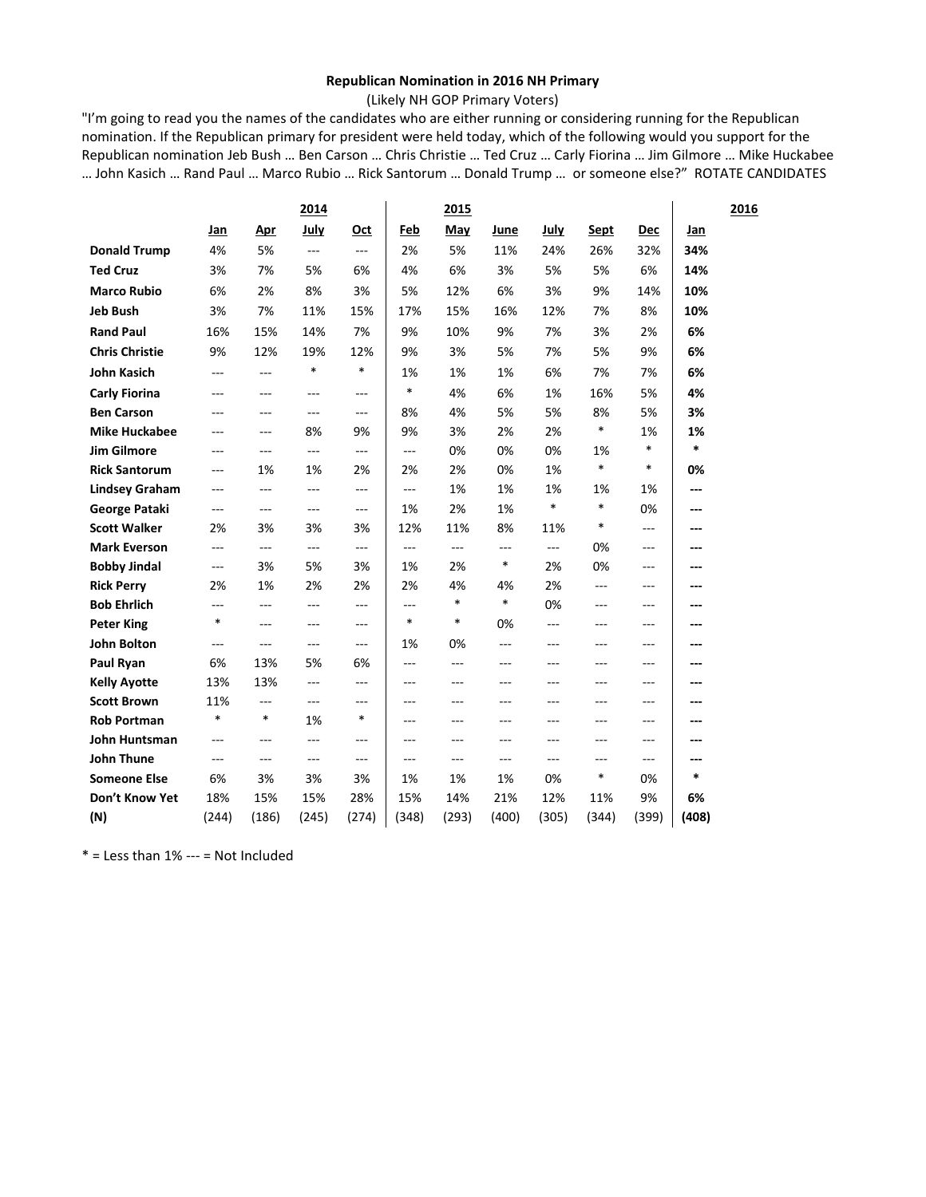**Republican Nomination in 2016 NH Primary**

(Likely NH GOP Primary Voters)

"I'm going to read you the names of the candidates who are either running or considering running for the Republican nomination. If the Republican primary for president were held today, which of the following would you support for the Republican nomination Jeb Bush … Ben Carson … Chris Christie … Ted Cruz … Carly Fiorina … Jim Gilmore … Mike Huckabee … John Kasich … Rand Paul … Marco Rubio … Rick Santorum … Donald Trump … or someone else?" ROTATE CANDIDATES

| | 2014 | | | | 2015 | | | | | | 2016 |
|---|---|---|---|---|---|---|---|---|---|---|---|
| | Jan | Apr | July | Oct | Feb | May | June | July | Sept | Dec | Jan |
| **Donald Trump** | 4% | 5% | --- | --- | 2% | 5% | 11% | 24% | 26% | 32% | **34%** |
| **Ted Cruz** | 3% | 7% | 5% | 6% | 4% | 6% | 3% | 5% | 5% | 6% | **14%** |
| **Marco Rubio** | 6% | 2% | 8% | 3% | 5% | 12% | 6% | 3% | 9% | 14% | **10%** |
| **Jeb Bush** | 3% | 7% | 11% | 15% | 17% | 15% | 16% | 12% | 7% | 8% | **10%** |
| **Rand Paul** | 16% | 15% | 14% | 7% | 9% | 10% | 9% | 7% | 3% | 2% | **6%** |
| **Chris Christie** | 9% | 12% | 19% | 12% | 9% | 3% | 5% | 7% | 5% | 9% | **6%** |
| **John Kasich** | --- | --- | * | * | 1% | 1% | 1% | 6% | 7% | 7% | **6%** |
| **Carly Fiorina** | --- | --- | --- | --- | * | 4% | 6% | 1% | 16% | 5% | **4%** |
| **Ben Carson** | --- | --- | --- | --- | 8% | 4% | 5% | 5% | 8% | 5% | **3%** |
| **Mike Huckabee** | --- | --- | 8% | 9% | 9% | 3% | 2% | 2% | * | 1% | **1%** |
| **Jim Gilmore** | --- | --- | --- | --- | --- | 0% | 0% | 0% | 1% | * | ***** |
| **Rick Santorum** | --- | 1% | 1% | 2% | 2% | 2% | 0% | 1% | * | * | **0%** |
| **Lindsey Graham** | --- | --- | --- | --- | --- | 1% | 1% | 1% | 1% | 1% | **---** |
| **George Pataki** | --- | --- | --- | --- | 1% | 2% | 1% | * | * | 0% | **---** |
| **Scott Walker** | 2% | 3% | 3% | 3% | 12% | 11% | 8% | 11% | * | --- | **---** |
| **Mark Everson** | --- | --- | --- | --- | --- | --- | --- | --- | 0% | --- | **---** |
| **Bobby Jindal** | --- | 3% | 5% | 3% | 1% | 2% | * | 2% | 0% | --- | **---** |
| **Rick Perry** | 2% | 1% | 2% | 2% | 2% | 4% | 4% | 2% | --- | --- | **---** |
| **Bob Ehrlich** | --- | --- | --- | --- | --- | * | * | 0% | --- | --- | **---** |
| **Peter King** | * | --- | --- | --- | * | * | 0% | --- | --- | --- | **---** |
| **John Bolton** | --- | --- | --- | --- | 1% | 0% | --- | --- | --- | --- | **---** |
| **Paul Ryan** | 6% | 13% | 5% | 6% | --- | --- | --- | --- | --- | --- | **---** |
| **Kelly Ayotte** | 13% | 13% | --- | --- | --- | --- | --- | --- | --- | --- | **---** |
| **Scott Brown** | 11% | --- | --- | --- | --- | --- | --- | --- | --- | --- | **---** |
| **Rob Portman** | * | * | 1% | * | --- | --- | --- | --- | --- | --- | **---** |
| **John Huntsman** | --- | --- | --- | --- | --- | --- | --- | --- | --- | --- | **---** |
| **John Thune** | --- | --- | --- | --- | --- | --- | --- | --- | --- | --- | **---** |
| **Someone Else** | 6% | 3% | 3% | 3% | 1% | 1% | 1% | 0% | * | 0% | ***** |
| **Don't Know Yet** | 18% | 15% | 15% | 28% | 15% | 14% | 21% | 12% | 11% | 9% | **6%** |
| **(N)** | (244) | (186) | (245) | (274) | (348) | (293) | (400) | (305) | (344) | (399) | **(408)** |

* = Less than 1% --- = Not Included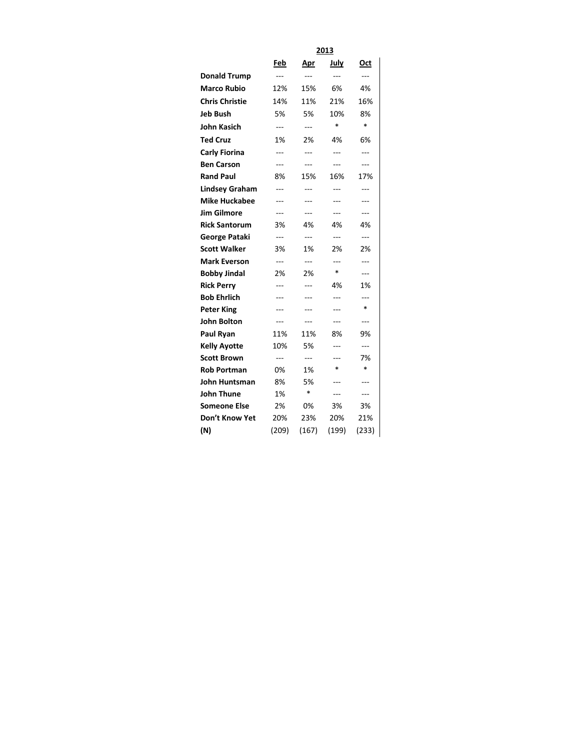| | 2013 | | | |
|---|---|---|---|---|
| | Feb | Apr | July | Oct |
| **Donald Trump** | --- | --- | --- | --- |
| **Marco Rubio** | 12% | 15% | 6% | 4% |
| **Chris Christie** | 14% | 11% | 21% | 16% |
| **Jeb Bush** | 5% | 5% | 10% | 8% |
| **John Kasich** | --- | --- | * | * |
| **Ted Cruz** | 1% | 2% | 4% | 6% |
| **Carly Fiorina** | --- | --- | --- | --- |
| **Ben Carson** | --- | --- | --- | --- |
| **Rand Paul** | 8% | 15% | 16% | 17% |
| **Lindsey Graham** | --- | --- | --- | --- |
| **Mike Huckabee** | --- | --- | --- | --- |
| **Jim Gilmore** | --- | --- | --- | --- |
| **Rick Santorum** | 3% | 4% | 4% | 4% |
| **George Pataki** | --- | --- | --- | --- |
| **Scott Walker** | 3% | 1% | 2% | 2% |
| **Mark Everson** | --- | --- | --- | --- |
| **Bobby Jindal** | 2% | 2% | * | --- |
| **Rick Perry** | --- | --- | 4% | 1% |
| **Bob Ehrlich** | --- | --- | --- | --- |
| **Peter King** | --- | --- | --- | * |
| **John Bolton** | --- | --- | --- | --- |
| **Paul Ryan** | 11% | 11% | 8% | 9% |
| **Kelly Ayotte** | 10% | 5% | --- | --- |
| **Scott Brown** | --- | --- | --- | 7% |
| **Rob Portman** | 0% | 1% | * | * |
| **John Huntsman** | 8% | 5% | --- | --- |
| **John Thune** | 1% | * | --- | --- |
| **Someone Else** | 2% | 0% | 3% | 3% |
| **Don't Know Yet** | 20% | 23% | 20% | 21% |
| **(N)** | (209) | (167) | (199) | (233) |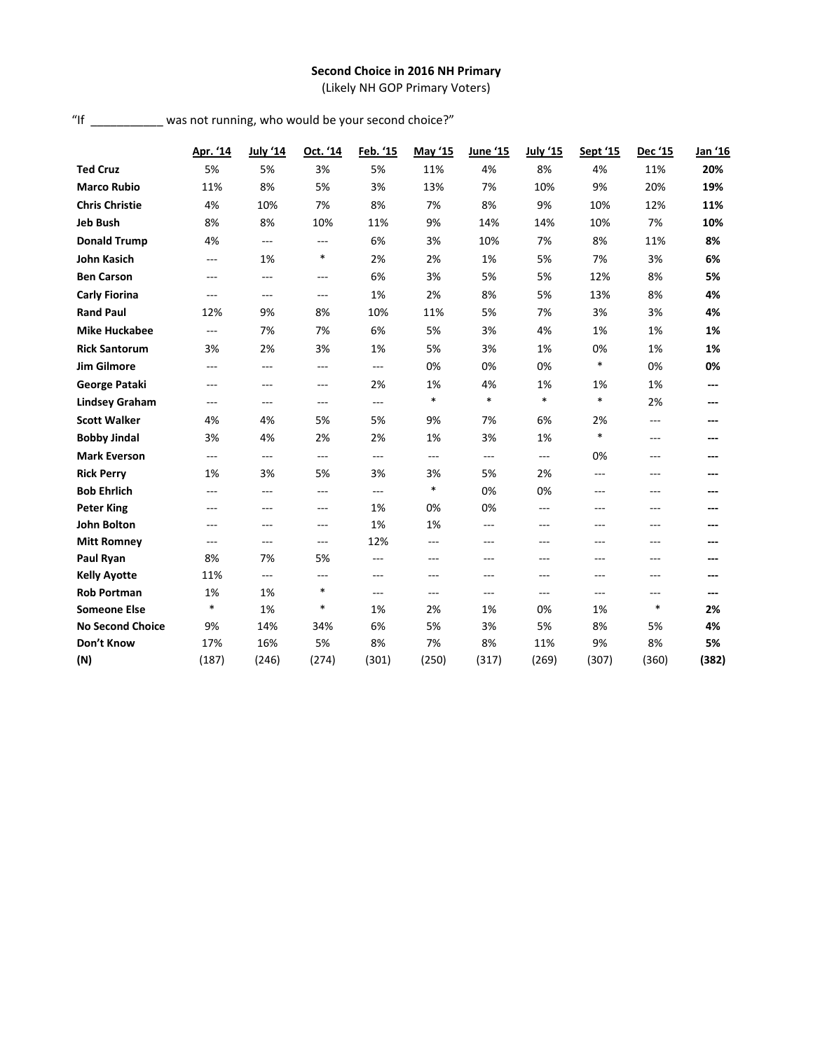**Second Choice in 2016 NH Primary**
(Likely NH GOP Primary Voters)

"If ___________ was not running, who would be your second choice?"

| | Apr. '14 | July '14 | Oct. '14 | Feb. '15 | May '15 | June '15 | July '15 | Sept '15 | Dec '15 | Jan '16 |
|---|---|---|---|---|---|---|---|---|---|---|
| **Ted Cruz** | 5% | 5% | 3% | 5% | 11% | 4% | 8% | 4% | 11% | **20%** |
| **Marco Rubio** | 11% | 8% | 5% | 3% | 13% | 7% | 10% | 9% | 20% | **19%** |
| **Chris Christie** | 4% | 10% | 7% | 8% | 7% | 8% | 9% | 10% | 12% | **11%** |
| **Jeb Bush** | 8% | 8% | 10% | 11% | 9% | 14% | 14% | 10% | 7% | **10%** |
| **Donald Trump** | 4% | --- | --- | 6% | 3% | 10% | 7% | 8% | 11% | **8%** |
| **John Kasich** | --- | 1% | * | 2% | 2% | 1% | 5% | 7% | 3% | **6%** |
| **Ben Carson** | --- | --- | --- | 6% | 3% | 5% | 5% | 12% | 8% | **5%** |
| **Carly Fiorina** | --- | --- | --- | 1% | 2% | 8% | 5% | 13% | 8% | **4%** |
| **Rand Paul** | 12% | 9% | 8% | 10% | 11% | 5% | 7% | 3% | 3% | **4%** |
| **Mike Huckabee** | --- | 7% | 7% | 6% | 5% | 3% | 4% | 1% | 1% | **1%** |
| **Rick Santorum** | 3% | 2% | 3% | 1% | 5% | 3% | 1% | 0% | 1% | **1%** |
| **Jim Gilmore** | --- | --- | --- | --- | 0% | 0% | 0% | * | 0% | **0%** |
| **George Pataki** | --- | --- | --- | 2% | 1% | 4% | 1% | 1% | 1% | **---** |
| **Lindsey Graham** | --- | --- | --- | --- | * | * | * | * | 2% | **---** |
| **Scott Walker** | 4% | 4% | 5% | 5% | 9% | 7% | 6% | 2% | --- | **---** |
| **Bobby Jindal** | 3% | 4% | 2% | 2% | 1% | 3% | 1% | * | --- | **---** |
| **Mark Everson** | --- | --- | --- | --- | --- | --- | --- | 0% | --- | **---** |
| **Rick Perry** | 1% | 3% | 5% | 3% | 3% | 5% | 2% | --- | --- | **---** |
| **Bob Ehrlich** | --- | --- | --- | --- | * | 0% | 0% | --- | --- | **---** |
| **Peter King** | --- | --- | --- | 1% | 0% | 0% | --- | --- | --- | **---** |
| **John Bolton** | --- | --- | --- | 1% | 1% | --- | --- | --- | --- | **---** |
| **Mitt Romney** | --- | --- | --- | 12% | --- | --- | --- | --- | --- | **---** |
| **Paul Ryan** | 8% | 7% | 5% | --- | --- | --- | --- | --- | --- | **---** |
| **Kelly Ayotte** | 11% | --- | --- | --- | --- | --- | --- | --- | --- | **---** |
| **Rob Portman** | 1% | 1% | * | --- | --- | --- | --- | --- | --- | **---** |
| **Someone Else** | * | 1% | * | 1% | 2% | 1% | 0% | 1% | * | **2%** |
| **No Second Choice** | 9% | 14% | 34% | 6% | 5% | 3% | 5% | 8% | 5% | **4%** |
| **Don't Know** | 17% | 16% | 5% | 8% | 7% | 8% | 11% | 9% | 8% | **5%** |
| **(N)** | (187) | (246) | (274) | (301) | (250) | (317) | (269) | (307) | (360) | **(382)** |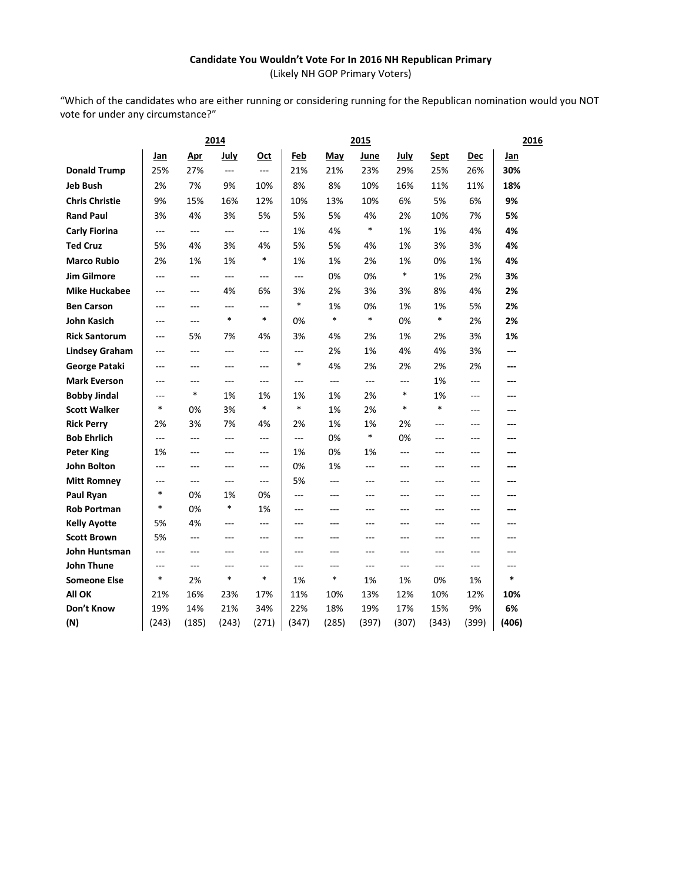**Candidate You Wouldn't Vote For In 2016 NH Republican Primary**
(Likely NH GOP Primary Voters)

"Which of the candidates who are either running or considering running for the Republican nomination would you NOT vote for under any circumstance?"

| | 2014 | | | | 2015 | | | | | | 2016 |
|---|---|---|---|---|---|---|---|---|---|---|---|
| | Jan | Apr | July | Oct | Feb | May | June | July | Sept | Dec | Jan |
| **Donald Trump** | 25% | 27% | --- | --- | 21% | 21% | 23% | 29% | 25% | 26% | **30%** |
| **Jeb Bush** | 2% | 7% | 9% | 10% | 8% | 8% | 10% | 16% | 11% | 11% | **18%** |
| **Chris Christie** | 9% | 15% | 16% | 12% | 10% | 13% | 10% | 6% | 5% | 6% | **9%** |
| **Rand Paul** | 3% | 4% | 3% | 5% | 5% | 5% | 4% | 2% | 10% | 7% | **5%** |
| **Carly Fiorina** | --- | --- | --- | --- | 1% | 4% | * | 1% | 1% | 4% | **4%** |
| **Ted Cruz** | 5% | 4% | 3% | 4% | 5% | 5% | 4% | 1% | 3% | 3% | **4%** |
| **Marco Rubio** | 2% | 1% | 1% | * | 1% | 1% | 2% | 1% | 0% | 1% | **4%** |
| **Jim Gilmore** | --- | --- | --- | --- | --- | 0% | 0% | * | 1% | 2% | **3%** |
| **Mike Huckabee** | --- | --- | 4% | 6% | 3% | 2% | 3% | 3% | 8% | 4% | **2%** |
| **Ben Carson** | --- | --- | --- | --- | * | 1% | 0% | 1% | 1% | 5% | **2%** |
| **John Kasich** | --- | --- | * | * | 0% | * | * | 0% | * | 2% | **2%** |
| **Rick Santorum** | --- | 5% | 7% | 4% | 3% | 4% | 2% | 1% | 2% | 3% | **1%** |
| **Lindsey Graham** | --- | --- | --- | --- | --- | 2% | 1% | 4% | 4% | 3% | **---** |
| **George Pataki** | --- | --- | --- | --- | * | 4% | 2% | 2% | 2% | 2% | **---** |
| **Mark Everson** | --- | --- | --- | --- | --- | --- | --- | --- | 1% | --- | **---** |
| **Bobby Jindal** | --- | * | 1% | 1% | 1% | 1% | 2% | * | 1% | --- | **---** |
| **Scott Walker** | * | 0% | 3% | * | * | 1% | 2% | * | * | --- | **---** |
| **Rick Perry** | 2% | 3% | 7% | 4% | 2% | 1% | 1% | 2% | --- | --- | **---** |
| **Bob Ehrlich** | --- | --- | --- | --- | --- | 0% | * | 0% | --- | --- | **---** |
| **Peter King** | 1% | --- | --- | --- | 1% | 0% | 1% | --- | --- | --- | **---** |
| **John Bolton** | --- | --- | --- | --- | 0% | 1% | --- | --- | --- | --- | **---** |
| **Mitt Romney** | --- | --- | --- | --- | 5% | --- | --- | --- | --- | --- | **---** |
| **Paul Ryan** | * | 0% | 1% | 0% | --- | --- | --- | --- | --- | --- | **---** |
| **Rob Portman** | * | 0% | * | 1% | --- | --- | --- | --- | --- | --- | **---** |
| **Kelly Ayotte** | 5% | 4% | --- | --- | --- | --- | --- | --- | --- | --- | --- |
| **Scott Brown** | 5% | --- | --- | --- | --- | --- | --- | --- | --- | --- | --- |
| **John Huntsman** | --- | --- | --- | --- | --- | --- | --- | --- | --- | --- | --- |
| **John Thune** | --- | --- | --- | --- | --- | --- | --- | --- | --- | --- | --- |
| **Someone Else** | * | 2% | * | * | 1% | * | 1% | 1% | 0% | 1% | **\*** |
| **All OK** | 21% | 16% | 23% | 17% | 11% | 10% | 13% | 12% | 10% | 12% | **10%** |
| **Don't Know** | 19% | 14% | 21% | 34% | 22% | 18% | 19% | 17% | 15% | 9% | **6%** |
| **(N)** | (243) | (185) | (243) | (271) | (347) | (285) | (397) | (307) | (343) | (399) | **(406)** |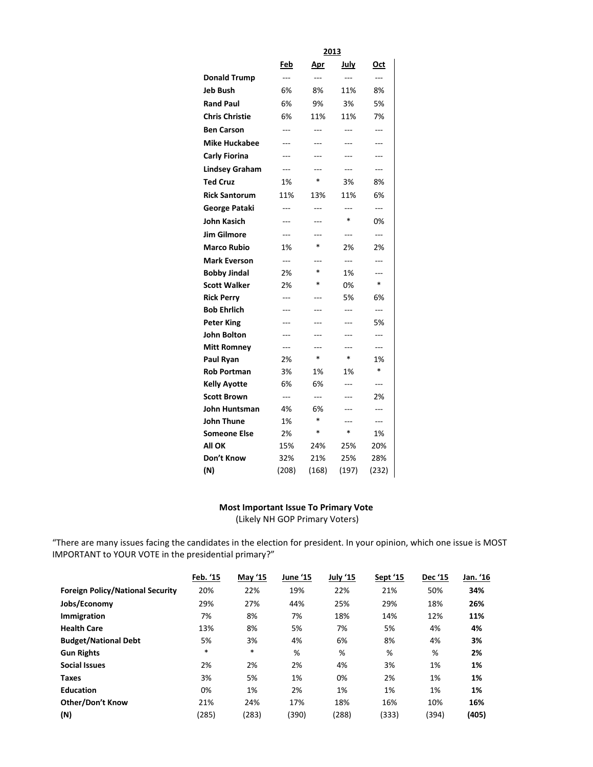| | 2013 | | | |
|---|---|---|---|---|
| | Feb | Apr | July | Oct |
| **Donald Trump** | --- | --- | --- | --- |
| **Jeb Bush** | 6% | 8% | 11% | 8% |
| **Rand Paul** | 6% | 9% | 3% | 5% |
| **Chris Christie** | 6% | 11% | 11% | 7% |
| **Ben Carson** | --- | --- | --- | --- |
| **Mike Huckabee** | --- | --- | --- | --- |
| **Carly Fiorina** | --- | --- | --- | --- |
| **Lindsey Graham** | --- | --- | --- | --- |
| **Ted Cruz** | 1% | * | 3% | 8% |
| **Rick Santorum** | 11% | 13% | 11% | 6% |
| **George Pataki** | --- | --- | --- | --- |
| **John Kasich** | --- | --- | * | 0% |
| **Jim Gilmore** | --- | --- | --- | --- |
| **Marco Rubio** | 1% | * | 2% | 2% |
| **Mark Everson** | --- | --- | --- | --- |
| **Bobby Jindal** | 2% | * | 1% | --- |
| **Scott Walker** | 2% | * | 0% | * |
| **Rick Perry** | --- | --- | 5% | 6% |
| **Bob Ehrlich** | --- | --- | --- | --- |
| **Peter King** | --- | --- | --- | 5% |
| **John Bolton** | --- | --- | --- | --- |
| **Mitt Romney** | --- | --- | --- | --- |
| **Paul Ryan** | 2% | * | * | 1% |
| **Rob Portman** | 3% | 1% | 1% | * |
| **Kelly Ayotte** | 6% | 6% | --- | --- |
| **Scott Brown** | --- | --- | --- | 2% |
| **John Huntsman** | 4% | 6% | --- | --- |
| **John Thune** | 1% | * | --- | --- |
| **Someone Else** | 2% | * | * | 1% |
| **All OK** | 15% | 24% | 25% | 20% |
| **Don't Know** | 32% | 21% | 25% | 28% |
| **(N)** | (208) | (168) | (197) | (232) |

**Most Important Issue To Primary Vote**

(Likely NH GOP Primary Voters)

"There are many issues facing the candidates in the election for president. In your opinion, which one issue is MOST IMPORTANT to YOUR VOTE in the presidential primary?"

| | Feb. '15 | May '15 | June '15 | July '15 | Sept '15 | Dec '15 | Jan. '16 |
|---|---|---|---|---|---|---|---|
| **Foreign Policy/National Security** | 20% | 22% | 19% | 22% | 21% | 50% | **34%** |
| **Jobs/Economy** | 29% | 27% | 44% | 25% | 29% | 18% | **26%** |
| **Immigration** | 7% | 8% | 7% | 18% | 14% | 12% | **11%** |
| **Health Care** | 13% | 8% | 5% | 7% | 5% | 4% | **4%** |
| **Budget/National Debt** | 5% | 3% | 4% | 6% | 8% | 4% | **3%** |
| **Gun Rights** | * | * | % | % | % | % | **2%** |
| **Social Issues** | 2% | 2% | 2% | 4% | 3% | 1% | **1%** |
| **Taxes** | 3% | 5% | 1% | 0% | 2% | 1% | **1%** |
| **Education** | 0% | 1% | 2% | 1% | 1% | 1% | **1%** |
| **Other/Don't Know** | 21% | 24% | 17% | 18% | 16% | 10% | **16%** |
| **(N)** | (285) | (283) | (390) | (288) | (333) | (394) | **(405)** |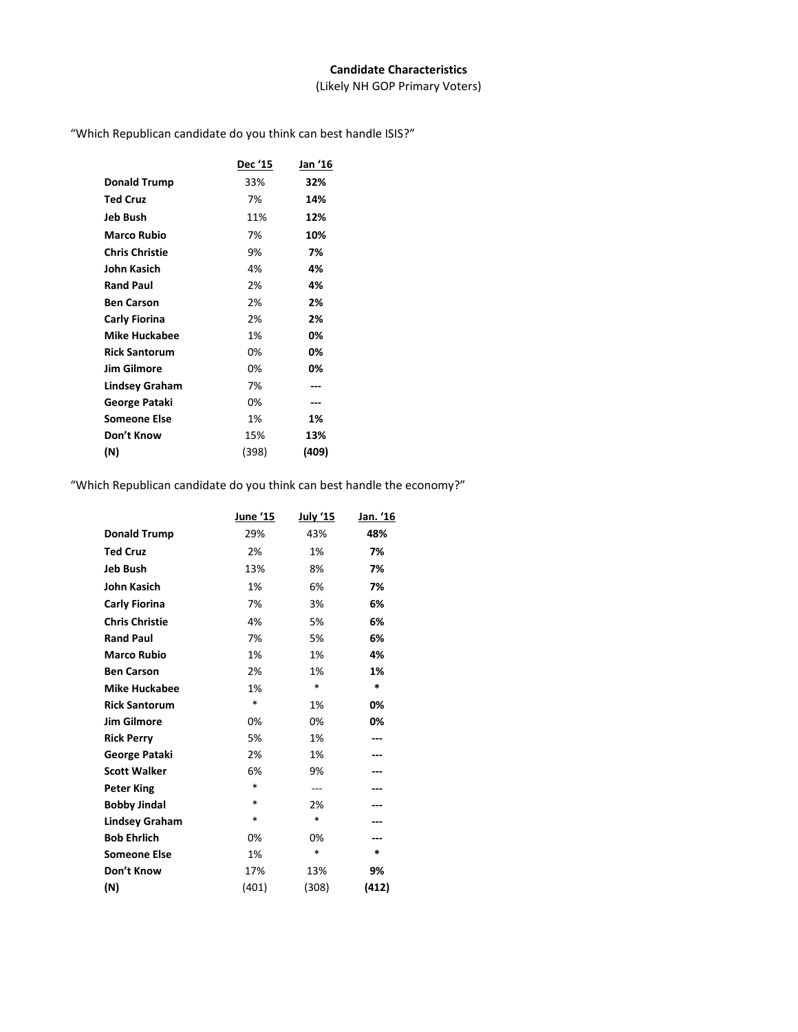**Candidate Characteristics**

(Likely NH GOP Primary Voters)

"Which Republican candidate do you think can best handle ISIS?"

| | Dec '15 | Jan '16 |
|---|---|---|
| **Donald Trump** | 33% | **32%** |
| **Ted Cruz** | 7% | **14%** |
| **Jeb Bush** | 11% | **12%** |
| **Marco Rubio** | 7% | **10%** |
| **Chris Christie** | 9% | **7%** |
| **John Kasich** | 4% | **4%** |
| **Rand Paul** | 2% | **4%** |
| **Ben Carson** | 2% | **2%** |
| **Carly Fiorina** | 2% | **2%** |
| **Mike Huckabee** | 1% | **0%** |
| **Rick Santorum** | 0% | **0%** |
| **Jim Gilmore** | 0% | **0%** |
| **Lindsey Graham** | 7% | **---** |
| **George Pataki** | 0% | **---** |
| **Someone Else** | 1% | **1%** |
| **Don't Know** | 15% | **13%** |
| **(N)** | (398) | **(409)** |

"Which Republican candidate do you think can best handle the economy?"

| | June '15 | July '15 | Jan. '16 |
|---|---|---|---|
| **Donald Trump** | 29% | 43% | **48%** |
| **Ted Cruz** | 2% | 1% | **7%** |
| **Jeb Bush** | 13% | 8% | **7%** |
| **John Kasich** | 1% | 6% | **7%** |
| **Carly Fiorina** | 7% | 3% | **6%** |
| **Chris Christie** | 4% | 5% | **6%** |
| **Rand Paul** | 7% | 5% | **6%** |
| **Marco Rubio** | 1% | 1% | **4%** |
| **Ben Carson** | 2% | 1% | **1%** |
| **Mike Huckabee** | 1% | * | **\*** |
| **Rick Santorum** | * | 1% | **0%** |
| **Jim Gilmore** | 0% | 0% | **0%** |
| **Rick Perry** | 5% | 1% | **---** |
| **George Pataki** | 2% | 1% | **---** |
| **Scott Walker** | 6% | 9% | **---** |
| **Peter King** | * | --- | **---** |
| **Bobby Jindal** | * | 2% | **---** |
| **Lindsey Graham** | * | * | **---** |
| **Bob Ehrlich** | 0% | 0% | **---** |
| **Someone Else** | 1% | * | **\*** |
| **Don't Know** | 17% | 13% | **9%** |
| **(N)** | (401) | (308) | **(412)** |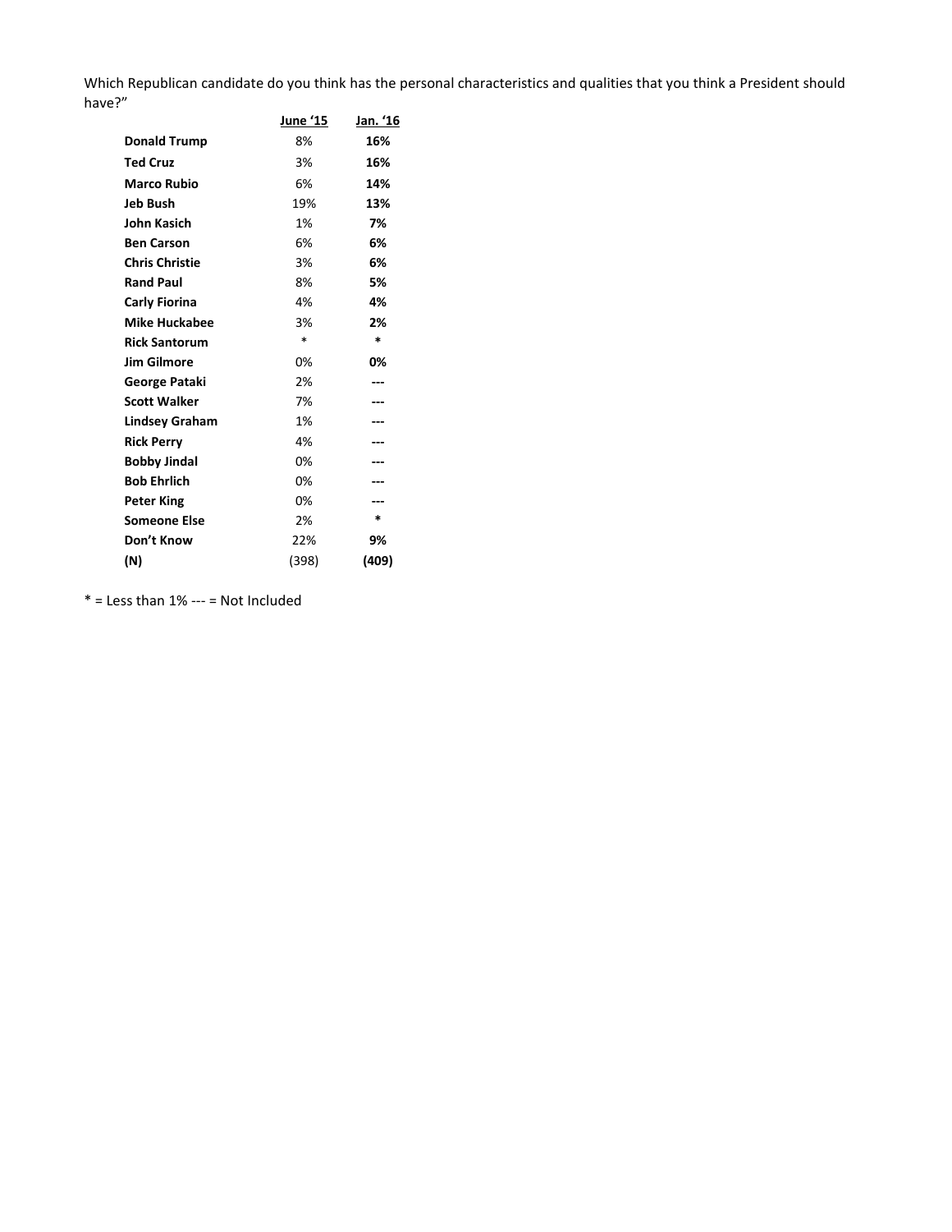Which Republican candidate do you think has the personal characteristics and qualities that you think a President should have?"

| | June '15 | Jan. '16 |
|---|---|---|
| **Donald Trump** | 8% | **16%** |
| **Ted Cruz** | 3% | **16%** |
| **Marco Rubio** | 6% | **14%** |
| **Jeb Bush** | 19% | **13%** |
| **John Kasich** | 1% | **7%** |
| **Ben Carson** | 6% | **6%** |
| **Chris Christie** | 3% | **6%** |
| **Rand Paul** | 8% | **5%** |
| **Carly Fiorina** | 4% | **4%** |
| **Mike Huckabee** | 3% | **2%** |
| **Rick Santorum** | * | * |
| **Jim Gilmore** | 0% | **0%** |
| **George Pataki** | 2% | --- |
| **Scott Walker** | 7% | --- |
| **Lindsey Graham** | 1% | --- |
| **Rick Perry** | 4% | --- |
| **Bobby Jindal** | 0% | --- |
| **Bob Ehrlich** | 0% | --- |
| **Peter King** | 0% | --- |
| **Someone Else** | 2% | * |
| **Don't Know** | 22% | **9%** |
| **(N)** | (398) | **(409)** |

* = Less than 1% --- = Not Included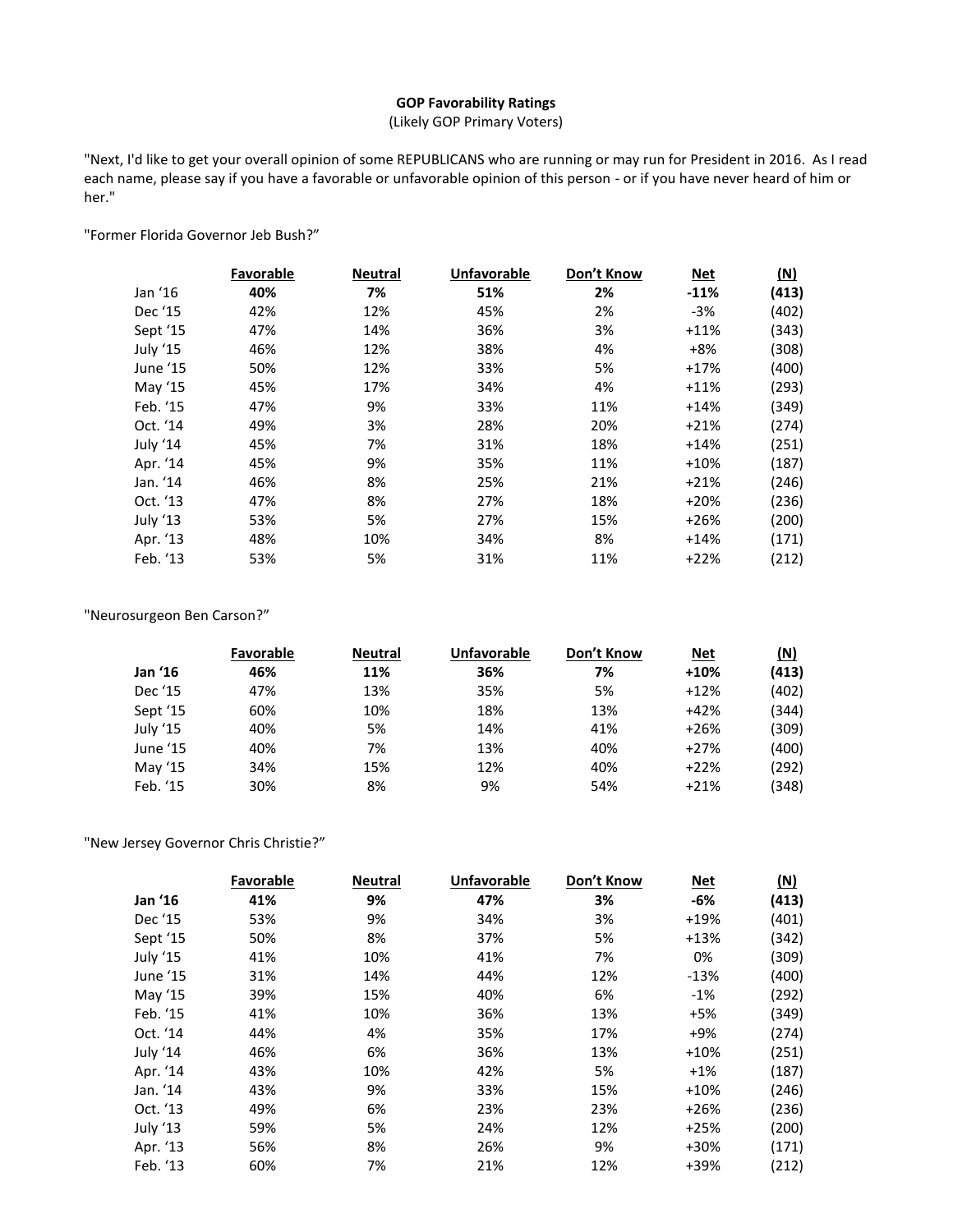**GOP Favorability Ratings**

(Likely GOP Primary Voters)

"Next, I'd like to get your overall opinion of some REPUBLICANS who are running or may run for President in 2016. As I read each name, please say if you have a favorable or unfavorable opinion of this person - or if you have never heard of him or her."

"Former Florida Governor Jeb Bush?"

| | Favorable | Neutral | Unfavorable | Don't Know | Net | (N) |
|---|---|---|---|---|---|---|
| Jan '16 | **40%** | **7%** | **51%** | **2%** | **-11%** | **(413)** |
| Dec '15 | 42% | 12% | 45% | 2% | -3% | (402) |
| Sept '15 | 47% | 14% | 36% | 3% | +11% | (343) |
| July '15 | 46% | 12% | 38% | 4% | +8% | (308) |
| June '15 | 50% | 12% | 33% | 5% | +17% | (400) |
| May '15 | 45% | 17% | 34% | 4% | +11% | (293) |
| Feb. '15 | 47% | 9% | 33% | 11% | +14% | (349) |
| Oct. '14 | 49% | 3% | 28% | 20% | +21% | (274) |
| July '14 | 45% | 7% | 31% | 18% | +14% | (251) |
| Apr. '14 | 45% | 9% | 35% | 11% | +10% | (187) |
| Jan. '14 | 46% | 8% | 25% | 21% | +21% | (246) |
| Oct. '13 | 47% | 8% | 27% | 18% | +20% | (236) |
| July '13 | 53% | 5% | 27% | 15% | +26% | (200) |
| Apr. '13 | 48% | 10% | 34% | 8% | +14% | (171) |
| Feb. '13 | 53% | 5% | 31% | 11% | +22% | (212) |

"Neurosurgeon Ben Carson?"

| | Favorable | Neutral | Unfavorable | Don't Know | Net | (N) |
|---|---|---|---|---|---|---|
| **Jan '16** | **46%** | **11%** | **36%** | **7%** | **+10%** | **(413)** |
| Dec '15 | 47% | 13% | 35% | 5% | +12% | (402) |
| Sept '15 | 60% | 10% | 18% | 13% | +42% | (344) |
| July '15 | 40% | 5% | 14% | 41% | +26% | (309) |
| June '15 | 40% | 7% | 13% | 40% | +27% | (400) |
| May '15 | 34% | 15% | 12% | 40% | +22% | (292) |
| Feb. '15 | 30% | 8% | 9% | 54% | +21% | (348) |

"New Jersey Governor Chris Christie?"

| | Favorable | Neutral | Unfavorable | Don't Know | Net | (N) |
|---|---|---|---|---|---|---|
| **Jan '16** | **41%** | **9%** | **47%** | **3%** | **-6%** | **(413)** |
| Dec '15 | 53% | 9% | 34% | 3% | +19% | (401) |
| Sept '15 | 50% | 8% | 37% | 5% | +13% | (342) |
| July '15 | 41% | 10% | 41% | 7% | 0% | (309) |
| June '15 | 31% | 14% | 44% | 12% | -13% | (400) |
| May '15 | 39% | 15% | 40% | 6% | -1% | (292) |
| Feb. '15 | 41% | 10% | 36% | 13% | +5% | (349) |
| Oct. '14 | 44% | 4% | 35% | 17% | +9% | (274) |
| July '14 | 46% | 6% | 36% | 13% | +10% | (251) |
| Apr. '14 | 43% | 10% | 42% | 5% | +1% | (187) |
| Jan. '14 | 43% | 9% | 33% | 15% | +10% | (246) |
| Oct. '13 | 49% | 6% | 23% | 23% | +26% | (236) |
| July '13 | 59% | 5% | 24% | 12% | +25% | (200) |
| Apr. '13 | 56% | 8% | 26% | 9% | +30% | (171) |
| Feb. '13 | 60% | 7% | 21% | 12% | +39% | (212) |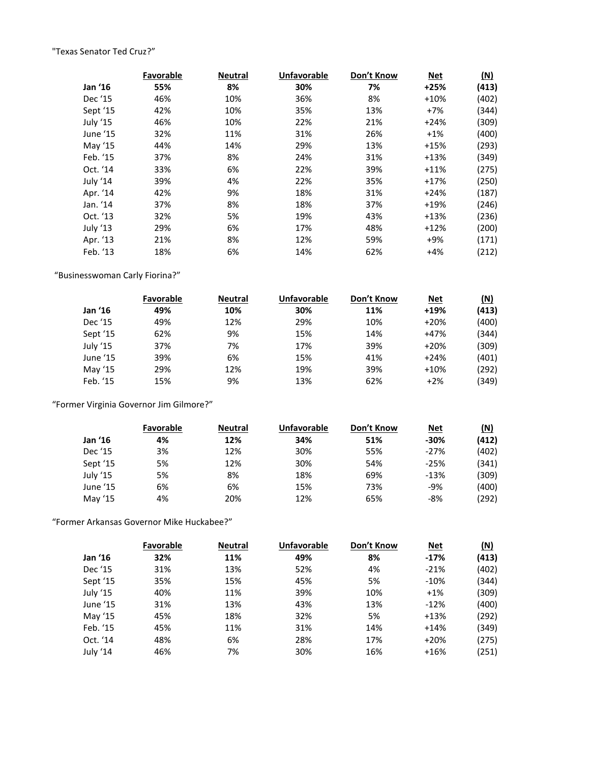"Texas Senator Ted Cruz?"

| | Favorable | Neutral | Unfavorable | Don't Know | Net | (N) |
|---|---|---|---|---|---|---|
| **Jan '16** | **55%** | **8%** | **30%** | **7%** | **+25%** | **(413)** |
| Dec '15 | 46% | 10% | 36% | 8% | +10% | (402) |
| Sept '15 | 42% | 10% | 35% | 13% | +7% | (344) |
| July '15 | 46% | 10% | 22% | 21% | +24% | (309) |
| June '15 | 32% | 11% | 31% | 26% | +1% | (400) |
| May '15 | 44% | 14% | 29% | 13% | +15% | (293) |
| Feb. '15 | 37% | 8% | 24% | 31% | +13% | (349) |
| Oct. '14 | 33% | 6% | 22% | 39% | +11% | (275) |
| July '14 | 39% | 4% | 22% | 35% | +17% | (250) |
| Apr. '14 | 42% | 9% | 18% | 31% | +24% | (187) |
| Jan. '14 | 37% | 8% | 18% | 37% | +19% | (246) |
| Oct. '13 | 32% | 5% | 19% | 43% | +13% | (236) |
| July '13 | 29% | 6% | 17% | 48% | +12% | (200) |
| Apr. '13 | 21% | 8% | 12% | 59% | +9% | (171) |
| Feb. '13 | 18% | 6% | 14% | 62% | +4% | (212) |

"Businesswoman Carly Fiorina?"

| | Favorable | Neutral | Unfavorable | Don't Know | Net | (N) |
|---|---|---|---|---|---|---|
| **Jan '16** | **49%** | **10%** | **30%** | **11%** | **+19%** | **(413)** |
| Dec '15 | 49% | 12% | 29% | 10% | +20% | (400) |
| Sept '15 | 62% | 9% | 15% | 14% | +47% | (344) |
| July '15 | 37% | 7% | 17% | 39% | +20% | (309) |
| June '15 | 39% | 6% | 15% | 41% | +24% | (401) |
| May '15 | 29% | 12% | 19% | 39% | +10% | (292) |
| Feb. '15 | 15% | 9% | 13% | 62% | +2% | (349) |

"Former Virginia Governor Jim Gilmore?"

| | Favorable | Neutral | Unfavorable | Don't Know | Net | (N) |
|---|---|---|---|---|---|---|
| **Jan '16** | **4%** | **12%** | **34%** | **51%** | **-30%** | **(412)** |
| Dec '15 | 3% | 12% | 30% | 55% | -27% | (402) |
| Sept '15 | 5% | 12% | 30% | 54% | -25% | (341) |
| July '15 | 5% | 8% | 18% | 69% | -13% | (309) |
| June '15 | 6% | 6% | 15% | 73% | -9% | (400) |
| May '15 | 4% | 20% | 12% | 65% | -8% | (292) |

"Former Arkansas Governor Mike Huckabee?"

| | Favorable | Neutral | Unfavorable | Don't Know | Net | (N) |
|---|---|---|---|---|---|---|
| **Jan '16** | **32%** | **11%** | **49%** | **8%** | **-17%** | **(413)** |
| Dec '15 | 31% | 13% | 52% | 4% | -21% | (402) |
| Sept '15 | 35% | 15% | 45% | 5% | -10% | (344) |
| July '15 | 40% | 11% | 39% | 10% | +1% | (309) |
| June '15 | 31% | 13% | 43% | 13% | -12% | (400) |
| May '15 | 45% | 18% | 32% | 5% | +13% | (292) |
| Feb. '15 | 45% | 11% | 31% | 14% | +14% | (349) |
| Oct. '14 | 48% | 6% | 28% | 17% | +20% | (275) |
| July '14 | 46% | 7% | 30% | 16% | +16% | (251) |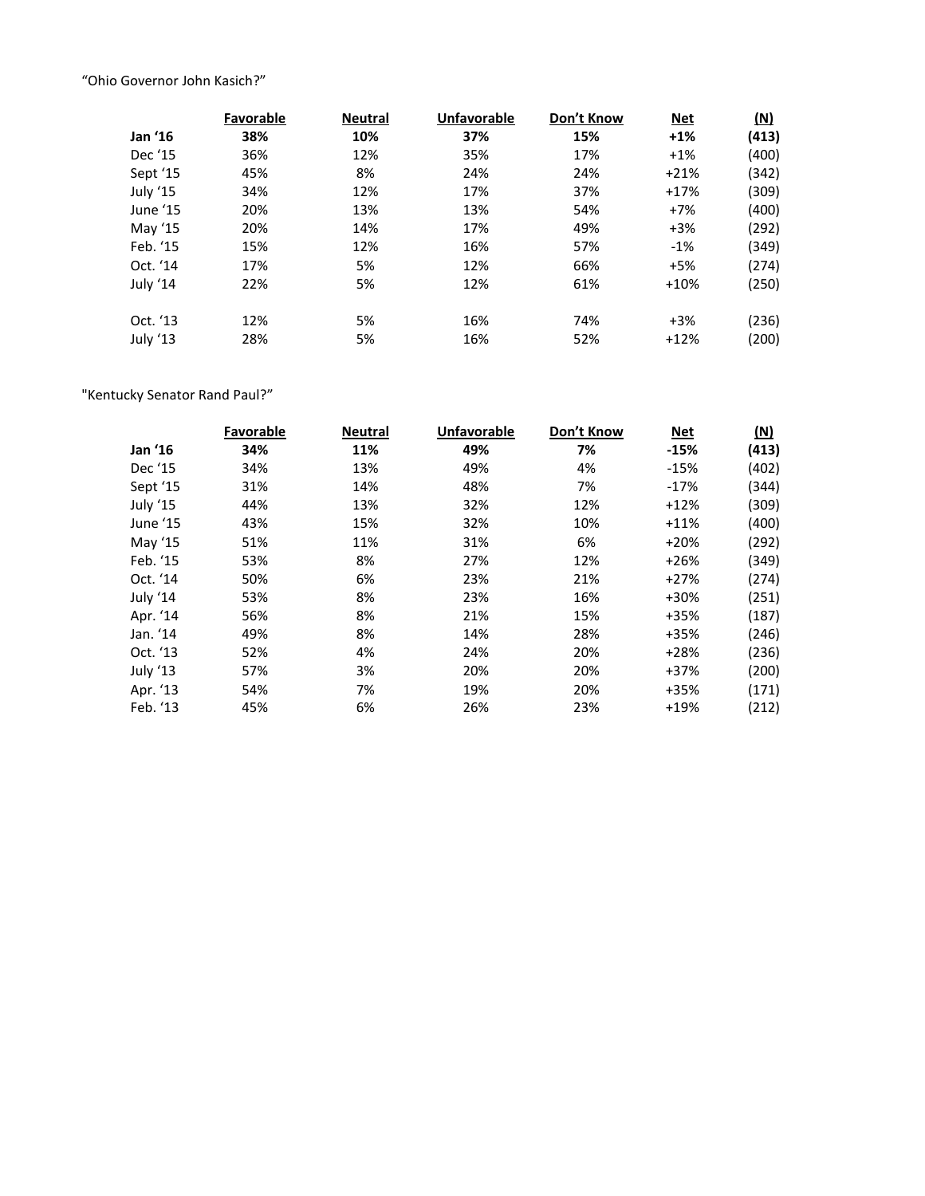"Ohio Governor John Kasich?"

| | Favorable | Neutral | Unfavorable | Don't Know | Net | (N) |
|---|---|---|---|---|---|---|
| **Jan '16** | **38%** | **10%** | **37%** | **15%** | **+1%** | **(413)** |
| Dec '15 | 36% | 12% | 35% | 17% | +1% | (400) |
| Sept '15 | 45% | 8% | 24% | 24% | +21% | (342) |
| July '15 | 34% | 12% | 17% | 37% | +17% | (309) |
| June '15 | 20% | 13% | 13% | 54% | +7% | (400) |
| May '15 | 20% | 14% | 17% | 49% | +3% | (292) |
| Feb. '15 | 15% | 12% | 16% | 57% | -1% | (349) |
| Oct. '14 | 17% | 5% | 12% | 66% | +5% | (274) |
| July '14 | 22% | 5% | 12% | 61% | +10% | (250) |
| | | | | | | |
| Oct. '13 | 12% | 5% | 16% | 74% | +3% | (236) |
| July '13 | 28% | 5% | 16% | 52% | +12% | (200) |

"Kentucky Senator Rand Paul?"

| | Favorable | Neutral | Unfavorable | Don't Know | Net | (N) |
|---|---|---|---|---|---|---|
| **Jan '16** | **34%** | **11%** | **49%** | **7%** | **-15%** | **(413)** |
| Dec '15 | 34% | 13% | 49% | 4% | -15% | (402) |
| Sept '15 | 31% | 14% | 48% | 7% | -17% | (344) |
| July '15 | 44% | 13% | 32% | 12% | +12% | (309) |
| June '15 | 43% | 15% | 32% | 10% | +11% | (400) |
| May '15 | 51% | 11% | 31% | 6% | +20% | (292) |
| Feb. '15 | 53% | 8% | 27% | 12% | +26% | (349) |
| Oct. '14 | 50% | 6% | 23% | 21% | +27% | (274) |
| July '14 | 53% | 8% | 23% | 16% | +30% | (251) |
| Apr. '14 | 56% | 8% | 21% | 15% | +35% | (187) |
| Jan. '14 | 49% | 8% | 14% | 28% | +35% | (246) |
| Oct. '13 | 52% | 4% | 24% | 20% | +28% | (236) |
| July '13 | 57% | 3% | 20% | 20% | +37% | (200) |
| Apr. '13 | 54% | 7% | 19% | 20% | +35% | (171) |
| Feb. '13 | 45% | 6% | 26% | 23% | +19% | (212) |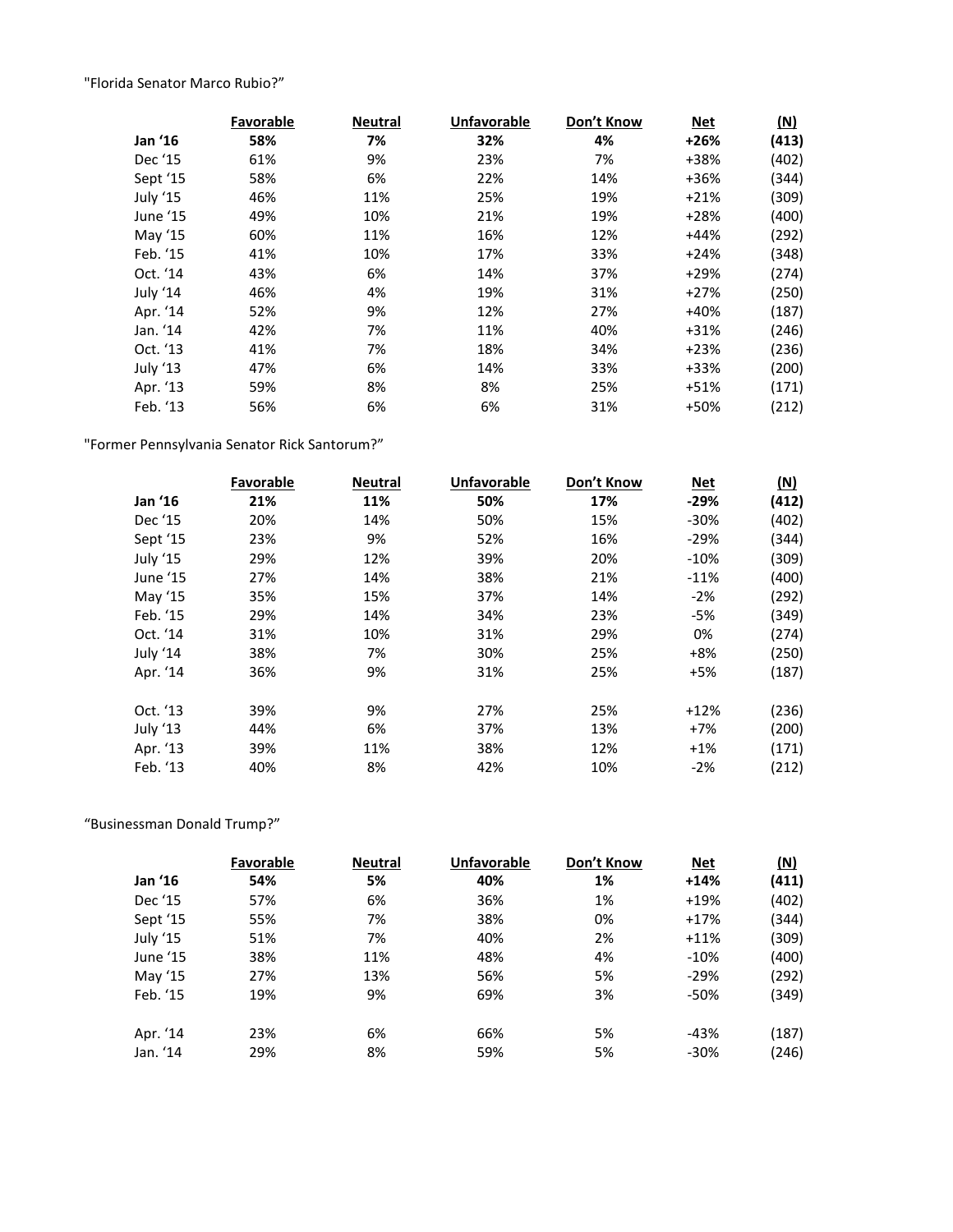"Florida Senator Marco Rubio?"

| | Favorable | Neutral | Unfavorable | Don't Know | Net | (N) |
|---|---|---|---|---|---|---|
| **Jan '16** | **58%** | **7%** | **32%** | **4%** | **+26%** | **(413)** |
| Dec '15 | 61% | 9% | 23% | 7% | +38% | (402) |
| Sept '15 | 58% | 6% | 22% | 14% | +36% | (344) |
| July '15 | 46% | 11% | 25% | 19% | +21% | (309) |
| June '15 | 49% | 10% | 21% | 19% | +28% | (400) |
| May '15 | 60% | 11% | 16% | 12% | +44% | (292) |
| Feb. '15 | 41% | 10% | 17% | 33% | +24% | (348) |
| Oct. '14 | 43% | 6% | 14% | 37% | +29% | (274) |
| July '14 | 46% | 4% | 19% | 31% | +27% | (250) |
| Apr. '14 | 52% | 9% | 12% | 27% | +40% | (187) |
| Jan. '14 | 42% | 7% | 11% | 40% | +31% | (246) |
| Oct. '13 | 41% | 7% | 18% | 34% | +23% | (236) |
| July '13 | 47% | 6% | 14% | 33% | +33% | (200) |
| Apr. '13 | 59% | 8% | 8% | 25% | +51% | (171) |
| Feb. '13 | 56% | 6% | 6% | 31% | +50% | (212) |

"Former Pennsylvania Senator Rick Santorum?"

| | Favorable | Neutral | Unfavorable | Don't Know | Net | (N) |
|---|---|---|---|---|---|---|
| **Jan '16** | **21%** | **11%** | **50%** | **17%** | **-29%** | **(412)** |
| Dec '15 | 20% | 14% | 50% | 15% | -30% | (402) |
| Sept '15 | 23% | 9% | 52% | 16% | -29% | (344) |
| July '15 | 29% | 12% | 39% | 20% | -10% | (309) |
| June '15 | 27% | 14% | 38% | 21% | -11% | (400) |
| May '15 | 35% | 15% | 37% | 14% | -2% | (292) |
| Feb. '15 | 29% | 14% | 34% | 23% | -5% | (349) |
| Oct. '14 | 31% | 10% | 31% | 29% | 0% | (274) |
| July '14 | 38% | 7% | 30% | 25% | +8% | (250) |
| Apr. '14 | 36% | 9% | 31% | 25% | +5% | (187) |
| Oct. '13 | 39% | 9% | 27% | 25% | +12% | (236) |
| July '13 | 44% | 6% | 37% | 13% | +7% | (200) |
| Apr. '13 | 39% | 11% | 38% | 12% | +1% | (171) |
| Feb. '13 | 40% | 8% | 42% | 10% | -2% | (212) |

"Businessman Donald Trump?"

| | Favorable | Neutral | Unfavorable | Don't Know | Net | (N) |
|---|---|---|---|---|---|---|
| **Jan '16** | **54%** | **5%** | **40%** | **1%** | **+14%** | **(411)** |
| Dec '15 | 57% | 6% | 36% | 1% | +19% | (402) |
| Sept '15 | 55% | 7% | 38% | 0% | +17% | (344) |
| July '15 | 51% | 7% | 40% | 2% | +11% | (309) |
| June '15 | 38% | 11% | 48% | 4% | -10% | (400) |
| May '15 | 27% | 13% | 56% | 5% | -29% | (292) |
| Feb. '15 | 19% | 9% | 69% | 3% | -50% | (349) |
| Apr. '14 | 23% | 6% | 66% | 5% | -43% | (187) |
| Jan. '14 | 29% | 8% | 59% | 5% | -30% | (246) |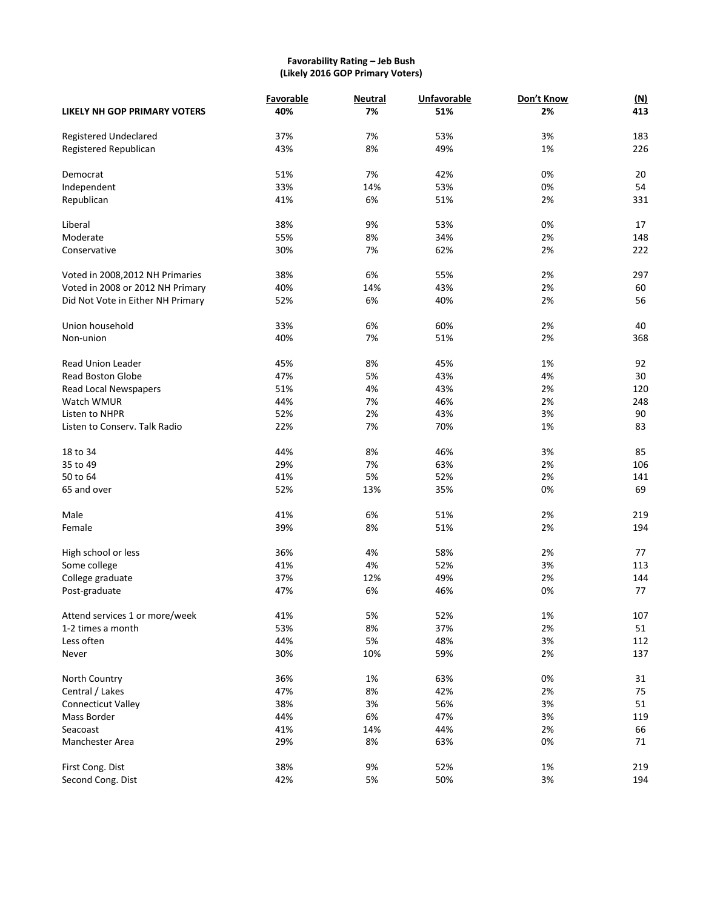**Favorability Rating – Jeb Bush**
**(Likely 2016 GOP Primary Voters)**

| | Favorable | Neutral | Unfavorable | Don't Know | (N) |
|---|---|---|---|---|---|
| **LIKELY NH GOP PRIMARY VOTERS** | **40%** | **7%** | **51%** | **2%** | **413** |
| Registered Undeclared | 37% | 7% | 53% | 3% | 183 |
| Registered Republican | 43% | 8% | 49% | 1% | 226 |
| Democrat | 51% | 7% | 42% | 0% | 20 |
| Independent | 33% | 14% | 53% | 0% | 54 |
| Republican | 41% | 6% | 51% | 2% | 331 |
| Liberal | 38% | 9% | 53% | 0% | 17 |
| Moderate | 55% | 8% | 34% | 2% | 148 |
| Conservative | 30% | 7% | 62% | 2% | 222 |
| Voted in 2008,2012 NH Primaries | 38% | 6% | 55% | 2% | 297 |
| Voted in 2008 or 2012 NH Primary | 40% | 14% | 43% | 2% | 60 |
| Did Not Vote in Either NH Primary | 52% | 6% | 40% | 2% | 56 |
| Union household | 33% | 6% | 60% | 2% | 40 |
| Non-union | 40% | 7% | 51% | 2% | 368 |
| Read Union Leader | 45% | 8% | 45% | 1% | 92 |
| Read Boston Globe | 47% | 5% | 43% | 4% | 30 |
| Read Local Newspapers | 51% | 4% | 43% | 2% | 120 |
| Watch WMUR | 44% | 7% | 46% | 2% | 248 |
| Listen to NHPR | 52% | 2% | 43% | 3% | 90 |
| Listen to Conserv. Talk Radio | 22% | 7% | 70% | 1% | 83 |
| 18 to 34 | 44% | 8% | 46% | 3% | 85 |
| 35 to 49 | 29% | 7% | 63% | 2% | 106 |
| 50 to 64 | 41% | 5% | 52% | 2% | 141 |
| 65 and over | 52% | 13% | 35% | 0% | 69 |
| Male | 41% | 6% | 51% | 2% | 219 |
| Female | 39% | 8% | 51% | 2% | 194 |
| High school or less | 36% | 4% | 58% | 2% | 77 |
| Some college | 41% | 4% | 52% | 3% | 113 |
| College graduate | 37% | 12% | 49% | 2% | 144 |
| Post-graduate | 47% | 6% | 46% | 0% | 77 |
| Attend services 1 or more/week | 41% | 5% | 52% | 1% | 107 |
| 1-2 times a month | 53% | 8% | 37% | 2% | 51 |
| Less often | 44% | 5% | 48% | 3% | 112 |
| Never | 30% | 10% | 59% | 2% | 137 |
| North Country | 36% | 1% | 63% | 0% | 31 |
| Central / Lakes | 47% | 8% | 42% | 2% | 75 |
| Connecticut Valley | 38% | 3% | 56% | 3% | 51 |
| Mass Border | 44% | 6% | 47% | 3% | 119 |
| Seacoast | 41% | 14% | 44% | 2% | 66 |
| Manchester Area | 29% | 8% | 63% | 0% | 71 |
| First Cong. Dist | 38% | 9% | 52% | 1% | 219 |
| Second Cong. Dist | 42% | 5% | 50% | 3% | 194 |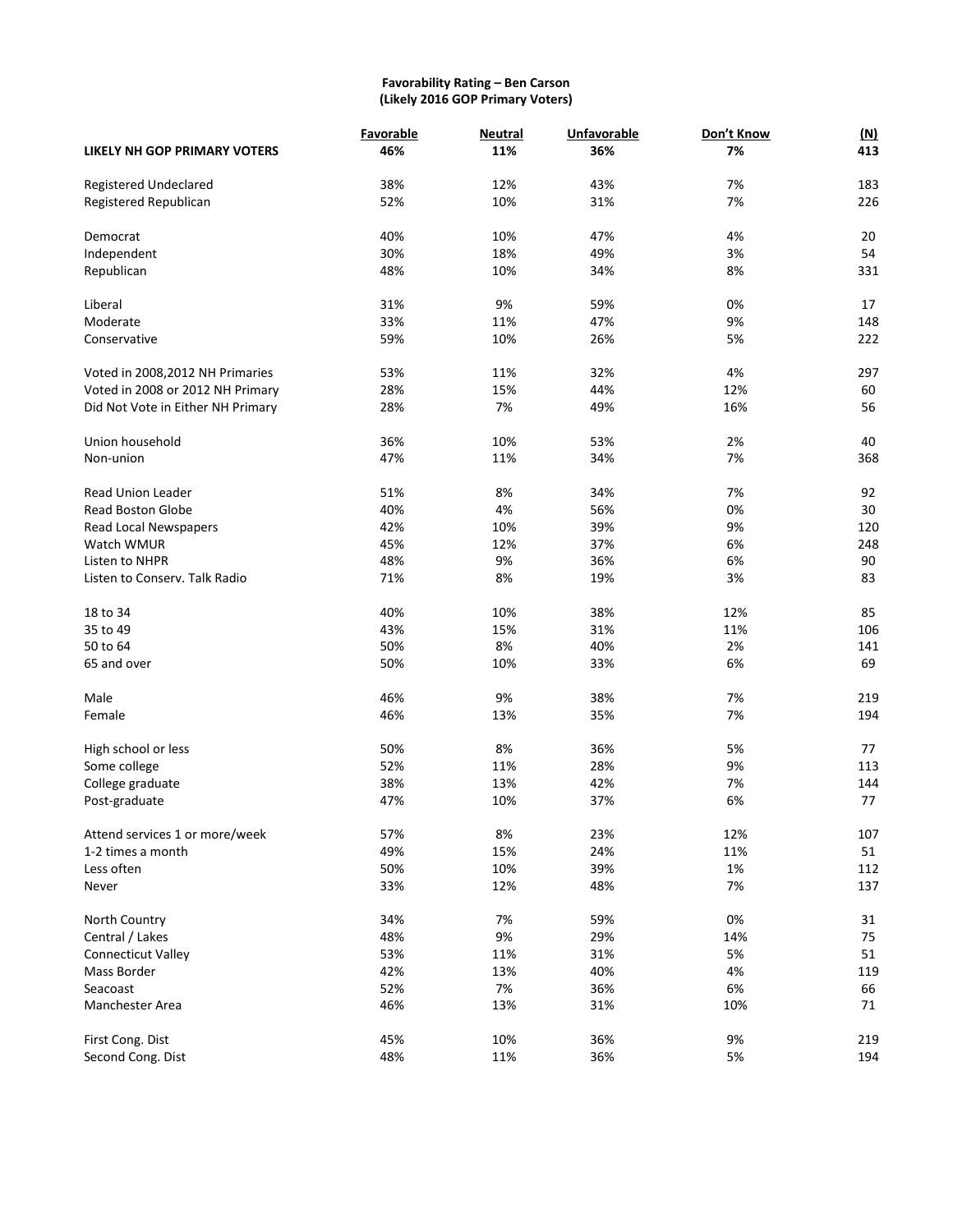**Favorability Rating – Ben Carson**
**(Likely 2016 GOP Primary Voters)**

| | Favorable | Neutral | Unfavorable | Don't Know | (N) |
|---|---|---|---|---|---|
| **LIKELY NH GOP PRIMARY VOTERS** | **46%** | **11%** | **36%** | **7%** | **413** |
| Registered Undeclared | 38% | 12% | 43% | 7% | 183 |
| Registered Republican | 52% | 10% | 31% | 7% | 226 |
| Democrat | 40% | 10% | 47% | 4% | 20 |
| Independent | 30% | 18% | 49% | 3% | 54 |
| Republican | 48% | 10% | 34% | 8% | 331 |
| Liberal | 31% | 9% | 59% | 0% | 17 |
| Moderate | 33% | 11% | 47% | 9% | 148 |
| Conservative | 59% | 10% | 26% | 5% | 222 |
| Voted in 2008,2012 NH Primaries | 53% | 11% | 32% | 4% | 297 |
| Voted in 2008 or 2012 NH Primary | 28% | 15% | 44% | 12% | 60 |
| Did Not Vote in Either NH Primary | 28% | 7% | 49% | 16% | 56 |
| Union household | 36% | 10% | 53% | 2% | 40 |
| Non-union | 47% | 11% | 34% | 7% | 368 |
| Read Union Leader | 51% | 8% | 34% | 7% | 92 |
| Read Boston Globe | 40% | 4% | 56% | 0% | 30 |
| Read Local Newspapers | 42% | 10% | 39% | 9% | 120 |
| Watch WMUR | 45% | 12% | 37% | 6% | 248 |
| Listen to NHPR | 48% | 9% | 36% | 6% | 90 |
| Listen to Conserv. Talk Radio | 71% | 8% | 19% | 3% | 83 |
| 18 to 34 | 40% | 10% | 38% | 12% | 85 |
| 35 to 49 | 43% | 15% | 31% | 11% | 106 |
| 50 to 64 | 50% | 8% | 40% | 2% | 141 |
| 65 and over | 50% | 10% | 33% | 6% | 69 |
| Male | 46% | 9% | 38% | 7% | 219 |
| Female | 46% | 13% | 35% | 7% | 194 |
| High school or less | 50% | 8% | 36% | 5% | 77 |
| Some college | 52% | 11% | 28% | 9% | 113 |
| College graduate | 38% | 13% | 42% | 7% | 144 |
| Post-graduate | 47% | 10% | 37% | 6% | 77 |
| Attend services 1 or more/week | 57% | 8% | 23% | 12% | 107 |
| 1-2 times a month | 49% | 15% | 24% | 11% | 51 |
| Less often | 50% | 10% | 39% | 1% | 112 |
| Never | 33% | 12% | 48% | 7% | 137 |
| North Country | 34% | 7% | 59% | 0% | 31 |
| Central / Lakes | 48% | 9% | 29% | 14% | 75 |
| Connecticut Valley | 53% | 11% | 31% | 5% | 51 |
| Mass Border | 42% | 13% | 40% | 4% | 119 |
| Seacoast | 52% | 7% | 36% | 6% | 66 |
| Manchester Area | 46% | 13% | 31% | 10% | 71 |
| First Cong. Dist | 45% | 10% | 36% | 9% | 219 |
| Second Cong. Dist | 48% | 11% | 36% | 5% | 194 |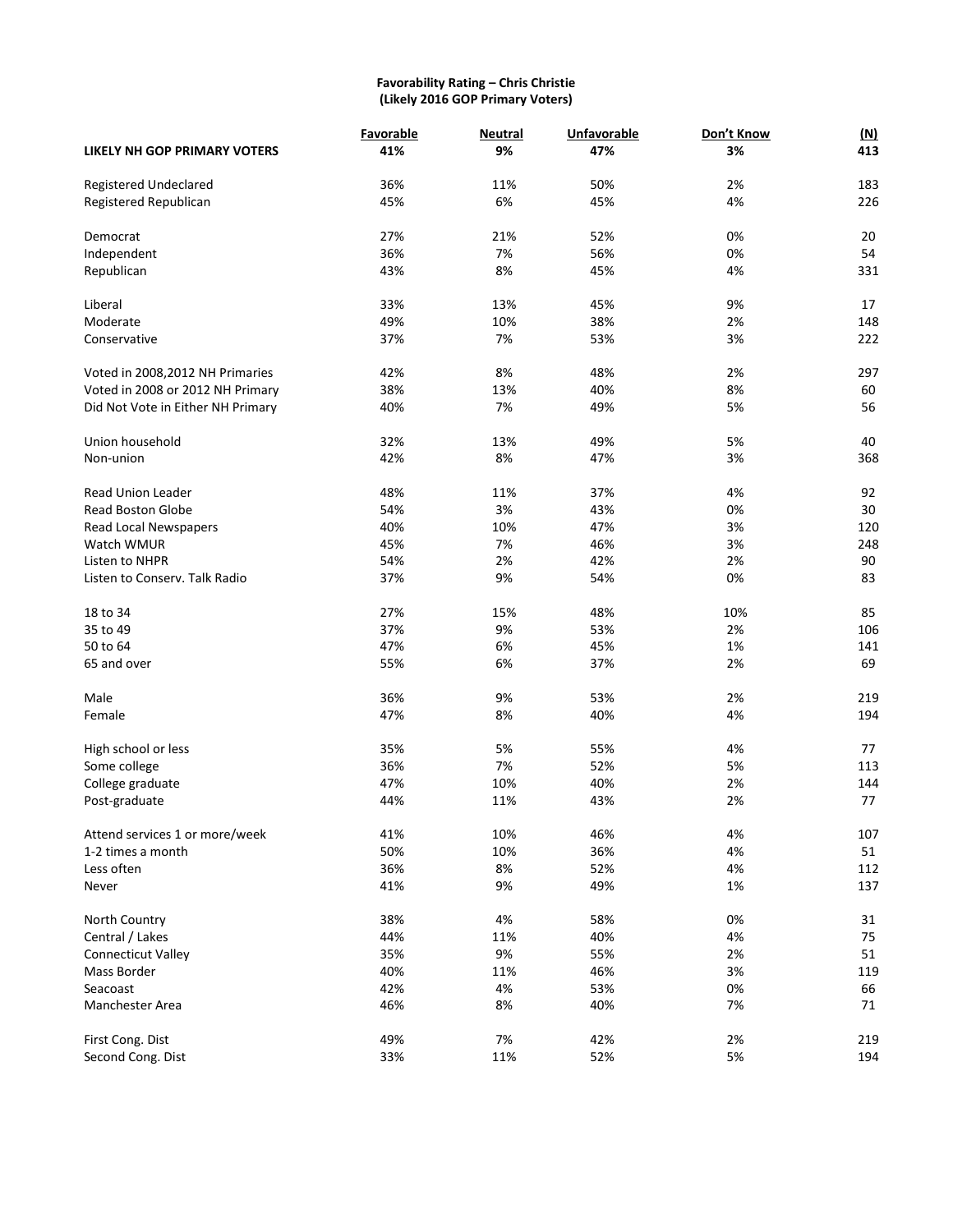**Favorability Rating – Chris Christie**
**(Likely 2016 GOP Primary Voters)**

| | Favorable | Neutral | Unfavorable | Don't Know | (N) |
|---|---|---|---|---|---|
| **LIKELY NH GOP PRIMARY VOTERS** | **41%** | **9%** | **47%** | **3%** | **413** |
| Registered Undeclared | 36% | 11% | 50% | 2% | 183 |
| Registered Republican | 45% | 6% | 45% | 4% | 226 |
| Democrat | 27% | 21% | 52% | 0% | 20 |
| Independent | 36% | 7% | 56% | 0% | 54 |
| Republican | 43% | 8% | 45% | 4% | 331 |
| Liberal | 33% | 13% | 45% | 9% | 17 |
| Moderate | 49% | 10% | 38% | 2% | 148 |
| Conservative | 37% | 7% | 53% | 3% | 222 |
| Voted in 2008,2012 NH Primaries | 42% | 8% | 48% | 2% | 297 |
| Voted in 2008 or 2012 NH Primary | 38% | 13% | 40% | 8% | 60 |
| Did Not Vote in Either NH Primary | 40% | 7% | 49% | 5% | 56 |
| Union household | 32% | 13% | 49% | 5% | 40 |
| Non-union | 42% | 8% | 47% | 3% | 368 |
| Read Union Leader | 48% | 11% | 37% | 4% | 92 |
| Read Boston Globe | 54% | 3% | 43% | 0% | 30 |
| Read Local Newspapers | 40% | 10% | 47% | 3% | 120 |
| Watch WMUR | 45% | 7% | 46% | 3% | 248 |
| Listen to NHPR | 54% | 2% | 42% | 2% | 90 |
| Listen to Conserv. Talk Radio | 37% | 9% | 54% | 0% | 83 |
| 18 to 34 | 27% | 15% | 48% | 10% | 85 |
| 35 to 49 | 37% | 9% | 53% | 2% | 106 |
| 50 to 64 | 47% | 6% | 45% | 1% | 141 |
| 65 and over | 55% | 6% | 37% | 2% | 69 |
| Male | 36% | 9% | 53% | 2% | 219 |
| Female | 47% | 8% | 40% | 4% | 194 |
| High school or less | 35% | 5% | 55% | 4% | 77 |
| Some college | 36% | 7% | 52% | 5% | 113 |
| College graduate | 47% | 10% | 40% | 2% | 144 |
| Post-graduate | 44% | 11% | 43% | 2% | 77 |
| Attend services 1 or more/week | 41% | 10% | 46% | 4% | 107 |
| 1-2 times a month | 50% | 10% | 36% | 4% | 51 |
| Less often | 36% | 8% | 52% | 4% | 112 |
| Never | 41% | 9% | 49% | 1% | 137 |
| North Country | 38% | 4% | 58% | 0% | 31 |
| Central / Lakes | 44% | 11% | 40% | 4% | 75 |
| Connecticut Valley | 35% | 9% | 55% | 2% | 51 |
| Mass Border | 40% | 11% | 46% | 3% | 119 |
| Seacoast | 42% | 4% | 53% | 0% | 66 |
| Manchester Area | 46% | 8% | 40% | 7% | 71 |
| First Cong. Dist | 49% | 7% | 42% | 2% | 219 |
| Second Cong. Dist | 33% | 11% | 52% | 5% | 194 |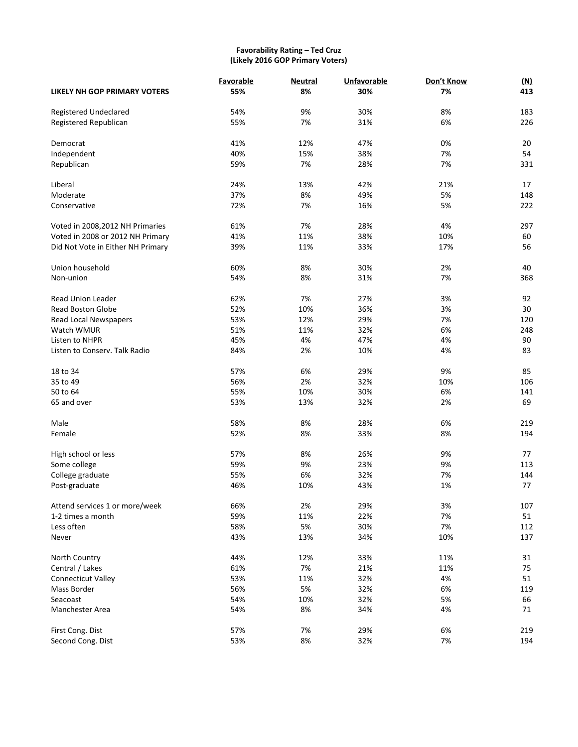**Favorability Rating – Ted Cruz**
**(Likely 2016 GOP Primary Voters)**

| | Favorable | Neutral | Unfavorable | Don't Know | (N) |
|---|---|---|---|---|---|
| **LIKELY NH GOP PRIMARY VOTERS** | **55%** | **8%** | **30%** | **7%** | **413** |
| Registered Undeclared | 54% | 9% | 30% | 8% | 183 |
| Registered Republican | 55% | 7% | 31% | 6% | 226 |
| Democrat | 41% | 12% | 47% | 0% | 20 |
| Independent | 40% | 15% | 38% | 7% | 54 |
| Republican | 59% | 7% | 28% | 7% | 331 |
| Liberal | 24% | 13% | 42% | 21% | 17 |
| Moderate | 37% | 8% | 49% | 5% | 148 |
| Conservative | 72% | 7% | 16% | 5% | 222 |
| Voted in 2008,2012 NH Primaries | 61% | 7% | 28% | 4% | 297 |
| Voted in 2008 or 2012 NH Primary | 41% | 11% | 38% | 10% | 60 |
| Did Not Vote in Either NH Primary | 39% | 11% | 33% | 17% | 56 |
| Union household | 60% | 8% | 30% | 2% | 40 |
| Non-union | 54% | 8% | 31% | 7% | 368 |
| Read Union Leader | 62% | 7% | 27% | 3% | 92 |
| Read Boston Globe | 52% | 10% | 36% | 3% | 30 |
| Read Local Newspapers | 53% | 12% | 29% | 7% | 120 |
| Watch WMUR | 51% | 11% | 32% | 6% | 248 |
| Listen to NHPR | 45% | 4% | 47% | 4% | 90 |
| Listen to Conserv. Talk Radio | 84% | 2% | 10% | 4% | 83 |
| 18 to 34 | 57% | 6% | 29% | 9% | 85 |
| 35 to 49 | 56% | 2% | 32% | 10% | 106 |
| 50 to 64 | 55% | 10% | 30% | 6% | 141 |
| 65 and over | 53% | 13% | 32% | 2% | 69 |
| Male | 58% | 8% | 28% | 6% | 219 |
| Female | 52% | 8% | 33% | 8% | 194 |
| High school or less | 57% | 8% | 26% | 9% | 77 |
| Some college | 59% | 9% | 23% | 9% | 113 |
| College graduate | 55% | 6% | 32% | 7% | 144 |
| Post-graduate | 46% | 10% | 43% | 1% | 77 |
| Attend services 1 or more/week | 66% | 2% | 29% | 3% | 107 |
| 1-2 times a month | 59% | 11% | 22% | 7% | 51 |
| Less often | 58% | 5% | 30% | 7% | 112 |
| Never | 43% | 13% | 34% | 10% | 137 |
| North Country | 44% | 12% | 33% | 11% | 31 |
| Central / Lakes | 61% | 7% | 21% | 11% | 75 |
| Connecticut Valley | 53% | 11% | 32% | 4% | 51 |
| Mass Border | 56% | 5% | 32% | 6% | 119 |
| Seacoast | 54% | 10% | 32% | 5% | 66 |
| Manchester Area | 54% | 8% | 34% | 4% | 71 |
| First Cong. Dist | 57% | 7% | 29% | 6% | 219 |
| Second Cong. Dist | 53% | 8% | 32% | 7% | 194 |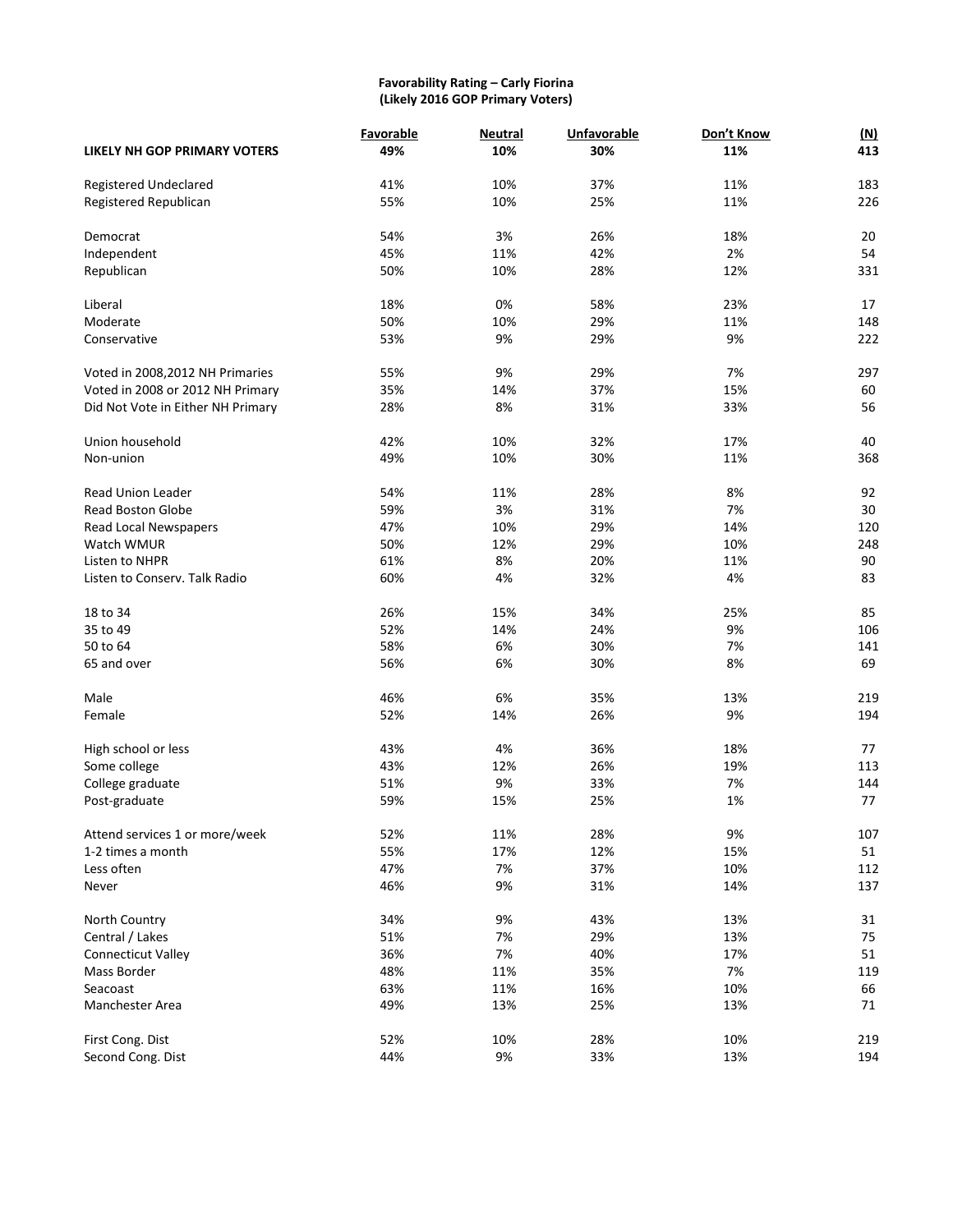**Favorability Rating – Carly Fiorina**
**(Likely 2016 GOP Primary Voters)**

| | Favorable | Neutral | Unfavorable | Don't Know | (N) |
|---|---|---|---|---|---|
| **LIKELY NH GOP PRIMARY VOTERS** | **49%** | **10%** | **30%** | **11%** | **413** |
| Registered Undeclared | 41% | 10% | 37% | 11% | 183 |
| Registered Republican | 55% | 10% | 25% | 11% | 226 |
| Democrat | 54% | 3% | 26% | 18% | 20 |
| Independent | 45% | 11% | 42% | 2% | 54 |
| Republican | 50% | 10% | 28% | 12% | 331 |
| Liberal | 18% | 0% | 58% | 23% | 17 |
| Moderate | 50% | 10% | 29% | 11% | 148 |
| Conservative | 53% | 9% | 29% | 9% | 222 |
| Voted in 2008,2012 NH Primaries | 55% | 9% | 29% | 7% | 297 |
| Voted in 2008 or 2012 NH Primary | 35% | 14% | 37% | 15% | 60 |
| Did Not Vote in Either NH Primary | 28% | 8% | 31% | 33% | 56 |
| Union household | 42% | 10% | 32% | 17% | 40 |
| Non-union | 49% | 10% | 30% | 11% | 368 |
| Read Union Leader | 54% | 11% | 28% | 8% | 92 |
| Read Boston Globe | 59% | 3% | 31% | 7% | 30 |
| Read Local Newspapers | 47% | 10% | 29% | 14% | 120 |
| Watch WMUR | 50% | 12% | 29% | 10% | 248 |
| Listen to NHPR | 61% | 8% | 20% | 11% | 90 |
| Listen to Conserv. Talk Radio | 60% | 4% | 32% | 4% | 83 |
| 18 to 34 | 26% | 15% | 34% | 25% | 85 |
| 35 to 49 | 52% | 14% | 24% | 9% | 106 |
| 50 to 64 | 58% | 6% | 30% | 7% | 141 |
| 65 and over | 56% | 6% | 30% | 8% | 69 |
| Male | 46% | 6% | 35% | 13% | 219 |
| Female | 52% | 14% | 26% | 9% | 194 |
| High school or less | 43% | 4% | 36% | 18% | 77 |
| Some college | 43% | 12% | 26% | 19% | 113 |
| College graduate | 51% | 9% | 33% | 7% | 144 |
| Post-graduate | 59% | 15% | 25% | 1% | 77 |
| Attend services 1 or more/week | 52% | 11% | 28% | 9% | 107 |
| 1-2 times a month | 55% | 17% | 12% | 15% | 51 |
| Less often | 47% | 7% | 37% | 10% | 112 |
| Never | 46% | 9% | 31% | 14% | 137 |
| North Country | 34% | 9% | 43% | 13% | 31 |
| Central / Lakes | 51% | 7% | 29% | 13% | 75 |
| Connecticut Valley | 36% | 7% | 40% | 17% | 51 |
| Mass Border | 48% | 11% | 35% | 7% | 119 |
| Seacoast | 63% | 11% | 16% | 10% | 66 |
| Manchester Area | 49% | 13% | 25% | 13% | 71 |
| First Cong. Dist | 52% | 10% | 28% | 10% | 219 |
| Second Cong. Dist | 44% | 9% | 33% | 13% | 194 |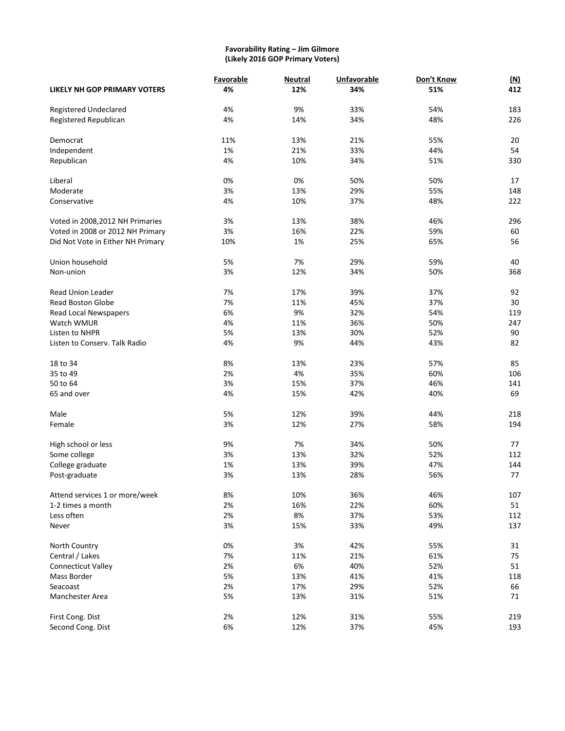**Favorability Rating – Jim Gilmore**
**(Likely 2016 GOP Primary Voters)**

| | Favorable | Neutral | Unfavorable | Don't Know | (N) |
|---|---|---|---|---|---|
| **LIKELY NH GOP PRIMARY VOTERS** | **4%** | **12%** | **34%** | **51%** | **412** |
| Registered Undeclared | 4% | 9% | 33% | 54% | 183 |
| Registered Republican | 4% | 14% | 34% | 48% | 226 |
| Democrat | 11% | 13% | 21% | 55% | 20 |
| Independent | 1% | 21% | 33% | 44% | 54 |
| Republican | 4% | 10% | 34% | 51% | 330 |
| Liberal | 0% | 0% | 50% | 50% | 17 |
| Moderate | 3% | 13% | 29% | 55% | 148 |
| Conservative | 4% | 10% | 37% | 48% | 222 |
| Voted in 2008,2012 NH Primaries | 3% | 13% | 38% | 46% | 296 |
| Voted in 2008 or 2012 NH Primary | 3% | 16% | 22% | 59% | 60 |
| Did Not Vote in Either NH Primary | 10% | 1% | 25% | 65% | 56 |
| Union household | 5% | 7% | 29% | 59% | 40 |
| Non-union | 3% | 12% | 34% | 50% | 368 |
| Read Union Leader | 7% | 17% | 39% | 37% | 92 |
| Read Boston Globe | 7% | 11% | 45% | 37% | 30 |
| Read Local Newspapers | 6% | 9% | 32% | 54% | 119 |
| Watch WMUR | 4% | 11% | 36% | 50% | 247 |
| Listen to NHPR | 5% | 13% | 30% | 52% | 90 |
| Listen to Conserv. Talk Radio | 4% | 9% | 44% | 43% | 82 |
| 18 to 34 | 8% | 13% | 23% | 57% | 85 |
| 35 to 49 | 2% | 4% | 35% | 60% | 106 |
| 50 to 64 | 3% | 15% | 37% | 46% | 141 |
| 65 and over | 4% | 15% | 42% | 40% | 69 |
| Male | 5% | 12% | 39% | 44% | 218 |
| Female | 3% | 12% | 27% | 58% | 194 |
| High school or less | 9% | 7% | 34% | 50% | 77 |
| Some college | 3% | 13% | 32% | 52% | 112 |
| College graduate | 1% | 13% | 39% | 47% | 144 |
| Post-graduate | 3% | 13% | 28% | 56% | 77 |
| Attend services 1 or more/week | 8% | 10% | 36% | 46% | 107 |
| 1-2 times a month | 2% | 16% | 22% | 60% | 51 |
| Less often | 2% | 8% | 37% | 53% | 112 |
| Never | 3% | 15% | 33% | 49% | 137 |
| North Country | 0% | 3% | 42% | 55% | 31 |
| Central / Lakes | 7% | 11% | 21% | 61% | 75 |
| Connecticut Valley | 2% | 6% | 40% | 52% | 51 |
| Mass Border | 5% | 13% | 41% | 41% | 118 |
| Seacoast | 2% | 17% | 29% | 52% | 66 |
| Manchester Area | 5% | 13% | 31% | 51% | 71 |
| First Cong. Dist | 2% | 12% | 31% | 55% | 219 |
| Second Cong. Dist | 6% | 12% | 37% | 45% | 193 |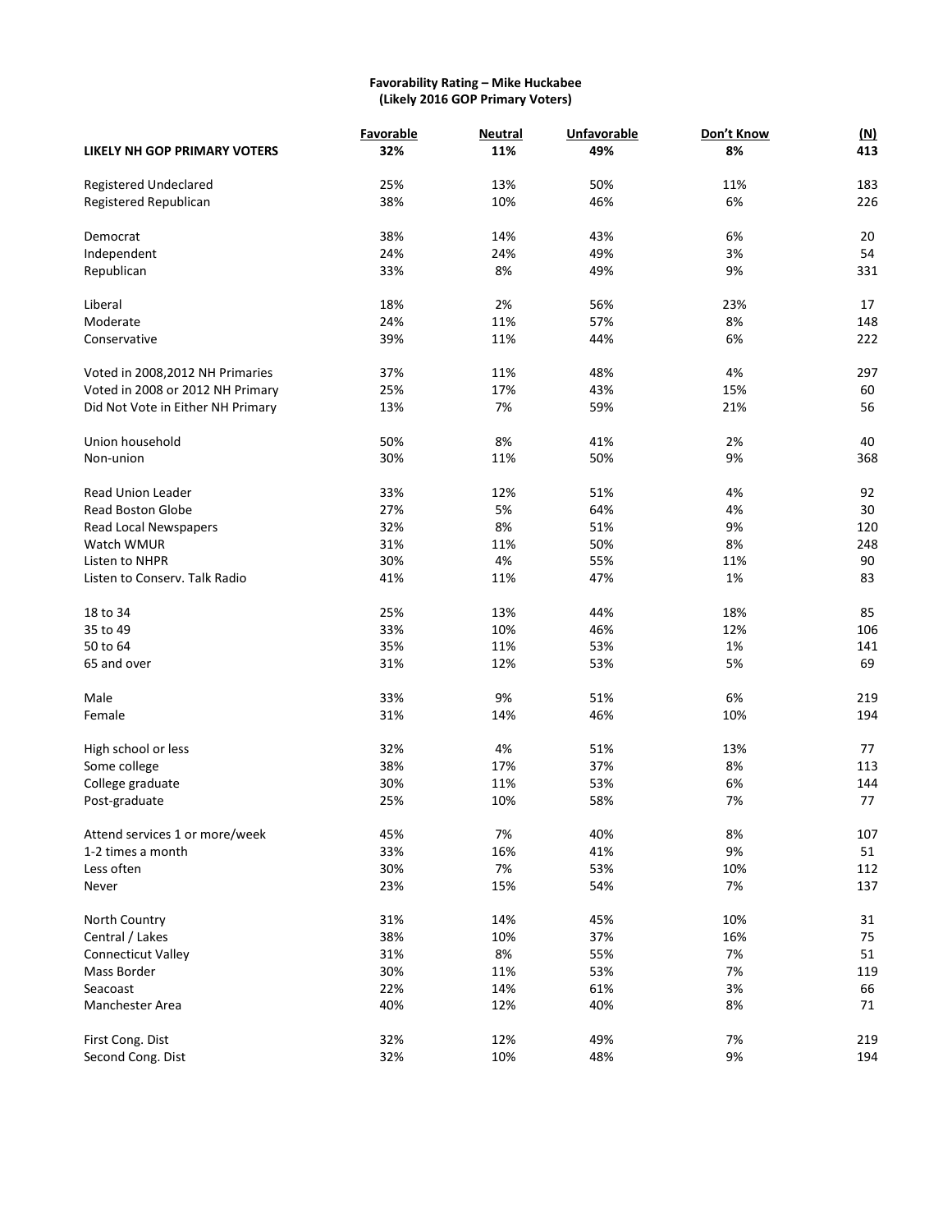**Favorability Rating – Mike Huckabee**
**(Likely 2016 GOP Primary Voters)**

| | Favorable | Neutral | Unfavorable | Don't Know | (N) |
|---|---|---|---|---|---|
| **LIKELY NH GOP PRIMARY VOTERS** | **32%** | **11%** | **49%** | **8%** | **413** |
| Registered Undeclared | 25% | 13% | 50% | 11% | 183 |
| Registered Republican | 38% | 10% | 46% | 6% | 226 |
| Democrat | 38% | 14% | 43% | 6% | 20 |
| Independent | 24% | 24% | 49% | 3% | 54 |
| Republican | 33% | 8% | 49% | 9% | 331 |
| Liberal | 18% | 2% | 56% | 23% | 17 |
| Moderate | 24% | 11% | 57% | 8% | 148 |
| Conservative | 39% | 11% | 44% | 6% | 222 |
| Voted in 2008,2012 NH Primaries | 37% | 11% | 48% | 4% | 297 |
| Voted in 2008 or 2012 NH Primary | 25% | 17% | 43% | 15% | 60 |
| Did Not Vote in Either NH Primary | 13% | 7% | 59% | 21% | 56 |
| Union household | 50% | 8% | 41% | 2% | 40 |
| Non-union | 30% | 11% | 50% | 9% | 368 |
| Read Union Leader | 33% | 12% | 51% | 4% | 92 |
| Read Boston Globe | 27% | 5% | 64% | 4% | 30 |
| Read Local Newspapers | 32% | 8% | 51% | 9% | 120 |
| Watch WMUR | 31% | 11% | 50% | 8% | 248 |
| Listen to NHPR | 30% | 4% | 55% | 11% | 90 |
| Listen to Conserv. Talk Radio | 41% | 11% | 47% | 1% | 83 |
| 18 to 34 | 25% | 13% | 44% | 18% | 85 |
| 35 to 49 | 33% | 10% | 46% | 12% | 106 |
| 50 to 64 | 35% | 11% | 53% | 1% | 141 |
| 65 and over | 31% | 12% | 53% | 5% | 69 |
| Male | 33% | 9% | 51% | 6% | 219 |
| Female | 31% | 14% | 46% | 10% | 194 |
| High school or less | 32% | 4% | 51% | 13% | 77 |
| Some college | 38% | 17% | 37% | 8% | 113 |
| College graduate | 30% | 11% | 53% | 6% | 144 |
| Post-graduate | 25% | 10% | 58% | 7% | 77 |
| Attend services 1 or more/week | 45% | 7% | 40% | 8% | 107 |
| 1-2 times a month | 33% | 16% | 41% | 9% | 51 |
| Less often | 30% | 7% | 53% | 10% | 112 |
| Never | 23% | 15% | 54% | 7% | 137 |
| North Country | 31% | 14% | 45% | 10% | 31 |
| Central / Lakes | 38% | 10% | 37% | 16% | 75 |
| Connecticut Valley | 31% | 8% | 55% | 7% | 51 |
| Mass Border | 30% | 11% | 53% | 7% | 119 |
| Seacoast | 22% | 14% | 61% | 3% | 66 |
| Manchester Area | 40% | 12% | 40% | 8% | 71 |
| First Cong. Dist | 32% | 12% | 49% | 7% | 219 |
| Second Cong. Dist | 32% | 10% | 48% | 9% | 194 |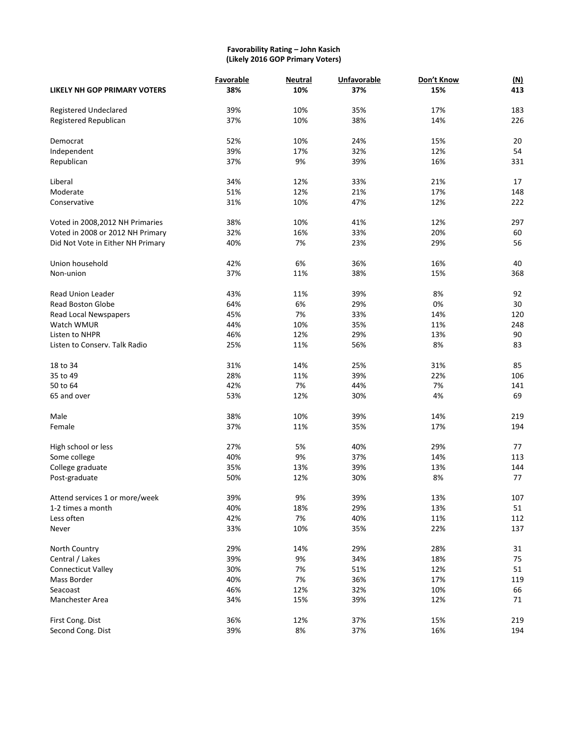**Favorability Rating – John Kasich**
**(Likely 2016 GOP Primary Voters)**

| | Favorable | Neutral | Unfavorable | Don't Know | (N) |
|---|---|---|---|---|---|
| **LIKELY NH GOP PRIMARY VOTERS** | **38%** | **10%** | **37%** | **15%** | **413** |
| Registered Undeclared | 39% | 10% | 35% | 17% | 183 |
| Registered Republican | 37% | 10% | 38% | 14% | 226 |
| Democrat | 52% | 10% | 24% | 15% | 20 |
| Independent | 39% | 17% | 32% | 12% | 54 |
| Republican | 37% | 9% | 39% | 16% | 331 |
| Liberal | 34% | 12% | 33% | 21% | 17 |
| Moderate | 51% | 12% | 21% | 17% | 148 |
| Conservative | 31% | 10% | 47% | 12% | 222 |
| Voted in 2008,2012 NH Primaries | 38% | 10% | 41% | 12% | 297 |
| Voted in 2008 or 2012 NH Primary | 32% | 16% | 33% | 20% | 60 |
| Did Not Vote in Either NH Primary | 40% | 7% | 23% | 29% | 56 |
| Union household | 42% | 6% | 36% | 16% | 40 |
| Non-union | 37% | 11% | 38% | 15% | 368 |
| Read Union Leader | 43% | 11% | 39% | 8% | 92 |
| Read Boston Globe | 64% | 6% | 29% | 0% | 30 |
| Read Local Newspapers | 45% | 7% | 33% | 14% | 120 |
| Watch WMUR | 44% | 10% | 35% | 11% | 248 |
| Listen to NHPR | 46% | 12% | 29% | 13% | 90 |
| Listen to Conserv. Talk Radio | 25% | 11% | 56% | 8% | 83 |
| 18 to 34 | 31% | 14% | 25% | 31% | 85 |
| 35 to 49 | 28% | 11% | 39% | 22% | 106 |
| 50 to 64 | 42% | 7% | 44% | 7% | 141 |
| 65 and over | 53% | 12% | 30% | 4% | 69 |
| Male | 38% | 10% | 39% | 14% | 219 |
| Female | 37% | 11% | 35% | 17% | 194 |
| High school or less | 27% | 5% | 40% | 29% | 77 |
| Some college | 40% | 9% | 37% | 14% | 113 |
| College graduate | 35% | 13% | 39% | 13% | 144 |
| Post-graduate | 50% | 12% | 30% | 8% | 77 |
| Attend services 1 or more/week | 39% | 9% | 39% | 13% | 107 |
| 1-2 times a month | 40% | 18% | 29% | 13% | 51 |
| Less often | 42% | 7% | 40% | 11% | 112 |
| Never | 33% | 10% | 35% | 22% | 137 |
| North Country | 29% | 14% | 29% | 28% | 31 |
| Central / Lakes | 39% | 9% | 34% | 18% | 75 |
| Connecticut Valley | 30% | 7% | 51% | 12% | 51 |
| Mass Border | 40% | 7% | 36% | 17% | 119 |
| Seacoast | 46% | 12% | 32% | 10% | 66 |
| Manchester Area | 34% | 15% | 39% | 12% | 71 |
| First Cong. Dist | 36% | 12% | 37% | 15% | 219 |
| Second Cong. Dist | 39% | 8% | 37% | 16% | 194 |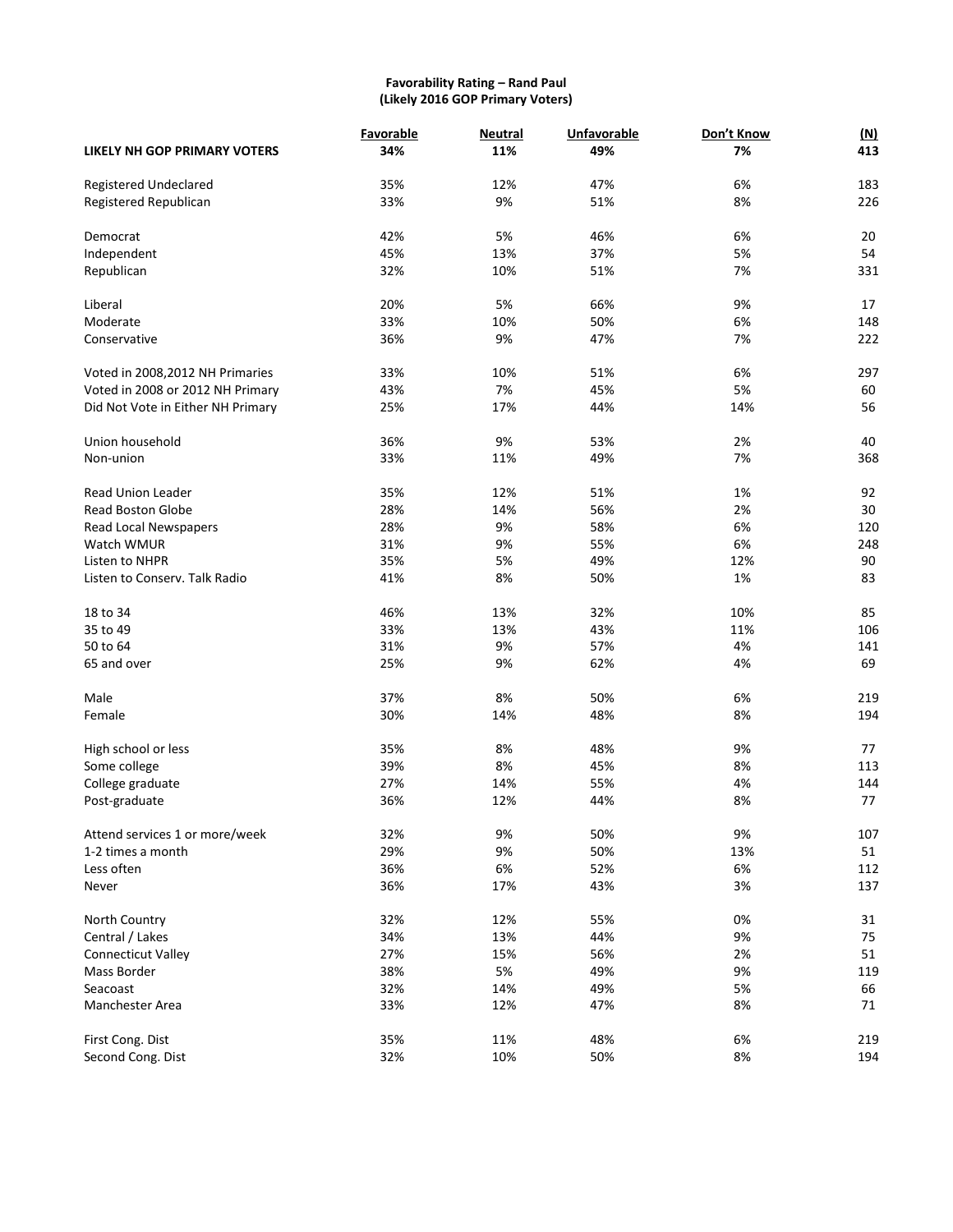**Favorability Rating – Rand Paul**
**(Likely 2016 GOP Primary Voters)**

| | Favorable | Neutral | Unfavorable | Don't Know | (N) |
|---|---|---|---|---|---|
| **LIKELY NH GOP PRIMARY VOTERS** | **34%** | **11%** | **49%** | **7%** | **413** |
| Registered Undeclared | 35% | 12% | 47% | 6% | 183 |
| Registered Republican | 33% | 9% | 51% | 8% | 226 |
| Democrat | 42% | 5% | 46% | 6% | 20 |
| Independent | 45% | 13% | 37% | 5% | 54 |
| Republican | 32% | 10% | 51% | 7% | 331 |
| Liberal | 20% | 5% | 66% | 9% | 17 |
| Moderate | 33% | 10% | 50% | 6% | 148 |
| Conservative | 36% | 9% | 47% | 7% | 222 |
| Voted in 2008,2012 NH Primaries | 33% | 10% | 51% | 6% | 297 |
| Voted in 2008 or 2012 NH Primary | 43% | 7% | 45% | 5% | 60 |
| Did Not Vote in Either NH Primary | 25% | 17% | 44% | 14% | 56 |
| Union household | 36% | 9% | 53% | 2% | 40 |
| Non-union | 33% | 11% | 49% | 7% | 368 |
| Read Union Leader | 35% | 12% | 51% | 1% | 92 |
| Read Boston Globe | 28% | 14% | 56% | 2% | 30 |
| Read Local Newspapers | 28% | 9% | 58% | 6% | 120 |
| Watch WMUR | 31% | 9% | 55% | 6% | 248 |
| Listen to NHPR | 35% | 5% | 49% | 12% | 90 |
| Listen to Conserv. Talk Radio | 41% | 8% | 50% | 1% | 83 |
| 18 to 34 | 46% | 13% | 32% | 10% | 85 |
| 35 to 49 | 33% | 13% | 43% | 11% | 106 |
| 50 to 64 | 31% | 9% | 57% | 4% | 141 |
| 65 and over | 25% | 9% | 62% | 4% | 69 |
| Male | 37% | 8% | 50% | 6% | 219 |
| Female | 30% | 14% | 48% | 8% | 194 |
| High school or less | 35% | 8% | 48% | 9% | 77 |
| Some college | 39% | 8% | 45% | 8% | 113 |
| College graduate | 27% | 14% | 55% | 4% | 144 |
| Post-graduate | 36% | 12% | 44% | 8% | 77 |
| Attend services 1 or more/week | 32% | 9% | 50% | 9% | 107 |
| 1-2 times a month | 29% | 9% | 50% | 13% | 51 |
| Less often | 36% | 6% | 52% | 6% | 112 |
| Never | 36% | 17% | 43% | 3% | 137 |
| North Country | 32% | 12% | 55% | 0% | 31 |
| Central / Lakes | 34% | 13% | 44% | 9% | 75 |
| Connecticut Valley | 27% | 15% | 56% | 2% | 51 |
| Mass Border | 38% | 5% | 49% | 9% | 119 |
| Seacoast | 32% | 14% | 49% | 5% | 66 |
| Manchester Area | 33% | 12% | 47% | 8% | 71 |
| First Cong. Dist | 35% | 11% | 48% | 6% | 219 |
| Second Cong. Dist | 32% | 10% | 50% | 8% | 194 |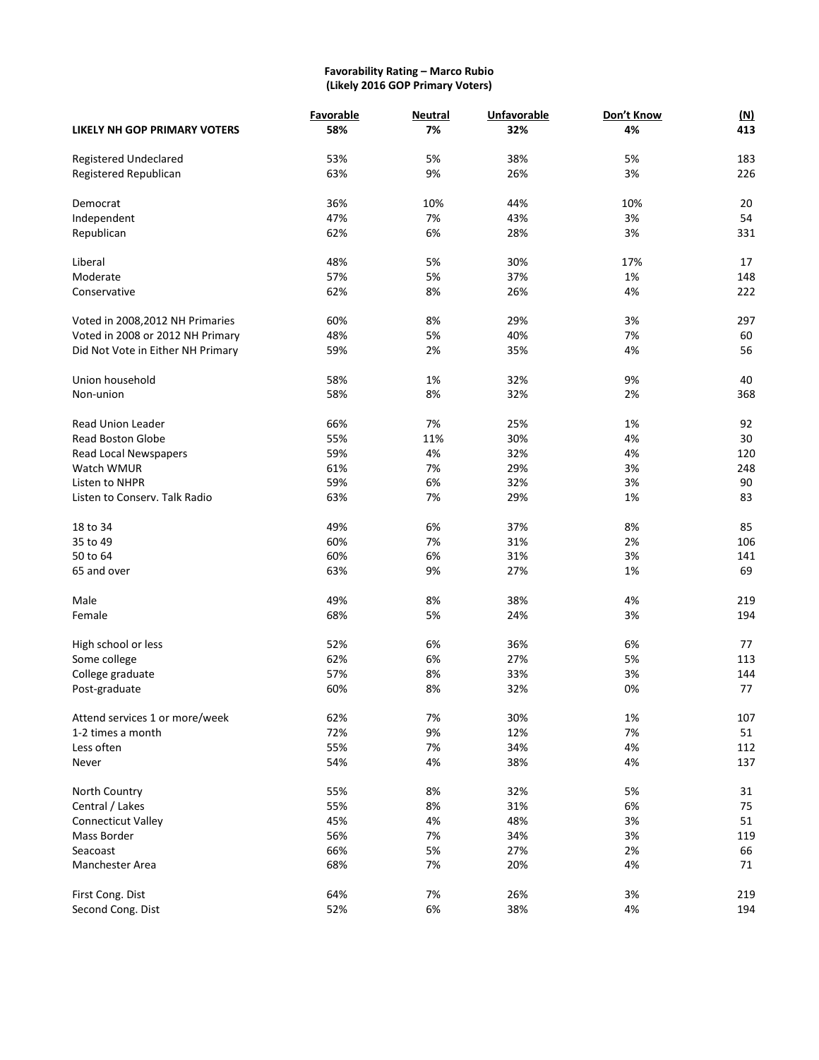**Favorability Rating – Marco Rubio**
**(Likely 2016 GOP Primary Voters)**

| | Favorable | Neutral | Unfavorable | Don't Know | (N) |
|---|---|---|---|---|---|
| **LIKELY NH GOP PRIMARY VOTERS** | **58%** | **7%** | **32%** | **4%** | **413** |
| Registered Undeclared | 53% | 5% | 38% | 5% | 183 |
| Registered Republican | 63% | 9% | 26% | 3% | 226 |
| Democrat | 36% | 10% | 44% | 10% | 20 |
| Independent | 47% | 7% | 43% | 3% | 54 |
| Republican | 62% | 6% | 28% | 3% | 331 |
| Liberal | 48% | 5% | 30% | 17% | 17 |
| Moderate | 57% | 5% | 37% | 1% | 148 |
| Conservative | 62% | 8% | 26% | 4% | 222 |
| Voted in 2008,2012 NH Primaries | 60% | 8% | 29% | 3% | 297 |
| Voted in 2008 or 2012 NH Primary | 48% | 5% | 40% | 7% | 60 |
| Did Not Vote in Either NH Primary | 59% | 2% | 35% | 4% | 56 |
| Union household | 58% | 1% | 32% | 9% | 40 |
| Non-union | 58% | 8% | 32% | 2% | 368 |
| Read Union Leader | 66% | 7% | 25% | 1% | 92 |
| Read Boston Globe | 55% | 11% | 30% | 4% | 30 |
| Read Local Newspapers | 59% | 4% | 32% | 4% | 120 |
| Watch WMUR | 61% | 7% | 29% | 3% | 248 |
| Listen to NHPR | 59% | 6% | 32% | 3% | 90 |
| Listen to Conserv. Talk Radio | 63% | 7% | 29% | 1% | 83 |
| 18 to 34 | 49% | 6% | 37% | 8% | 85 |
| 35 to 49 | 60% | 7% | 31% | 2% | 106 |
| 50 to 64 | 60% | 6% | 31% | 3% | 141 |
| 65 and over | 63% | 9% | 27% | 1% | 69 |
| Male | 49% | 8% | 38% | 4% | 219 |
| Female | 68% | 5% | 24% | 3% | 194 |
| High school or less | 52% | 6% | 36% | 6% | 77 |
| Some college | 62% | 6% | 27% | 5% | 113 |
| College graduate | 57% | 8% | 33% | 3% | 144 |
| Post-graduate | 60% | 8% | 32% | 0% | 77 |
| Attend services 1 or more/week | 62% | 7% | 30% | 1% | 107 |
| 1-2 times a month | 72% | 9% | 12% | 7% | 51 |
| Less often | 55% | 7% | 34% | 4% | 112 |
| Never | 54% | 4% | 38% | 4% | 137 |
| North Country | 55% | 8% | 32% | 5% | 31 |
| Central / Lakes | 55% | 8% | 31% | 6% | 75 |
| Connecticut Valley | 45% | 4% | 48% | 3% | 51 |
| Mass Border | 56% | 7% | 34% | 3% | 119 |
| Seacoast | 66% | 5% | 27% | 2% | 66 |
| Manchester Area | 68% | 7% | 20% | 4% | 71 |
| First Cong. Dist | 64% | 7% | 26% | 3% | 219 |
| Second Cong. Dist | 52% | 6% | 38% | 4% | 194 |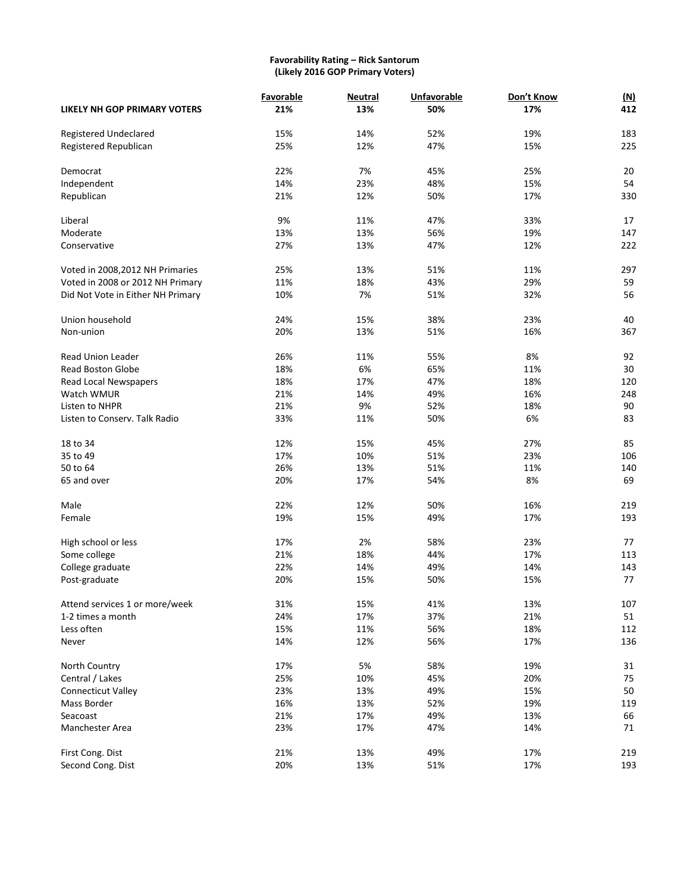**Favorability Rating – Rick Santorum**
**(Likely 2016 GOP Primary Voters)**

| | Favorable | Neutral | Unfavorable | Don't Know | (N) |
|---|---|---|---|---|---|
| **LIKELY NH GOP PRIMARY VOTERS** | **21%** | **13%** | **50%** | **17%** | **412** |
| Registered Undeclared | 15% | 14% | 52% | 19% | 183 |
| Registered Republican | 25% | 12% | 47% | 15% | 225 |
| Democrat | 22% | 7% | 45% | 25% | 20 |
| Independent | 14% | 23% | 48% | 15% | 54 |
| Republican | 21% | 12% | 50% | 17% | 330 |
| Liberal | 9% | 11% | 47% | 33% | 17 |
| Moderate | 13% | 13% | 56% | 19% | 147 |
| Conservative | 27% | 13% | 47% | 12% | 222 |
| Voted in 2008,2012 NH Primaries | 25% | 13% | 51% | 11% | 297 |
| Voted in 2008 or 2012 NH Primary | 11% | 18% | 43% | 29% | 59 |
| Did Not Vote in Either NH Primary | 10% | 7% | 51% | 32% | 56 |
| Union household | 24% | 15% | 38% | 23% | 40 |
| Non-union | 20% | 13% | 51% | 16% | 367 |
| Read Union Leader | 26% | 11% | 55% | 8% | 92 |
| Read Boston Globe | 18% | 6% | 65% | 11% | 30 |
| Read Local Newspapers | 18% | 17% | 47% | 18% | 120 |
| Watch WMUR | 21% | 14% | 49% | 16% | 248 |
| Listen to NHPR | 21% | 9% | 52% | 18% | 90 |
| Listen to Conserv. Talk Radio | 33% | 11% | 50% | 6% | 83 |
| 18 to 34 | 12% | 15% | 45% | 27% | 85 |
| 35 to 49 | 17% | 10% | 51% | 23% | 106 |
| 50 to 64 | 26% | 13% | 51% | 11% | 140 |
| 65 and over | 20% | 17% | 54% | 8% | 69 |
| Male | 22% | 12% | 50% | 16% | 219 |
| Female | 19% | 15% | 49% | 17% | 193 |
| High school or less | 17% | 2% | 58% | 23% | 77 |
| Some college | 21% | 18% | 44% | 17% | 113 |
| College graduate | 22% | 14% | 49% | 14% | 143 |
| Post-graduate | 20% | 15% | 50% | 15% | 77 |
| Attend services 1 or more/week | 31% | 15% | 41% | 13% | 107 |
| 1-2 times a month | 24% | 17% | 37% | 21% | 51 |
| Less often | 15% | 11% | 56% | 18% | 112 |
| Never | 14% | 12% | 56% | 17% | 136 |
| North Country | 17% | 5% | 58% | 19% | 31 |
| Central / Lakes | 25% | 10% | 45% | 20% | 75 |
| Connecticut Valley | 23% | 13% | 49% | 15% | 50 |
| Mass Border | 16% | 13% | 52% | 19% | 119 |
| Seacoast | 21% | 17% | 49% | 13% | 66 |
| Manchester Area | 23% | 17% | 47% | 14% | 71 |
| First Cong. Dist | 21% | 13% | 49% | 17% | 219 |
| Second Cong. Dist | 20% | 13% | 51% | 17% | 193 |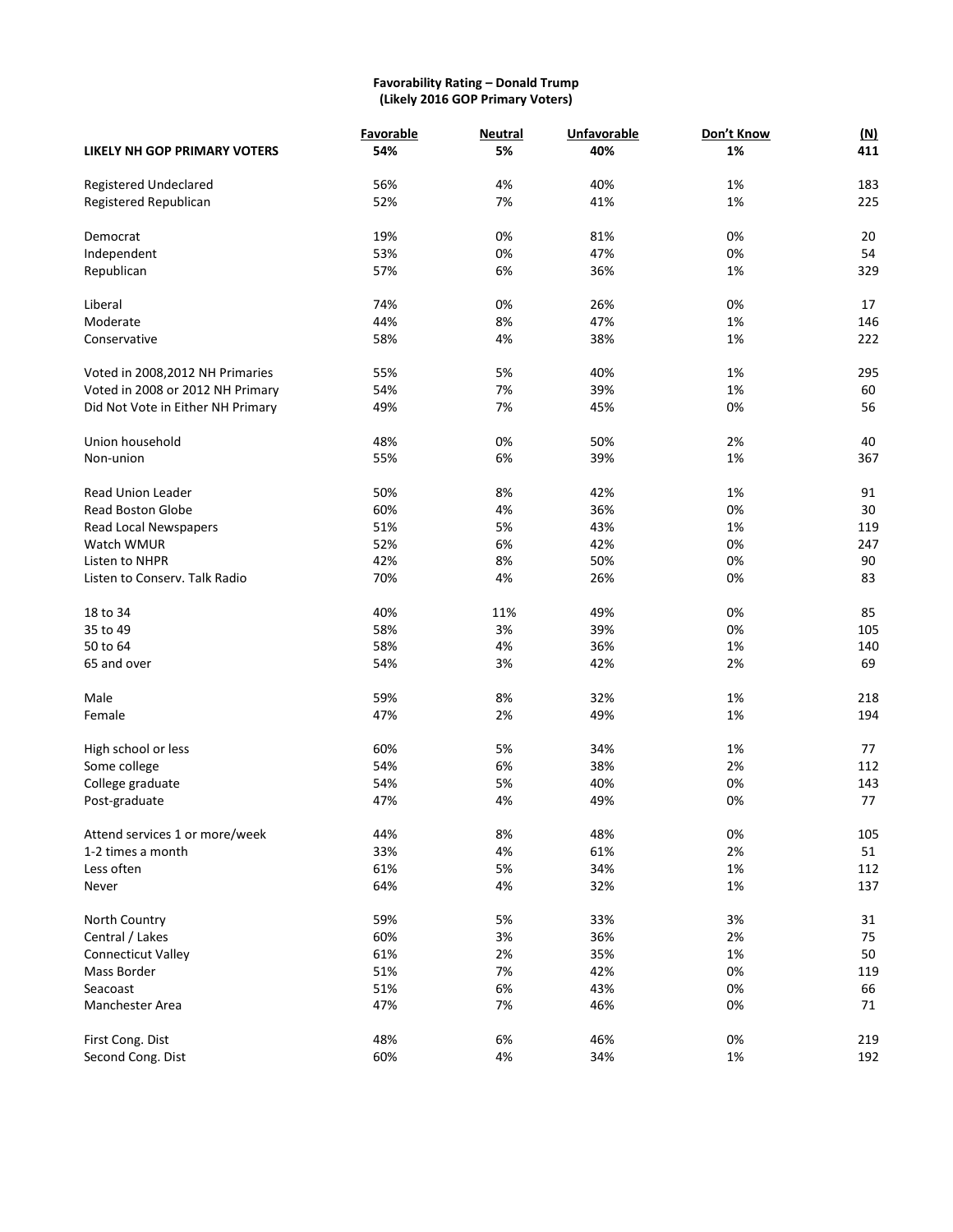**Favorability Rating – Donald Trump**
**(Likely 2016 GOP Primary Voters)**

| | Favorable | Neutral | Unfavorable | Don't Know | (N) |
|---|---|---|---|---|---|
| **LIKELY NH GOP PRIMARY VOTERS** | **54%** | **5%** | **40%** | **1%** | **411** |
| Registered Undeclared | 56% | 4% | 40% | 1% | 183 |
| Registered Republican | 52% | 7% | 41% | 1% | 225 |
| Democrat | 19% | 0% | 81% | 0% | 20 |
| Independent | 53% | 0% | 47% | 0% | 54 |
| Republican | 57% | 6% | 36% | 1% | 329 |
| Liberal | 74% | 0% | 26% | 0% | 17 |
| Moderate | 44% | 8% | 47% | 1% | 146 |
| Conservative | 58% | 4% | 38% | 1% | 222 |
| Voted in 2008,2012 NH Primaries | 55% | 5% | 40% | 1% | 295 |
| Voted in 2008 or 2012 NH Primary | 54% | 7% | 39% | 1% | 60 |
| Did Not Vote in Either NH Primary | 49% | 7% | 45% | 0% | 56 |
| Union household | 48% | 0% | 50% | 2% | 40 |
| Non-union | 55% | 6% | 39% | 1% | 367 |
| Read Union Leader | 50% | 8% | 42% | 1% | 91 |
| Read Boston Globe | 60% | 4% | 36% | 0% | 30 |
| Read Local Newspapers | 51% | 5% | 43% | 1% | 119 |
| Watch WMUR | 52% | 6% | 42% | 0% | 247 |
| Listen to NHPR | 42% | 8% | 50% | 0% | 90 |
| Listen to Conserv. Talk Radio | 70% | 4% | 26% | 0% | 83 |
| 18 to 34 | 40% | 11% | 49% | 0% | 85 |
| 35 to 49 | 58% | 3% | 39% | 0% | 105 |
| 50 to 64 | 58% | 4% | 36% | 1% | 140 |
| 65 and over | 54% | 3% | 42% | 2% | 69 |
| Male | 59% | 8% | 32% | 1% | 218 |
| Female | 47% | 2% | 49% | 1% | 194 |
| High school or less | 60% | 5% | 34% | 1% | 77 |
| Some college | 54% | 6% | 38% | 2% | 112 |
| College graduate | 54% | 5% | 40% | 0% | 143 |
| Post-graduate | 47% | 4% | 49% | 0% | 77 |
| Attend services 1 or more/week | 44% | 8% | 48% | 0% | 105 |
| 1-2 times a month | 33% | 4% | 61% | 2% | 51 |
| Less often | 61% | 5% | 34% | 1% | 112 |
| Never | 64% | 4% | 32% | 1% | 137 |
| North Country | 59% | 5% | 33% | 3% | 31 |
| Central / Lakes | 60% | 3% | 36% | 2% | 75 |
| Connecticut Valley | 61% | 2% | 35% | 1% | 50 |
| Mass Border | 51% | 7% | 42% | 0% | 119 |
| Seacoast | 51% | 6% | 43% | 0% | 66 |
| Manchester Area | 47% | 7% | 46% | 0% | 71 |
| First Cong. Dist | 48% | 6% | 46% | 0% | 219 |
| Second Cong. Dist | 60% | 4% | 34% | 1% | 192 |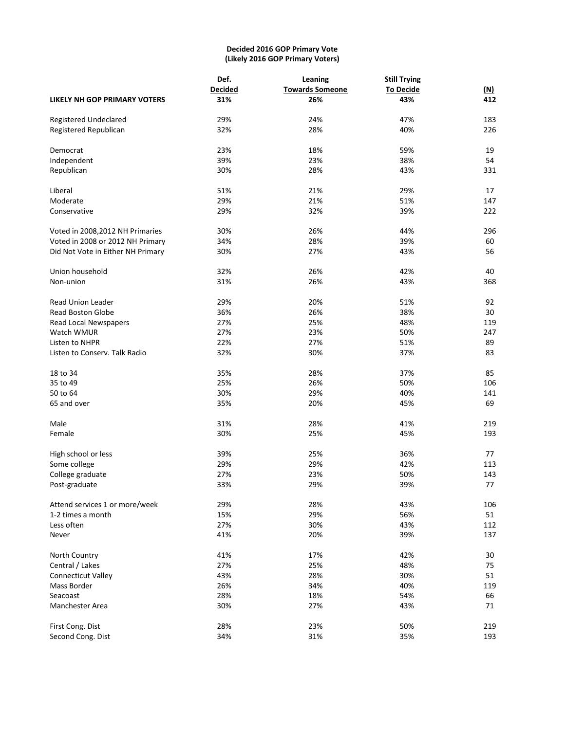**Decided 2016 GOP Primary Vote**
**(Likely 2016 GOP Primary Voters)**

| | Def. Decided | Leaning Towards Someone | Still Trying To Decide | (N) |
|---|---|---|---|---|
| **LIKELY NH GOP PRIMARY VOTERS** | **31%** | **26%** | **43%** | **412** |
| Registered Undeclared | 29% | 24% | 47% | 183 |
| Registered Republican | 32% | 28% | 40% | 226 |
| Democrat | 23% | 18% | 59% | 19 |
| Independent | 39% | 23% | 38% | 54 |
| Republican | 30% | 28% | 43% | 331 |
| Liberal | 51% | 21% | 29% | 17 |
| Moderate | 29% | 21% | 51% | 147 |
| Conservative | 29% | 32% | 39% | 222 |
| Voted in 2008,2012 NH Primaries | 30% | 26% | 44% | 296 |
| Voted in 2008 or 2012 NH Primary | 34% | 28% | 39% | 60 |
| Did Not Vote in Either NH Primary | 30% | 27% | 43% | 56 |
| Union household | 32% | 26% | 42% | 40 |
| Non-union | 31% | 26% | 43% | 368 |
| Read Union Leader | 29% | 20% | 51% | 92 |
| Read Boston Globe | 36% | 26% | 38% | 30 |
| Read Local Newspapers | 27% | 25% | 48% | 119 |
| Watch WMUR | 27% | 23% | 50% | 247 |
| Listen to NHPR | 22% | 27% | 51% | 89 |
| Listen to Conserv. Talk Radio | 32% | 30% | 37% | 83 |
| 18 to 34 | 35% | 28% | 37% | 85 |
| 35 to 49 | 25% | 26% | 50% | 106 |
| 50 to 64 | 30% | 29% | 40% | 141 |
| 65 and over | 35% | 20% | 45% | 69 |
| Male | 31% | 28% | 41% | 219 |
| Female | 30% | 25% | 45% | 193 |
| High school or less | 39% | 25% | 36% | 77 |
| Some college | 29% | 29% | 42% | 113 |
| College graduate | 27% | 23% | 50% | 143 |
| Post-graduate | 33% | 29% | 39% | 77 |
| Attend services 1 or more/week | 29% | 28% | 43% | 106 |
| 1-2 times a month | 15% | 29% | 56% | 51 |
| Less often | 27% | 30% | 43% | 112 |
| Never | 41% | 20% | 39% | 137 |
| North Country | 41% | 17% | 42% | 30 |
| Central / Lakes | 27% | 25% | 48% | 75 |
| Connecticut Valley | 43% | 28% | 30% | 51 |
| Mass Border | 26% | 34% | 40% | 119 |
| Seacoast | 28% | 18% | 54% | 66 |
| Manchester Area | 30% | 27% | 43% | 71 |
| First Cong. Dist | 28% | 23% | 50% | 219 |
| Second Cong. Dist | 34% | 31% | 35% | 193 |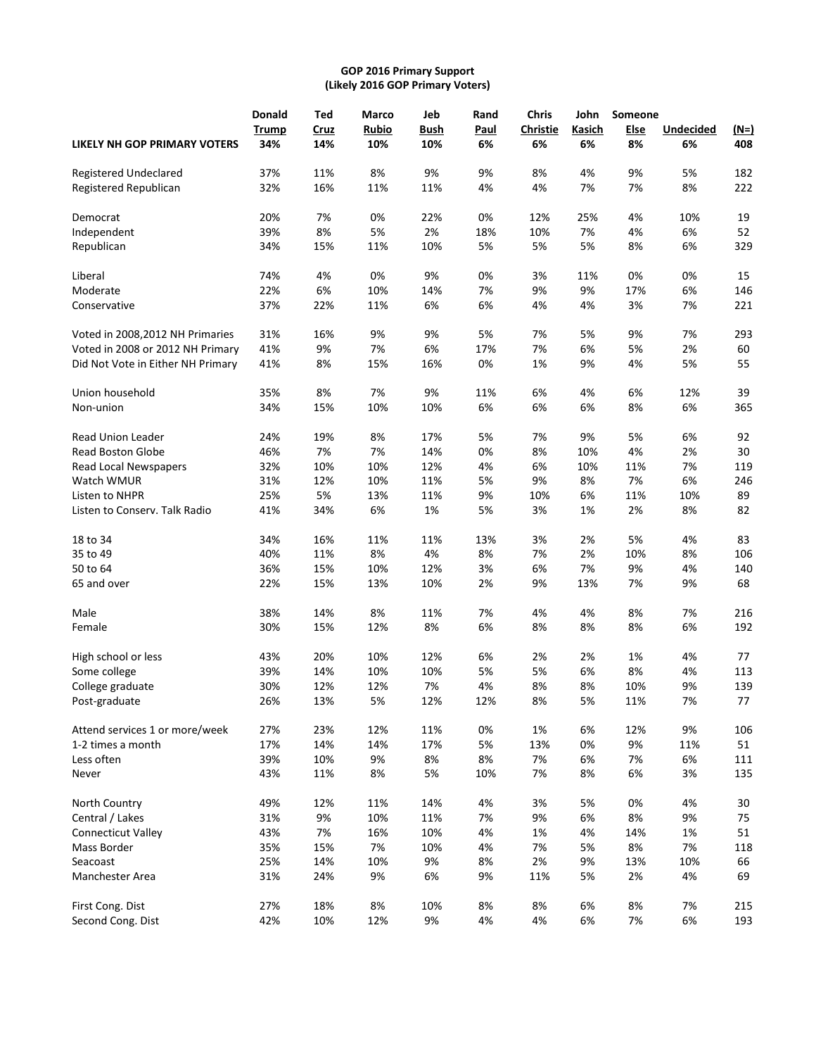**GOP 2016 Primary Support**
**(Likely 2016 GOP Primary Voters)**

| | Donald Trump | Ted Cruz | Marco Rubio | Jeb Bush | Rand Paul | Chris Christie | John Kasich | Someone Else | Undecided | (N=) |
|---|---|---|---|---|---|---|---|---|---|---|
| **LIKELY NH GOP PRIMARY VOTERS** | **34%** | **14%** | **10%** | **10%** | **6%** | **6%** | **6%** | **8%** | **6%** | **408** |
| Registered Undeclared | 37% | 11% | 8% | 9% | 9% | 8% | 4% | 9% | 5% | 182 |
| Registered Republican | 32% | 16% | 11% | 11% | 4% | 4% | 7% | 7% | 8% | 222 |
| Democrat | 20% | 7% | 0% | 22% | 0% | 12% | 25% | 4% | 10% | 19 |
| Independent | 39% | 8% | 5% | 2% | 18% | 10% | 7% | 4% | 6% | 52 |
| Republican | 34% | 15% | 11% | 10% | 5% | 5% | 5% | 8% | 6% | 329 |
| Liberal | 74% | 4% | 0% | 9% | 0% | 3% | 11% | 0% | 0% | 15 |
| Moderate | 22% | 6% | 10% | 14% | 7% | 9% | 9% | 17% | 6% | 146 |
| Conservative | 37% | 22% | 11% | 6% | 6% | 4% | 4% | 3% | 7% | 221 |
| Voted in 2008,2012 NH Primaries | 31% | 16% | 9% | 9% | 5% | 7% | 5% | 9% | 7% | 293 |
| Voted in 2008 or 2012 NH Primary | 41% | 9% | 7% | 6% | 17% | 7% | 6% | 5% | 2% | 60 |
| Did Not Vote in Either NH Primary | 41% | 8% | 15% | 16% | 0% | 1% | 9% | 4% | 5% | 55 |
| Union household | 35% | 8% | 7% | 9% | 11% | 6% | 4% | 6% | 12% | 39 |
| Non-union | 34% | 15% | 10% | 10% | 6% | 6% | 6% | 8% | 6% | 365 |
| Read Union Leader | 24% | 19% | 8% | 17% | 5% | 7% | 9% | 5% | 6% | 92 |
| Read Boston Globe | 46% | 7% | 7% | 14% | 0% | 8% | 10% | 4% | 2% | 30 |
| Read Local Newspapers | 32% | 10% | 10% | 12% | 4% | 6% | 10% | 11% | 7% | 119 |
| Watch WMUR | 31% | 12% | 10% | 11% | 5% | 9% | 8% | 7% | 6% | 246 |
| Listen to NHPR | 25% | 5% | 13% | 11% | 9% | 10% | 6% | 11% | 10% | 89 |
| Listen to Conserv. Talk Radio | 41% | 34% | 6% | 1% | 5% | 3% | 1% | 2% | 8% | 82 |
| 18 to 34 | 34% | 16% | 11% | 11% | 13% | 3% | 2% | 5% | 4% | 83 |
| 35 to 49 | 40% | 11% | 8% | 4% | 8% | 7% | 2% | 10% | 8% | 106 |
| 50 to 64 | 36% | 15% | 10% | 12% | 3% | 6% | 7% | 9% | 4% | 140 |
| 65 and over | 22% | 15% | 13% | 10% | 2% | 9% | 13% | 7% | 9% | 68 |
| Male | 38% | 14% | 8% | 11% | 7% | 4% | 4% | 8% | 7% | 216 |
| Female | 30% | 15% | 12% | 8% | 6% | 8% | 8% | 8% | 6% | 192 |
| High school or less | 43% | 20% | 10% | 12% | 6% | 2% | 2% | 1% | 4% | 77 |
| Some college | 39% | 14% | 10% | 10% | 5% | 5% | 6% | 8% | 4% | 113 |
| College graduate | 30% | 12% | 12% | 7% | 4% | 8% | 8% | 10% | 9% | 139 |
| Post-graduate | 26% | 13% | 5% | 12% | 12% | 8% | 5% | 11% | 7% | 77 |
| Attend services 1 or more/week | 27% | 23% | 12% | 11% | 0% | 1% | 6% | 12% | 9% | 106 |
| 1-2 times a month | 17% | 14% | 14% | 17% | 5% | 13% | 0% | 9% | 11% | 51 |
| Less often | 39% | 10% | 9% | 8% | 8% | 7% | 6% | 7% | 6% | 111 |
| Never | 43% | 11% | 8% | 5% | 10% | 7% | 8% | 6% | 3% | 135 |
| North Country | 49% | 12% | 11% | 14% | 4% | 3% | 5% | 0% | 4% | 30 |
| Central / Lakes | 31% | 9% | 10% | 11% | 7% | 9% | 6% | 8% | 9% | 75 |
| Connecticut Valley | 43% | 7% | 16% | 10% | 4% | 1% | 4% | 14% | 1% | 51 |
| Mass Border | 35% | 15% | 7% | 10% | 4% | 7% | 5% | 8% | 7% | 118 |
| Seacoast | 25% | 14% | 10% | 9% | 8% | 2% | 9% | 13% | 10% | 66 |
| Manchester Area | 31% | 24% | 9% | 6% | 9% | 11% | 5% | 2% | 4% | 69 |
| First Cong. Dist | 27% | 18% | 8% | 10% | 8% | 8% | 6% | 8% | 7% | 215 |
| Second Cong. Dist | 42% | 10% | 12% | 9% | 4% | 4% | 6% | 7% | 6% | 193 |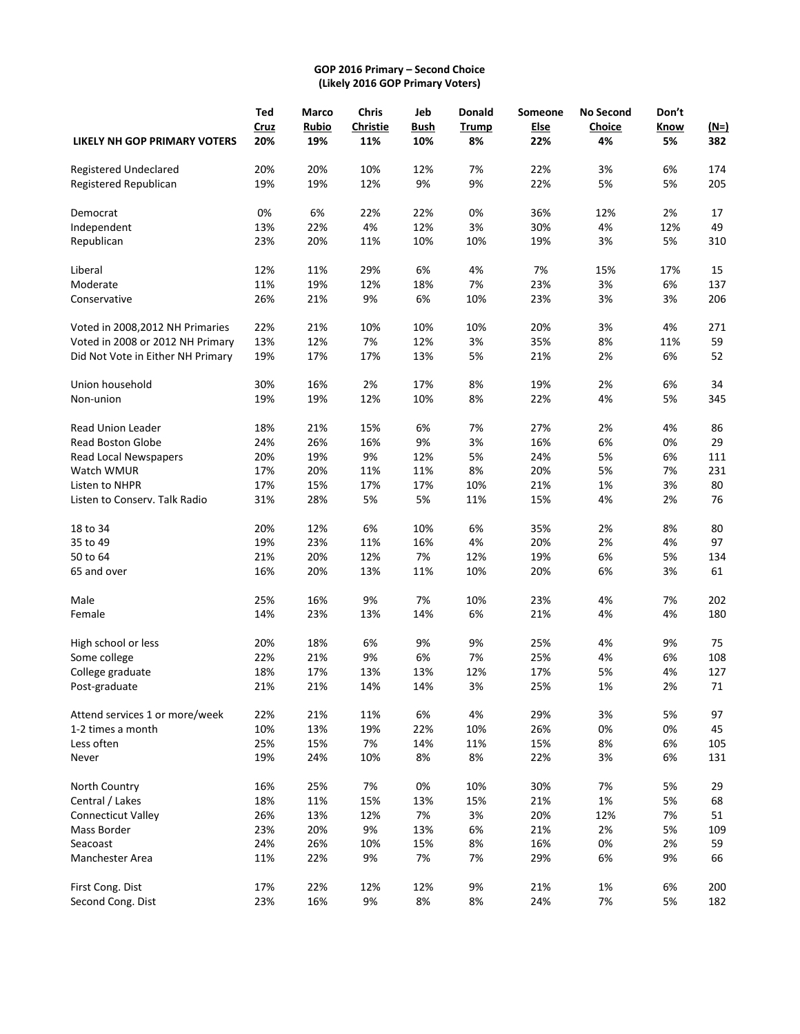**GOP 2016 Primary – Second Choice**
**(Likely 2016 GOP Primary Voters)**

| | Ted Cruz | Marco Rubio | Chris Christie | Jeb Bush | Donald Trump | Someone Else | No Second Choice | Don't Know | (N=) |
|---|---|---|---|---|---|---|---|---|---|
| **LIKELY NH GOP PRIMARY VOTERS** | **20%** | **19%** | **11%** | **10%** | **8%** | **22%** | **4%** | **5%** | **382** |
| Registered Undeclared | 20% | 20% | 10% | 12% | 7% | 22% | 3% | 6% | 174 |
| Registered Republican | 19% | 19% | 12% | 9% | 9% | 22% | 5% | 5% | 205 |
| Democrat | 0% | 6% | 22% | 22% | 0% | 36% | 12% | 2% | 17 |
| Independent | 13% | 22% | 4% | 12% | 3% | 30% | 4% | 12% | 49 |
| Republican | 23% | 20% | 11% | 10% | 10% | 19% | 3% | 5% | 310 |
| Liberal | 12% | 11% | 29% | 6% | 4% | 7% | 15% | 17% | 15 |
| Moderate | 11% | 19% | 12% | 18% | 7% | 23% | 3% | 6% | 137 |
| Conservative | 26% | 21% | 9% | 6% | 10% | 23% | 3% | 3% | 206 |
| Voted in 2008,2012 NH Primaries | 22% | 21% | 10% | 10% | 10% | 20% | 3% | 4% | 271 |
| Voted in 2008 or 2012 NH Primary | 13% | 12% | 7% | 12% | 3% | 35% | 8% | 11% | 59 |
| Did Not Vote in Either NH Primary | 19% | 17% | 17% | 13% | 5% | 21% | 2% | 6% | 52 |
| Union household | 30% | 16% | 2% | 17% | 8% | 19% | 2% | 6% | 34 |
| Non-union | 19% | 19% | 12% | 10% | 8% | 22% | 4% | 5% | 345 |
| Read Union Leader | 18% | 21% | 15% | 6% | 7% | 27% | 2% | 4% | 86 |
| Read Boston Globe | 24% | 26% | 16% | 9% | 3% | 16% | 6% | 0% | 29 |
| Read Local Newspapers | 20% | 19% | 9% | 12% | 5% | 24% | 5% | 6% | 111 |
| Watch WMUR | 17% | 20% | 11% | 11% | 8% | 20% | 5% | 7% | 231 |
| Listen to NHPR | 17% | 15% | 17% | 17% | 10% | 21% | 1% | 3% | 80 |
| Listen to Conserv. Talk Radio | 31% | 28% | 5% | 5% | 11% | 15% | 4% | 2% | 76 |
| 18 to 34 | 20% | 12% | 6% | 10% | 6% | 35% | 2% | 8% | 80 |
| 35 to 49 | 19% | 23% | 11% | 16% | 4% | 20% | 2% | 4% | 97 |
| 50 to 64 | 21% | 20% | 12% | 7% | 12% | 19% | 6% | 5% | 134 |
| 65 and over | 16% | 20% | 13% | 11% | 10% | 20% | 6% | 3% | 61 |
| Male | 25% | 16% | 9% | 7% | 10% | 23% | 4% | 7% | 202 |
| Female | 14% | 23% | 13% | 14% | 6% | 21% | 4% | 4% | 180 |
| High school or less | 20% | 18% | 6% | 9% | 9% | 25% | 4% | 9% | 75 |
| Some college | 22% | 21% | 9% | 6% | 7% | 25% | 4% | 6% | 108 |
| College graduate | 18% | 17% | 13% | 13% | 12% | 17% | 5% | 4% | 127 |
| Post-graduate | 21% | 21% | 14% | 14% | 3% | 25% | 1% | 2% | 71 |
| Attend services 1 or more/week | 22% | 21% | 11% | 6% | 4% | 29% | 3% | 5% | 97 |
| 1-2 times a month | 10% | 13% | 19% | 22% | 10% | 26% | 0% | 0% | 45 |
| Less often | 25% | 15% | 7% | 14% | 11% | 15% | 8% | 6% | 105 |
| Never | 19% | 24% | 10% | 8% | 8% | 22% | 3% | 6% | 131 |
| North Country | 16% | 25% | 7% | 0% | 10% | 30% | 7% | 5% | 29 |
| Central / Lakes | 18% | 11% | 15% | 13% | 15% | 21% | 1% | 5% | 68 |
| Connecticut Valley | 26% | 13% | 12% | 7% | 3% | 20% | 12% | 7% | 51 |
| Mass Border | 23% | 20% | 9% | 13% | 6% | 21% | 2% | 5% | 109 |
| Seacoast | 24% | 26% | 10% | 15% | 8% | 16% | 0% | 2% | 59 |
| Manchester Area | 11% | 22% | 9% | 7% | 7% | 29% | 6% | 9% | 66 |
| First Cong. Dist | 17% | 22% | 12% | 12% | 9% | 21% | 1% | 6% | 200 |
| Second Cong. Dist | 23% | 16% | 9% | 8% | 8% | 24% | 7% | 5% | 182 |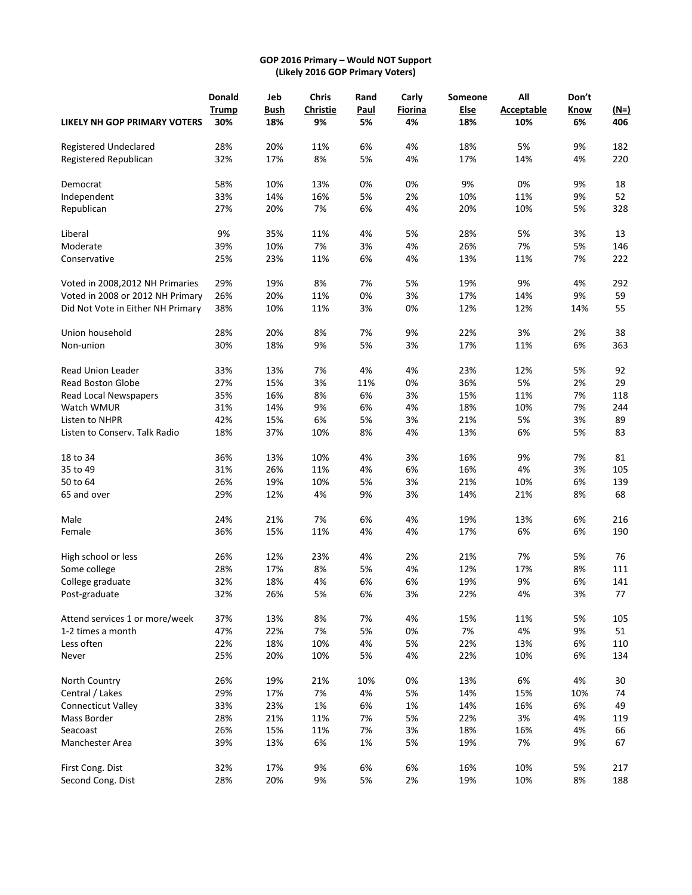# GOP 2016 Primary – Would NOT Support
## (Likely 2016 GOP Primary Voters)

| | Donald Trump | Jeb Bush | Chris Christie | Rand Paul | Carly Fiorina | Someone Else | All Acceptable | Don't Know | (N=) |
|---|---|---|---|---|---|---|---|---|---|
| **LIKELY NH GOP PRIMARY VOTERS** | **30%** | **18%** | **9%** | **5%** | **4%** | **18%** | **10%** | **6%** | **406** |
| Registered Undeclared | 28% | 20% | 11% | 6% | 4% | 18% | 5% | 9% | 182 |
| Registered Republican | 32% | 17% | 8% | 5% | 4% | 17% | 14% | 4% | 220 |
| Democrat | 58% | 10% | 13% | 0% | 0% | 9% | 0% | 9% | 18 |
| Independent | 33% | 14% | 16% | 5% | 2% | 10% | 11% | 9% | 52 |
| Republican | 27% | 20% | 7% | 6% | 4% | 20% | 10% | 5% | 328 |
| Liberal | 9% | 35% | 11% | 4% | 5% | 28% | 5% | 3% | 13 |
| Moderate | 39% | 10% | 7% | 3% | 4% | 26% | 7% | 5% | 146 |
| Conservative | 25% | 23% | 11% | 6% | 4% | 13% | 11% | 7% | 222 |
| Voted in 2008,2012 NH Primaries | 29% | 19% | 8% | 7% | 5% | 19% | 9% | 4% | 292 |
| Voted in 2008 or 2012 NH Primary | 26% | 20% | 11% | 0% | 3% | 17% | 14% | 9% | 59 |
| Did Not Vote in Either NH Primary | 38% | 10% | 11% | 3% | 0% | 12% | 12% | 14% | 55 |
| Union household | 28% | 20% | 8% | 7% | 9% | 22% | 3% | 2% | 38 |
| Non-union | 30% | 18% | 9% | 5% | 3% | 17% | 11% | 6% | 363 |
| Read Union Leader | 33% | 13% | 7% | 4% | 4% | 23% | 12% | 5% | 92 |
| Read Boston Globe | 27% | 15% | 3% | 11% | 0% | 36% | 5% | 2% | 29 |
| Read Local Newspapers | 35% | 16% | 8% | 6% | 3% | 15% | 11% | 7% | 118 |
| Watch WMUR | 31% | 14% | 9% | 6% | 4% | 18% | 10% | 7% | 244 |
| Listen to NHPR | 42% | 15% | 6% | 5% | 3% | 21% | 5% | 3% | 89 |
| Listen to Conserv. Talk Radio | 18% | 37% | 10% | 8% | 4% | 13% | 6% | 5% | 83 |
| 18 to 34 | 36% | 13% | 10% | 4% | 3% | 16% | 9% | 7% | 81 |
| 35 to 49 | 31% | 26% | 11% | 4% | 6% | 16% | 4% | 3% | 105 |
| 50 to 64 | 26% | 19% | 10% | 5% | 3% | 21% | 10% | 6% | 139 |
| 65 and over | 29% | 12% | 4% | 9% | 3% | 14% | 21% | 8% | 68 |
| Male | 24% | 21% | 7% | 6% | 4% | 19% | 13% | 6% | 216 |
| Female | 36% | 15% | 11% | 4% | 4% | 17% | 6% | 6% | 190 |
| High school or less | 26% | 12% | 23% | 4% | 2% | 21% | 7% | 5% | 76 |
| Some college | 28% | 17% | 8% | 5% | 4% | 12% | 17% | 8% | 111 |
| College graduate | 32% | 18% | 4% | 6% | 6% | 19% | 9% | 6% | 141 |
| Post-graduate | 32% | 26% | 5% | 6% | 3% | 22% | 4% | 3% | 77 |
| Attend services 1 or more/week | 37% | 13% | 8% | 7% | 4% | 15% | 11% | 5% | 105 |
| 1-2 times a month | 47% | 22% | 7% | 5% | 0% | 7% | 4% | 9% | 51 |
| Less often | 22% | 18% | 10% | 4% | 5% | 22% | 13% | 6% | 110 |
| Never | 25% | 20% | 10% | 5% | 4% | 22% | 10% | 6% | 134 |
| North Country | 26% | 19% | 21% | 10% | 0% | 13% | 6% | 4% | 30 |
| Central / Lakes | 29% | 17% | 7% | 4% | 5% | 14% | 15% | 10% | 74 |
| Connecticut Valley | 33% | 23% | 1% | 6% | 1% | 14% | 16% | 6% | 49 |
| Mass Border | 28% | 21% | 11% | 7% | 5% | 22% | 3% | 4% | 119 |
| Seacoast | 26% | 15% | 11% | 7% | 3% | 18% | 16% | 4% | 66 |
| Manchester Area | 39% | 13% | 6% | 1% | 5% | 19% | 7% | 9% | 67 |
| First Cong. Dist | 32% | 17% | 9% | 6% | 6% | 16% | 10% | 5% | 217 |
| Second Cong. Dist | 28% | 20% | 9% | 5% | 2% | 19% | 10% | 8% | 188 |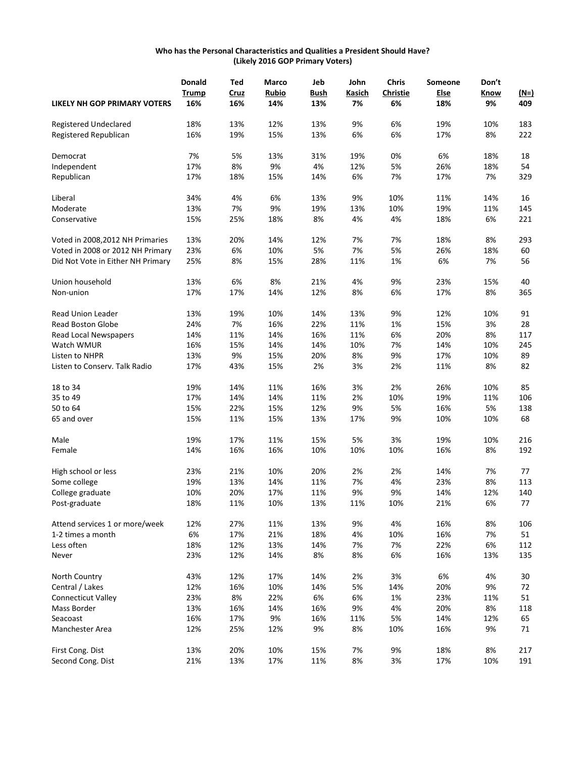**Who has the Personal Characteristics and Qualities a President Should Have?**
**(Likely 2016 GOP Primary Voters)**

| | Donald Trump | Ted Cruz | Marco Rubio | Jeb Bush | John Kasich | Chris Christie | Someone Else | Don't Know | (N=) |
|---|---|---|---|---|---|---|---|---|---|
| **LIKELY NH GOP PRIMARY VOTERS** | **16%** | **16%** | **14%** | **13%** | **7%** | **6%** | **18%** | **9%** | **409** |
| Registered Undeclared | 18% | 13% | 12% | 13% | 9% | 6% | 19% | 10% | 183 |
| Registered Republican | 16% | 19% | 15% | 13% | 6% | 6% | 17% | 8% | 222 |
| Democrat | 7% | 5% | 13% | 31% | 19% | 0% | 6% | 18% | 18 |
| Independent | 17% | 8% | 9% | 4% | 12% | 5% | 26% | 18% | 54 |
| Republican | 17% | 18% | 15% | 14% | 6% | 7% | 17% | 7% | 329 |
| Liberal | 34% | 4% | 6% | 13% | 9% | 10% | 11% | 14% | 16 |
| Moderate | 13% | 7% | 9% | 19% | 13% | 10% | 19% | 11% | 145 |
| Conservative | 15% | 25% | 18% | 8% | 4% | 4% | 18% | 6% | 221 |
| Voted in 2008,2012 NH Primaries | 13% | 20% | 14% | 12% | 7% | 7% | 18% | 8% | 293 |
| Voted in 2008 or 2012 NH Primary | 23% | 6% | 10% | 5% | 7% | 5% | 26% | 18% | 60 |
| Did Not Vote in Either NH Primary | 25% | 8% | 15% | 28% | 11% | 1% | 6% | 7% | 56 |
| Union household | 13% | 6% | 8% | 21% | 4% | 9% | 23% | 15% | 40 |
| Non-union | 17% | 17% | 14% | 12% | 8% | 6% | 17% | 8% | 365 |
| Read Union Leader | 13% | 19% | 10% | 14% | 13% | 9% | 12% | 10% | 91 |
| Read Boston Globe | 24% | 7% | 16% | 22% | 11% | 1% | 15% | 3% | 28 |
| Read Local Newspapers | 14% | 11% | 14% | 16% | 11% | 6% | 20% | 8% | 117 |
| Watch WMUR | 16% | 15% | 14% | 14% | 10% | 7% | 14% | 10% | 245 |
| Listen to NHPR | 13% | 9% | 15% | 20% | 8% | 9% | 17% | 10% | 89 |
| Listen to Conserv. Talk Radio | 17% | 43% | 15% | 2% | 3% | 2% | 11% | 8% | 82 |
| 18 to 34 | 19% | 14% | 11% | 16% | 3% | 2% | 26% | 10% | 85 |
| 35 to 49 | 17% | 14% | 14% | 11% | 2% | 10% | 19% | 11% | 106 |
| 50 to 64 | 15% | 22% | 15% | 12% | 9% | 5% | 16% | 5% | 138 |
| 65 and over | 15% | 11% | 15% | 13% | 17% | 9% | 10% | 10% | 68 |
| Male | 19% | 17% | 11% | 15% | 5% | 3% | 19% | 10% | 216 |
| Female | 14% | 16% | 16% | 10% | 10% | 10% | 16% | 8% | 192 |
| High school or less | 23% | 21% | 10% | 20% | 2% | 2% | 14% | 7% | 77 |
| Some college | 19% | 13% | 14% | 11% | 7% | 4% | 23% | 8% | 113 |
| College graduate | 10% | 20% | 17% | 11% | 9% | 9% | 14% | 12% | 140 |
| Post-graduate | 18% | 11% | 10% | 13% | 11% | 10% | 21% | 6% | 77 |
| Attend services 1 or more/week | 12% | 27% | 11% | 13% | 9% | 4% | 16% | 8% | 106 |
| 1-2 times a month | 6% | 17% | 21% | 18% | 4% | 10% | 16% | 7% | 51 |
| Less often | 18% | 12% | 13% | 14% | 7% | 7% | 22% | 6% | 112 |
| Never | 23% | 12% | 14% | 8% | 8% | 6% | 16% | 13% | 135 |
| North Country | 43% | 12% | 17% | 14% | 2% | 3% | 6% | 4% | 30 |
| Central / Lakes | 12% | 16% | 10% | 14% | 5% | 14% | 20% | 9% | 72 |
| Connecticut Valley | 23% | 8% | 22% | 6% | 6% | 1% | 23% | 11% | 51 |
| Mass Border | 13% | 16% | 14% | 16% | 9% | 4% | 20% | 8% | 118 |
| Seacoast | 16% | 17% | 9% | 16% | 11% | 5% | 14% | 12% | 65 |
| Manchester Area | 12% | 25% | 12% | 9% | 8% | 10% | 16% | 9% | 71 |
| First Cong. Dist | 13% | 20% | 10% | 15% | 7% | 9% | 18% | 8% | 217 |
| Second Cong. Dist | 21% | 13% | 17% | 11% | 8% | 3% | 17% | 10% | 191 |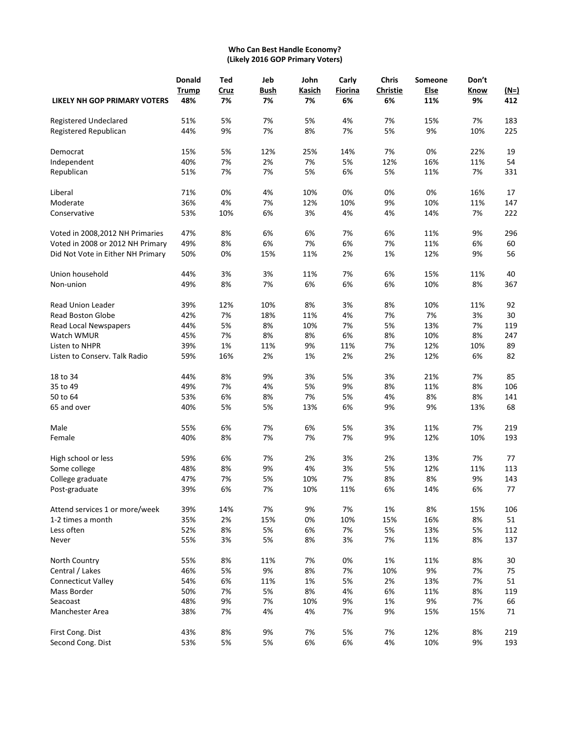**Who Can Best Handle Economy?**
**(Likely 2016 GOP Primary Voters)**

| | Donald Trump | Ted Cruz | Jeb Bush | John Kasich | Carly Fiorina | Chris Christie | Someone Else | Don't Know | (N=) |
|---|---|---|---|---|---|---|---|---|---|
| **LIKELY NH GOP PRIMARY VOTERS** | **48%** | **7%** | **7%** | **7%** | **6%** | **6%** | **11%** | **9%** | **412** |
| Registered Undeclared | 51% | 5% | 7% | 5% | 4% | 7% | 15% | 7% | 183 |
| Registered Republican | 44% | 9% | 7% | 8% | 7% | 5% | 9% | 10% | 225 |
| Democrat | 15% | 5% | 12% | 25% | 14% | 7% | 0% | 22% | 19 |
| Independent | 40% | 7% | 2% | 7% | 5% | 12% | 16% | 11% | 54 |
| Republican | 51% | 7% | 7% | 5% | 6% | 5% | 11% | 7% | 331 |
| Liberal | 71% | 0% | 4% | 10% | 0% | 0% | 0% | 16% | 17 |
| Moderate | 36% | 4% | 7% | 12% | 10% | 9% | 10% | 11% | 147 |
| Conservative | 53% | 10% | 6% | 3% | 4% | 4% | 14% | 7% | 222 |
| Voted in 2008,2012 NH Primaries | 47% | 8% | 6% | 6% | 7% | 6% | 11% | 9% | 296 |
| Voted in 2008 or 2012 NH Primary | 49% | 8% | 6% | 7% | 6% | 7% | 11% | 6% | 60 |
| Did Not Vote in Either NH Primary | 50% | 0% | 15% | 11% | 2% | 1% | 12% | 9% | 56 |
| Union household | 44% | 3% | 3% | 11% | 7% | 6% | 15% | 11% | 40 |
| Non-union | 49% | 8% | 7% | 6% | 6% | 6% | 10% | 8% | 367 |
| Read Union Leader | 39% | 12% | 10% | 8% | 3% | 8% | 10% | 11% | 92 |
| Read Boston Globe | 42% | 7% | 18% | 11% | 4% | 7% | 7% | 3% | 30 |
| Read Local Newspapers | 44% | 5% | 8% | 10% | 7% | 5% | 13% | 7% | 119 |
| Watch WMUR | 45% | 7% | 8% | 8% | 6% | 8% | 10% | 8% | 247 |
| Listen to NHPR | 39% | 1% | 11% | 9% | 11% | 7% | 12% | 10% | 89 |
| Listen to Conserv. Talk Radio | 59% | 16% | 2% | 1% | 2% | 2% | 12% | 6% | 82 |
| 18 to 34 | 44% | 8% | 9% | 3% | 5% | 3% | 21% | 7% | 85 |
| 35 to 49 | 49% | 7% | 4% | 5% | 9% | 8% | 11% | 8% | 106 |
| 50 to 64 | 53% | 6% | 8% | 7% | 5% | 4% | 8% | 8% | 141 |
| 65 and over | 40% | 5% | 5% | 13% | 6% | 9% | 9% | 13% | 68 |
| Male | 55% | 6% | 7% | 6% | 5% | 3% | 11% | 7% | 219 |
| Female | 40% | 8% | 7% | 7% | 7% | 9% | 12% | 10% | 193 |
| High school or less | 59% | 6% | 7% | 2% | 3% | 2% | 13% | 7% | 77 |
| Some college | 48% | 8% | 9% | 4% | 3% | 5% | 12% | 11% | 113 |
| College graduate | 47% | 7% | 5% | 10% | 7% | 8% | 8% | 9% | 143 |
| Post-graduate | 39% | 6% | 7% | 10% | 11% | 6% | 14% | 6% | 77 |
| Attend services 1 or more/week | 39% | 14% | 7% | 9% | 7% | 1% | 8% | 15% | 106 |
| 1-2 times a month | 35% | 2% | 15% | 0% | 10% | 15% | 16% | 8% | 51 |
| Less often | 52% | 8% | 5% | 6% | 7% | 5% | 13% | 5% | 112 |
| Never | 55% | 3% | 5% | 8% | 3% | 7% | 11% | 8% | 137 |
| North Country | 55% | 8% | 11% | 7% | 0% | 1% | 11% | 8% | 30 |
| Central / Lakes | 46% | 5% | 9% | 8% | 7% | 10% | 9% | 7% | 75 |
| Connecticut Valley | 54% | 6% | 11% | 1% | 5% | 2% | 13% | 7% | 51 |
| Mass Border | 50% | 7% | 5% | 8% | 4% | 6% | 11% | 8% | 119 |
| Seacoast | 48% | 9% | 7% | 10% | 9% | 1% | 9% | 7% | 66 |
| Manchester Area | 38% | 7% | 4% | 4% | 7% | 9% | 15% | 15% | 71 |
| First Cong. Dist | 43% | 8% | 9% | 7% | 5% | 7% | 12% | 8% | 219 |
| Second Cong. Dist | 53% | 5% | 5% | 6% | 6% | 4% | 10% | 9% | 193 |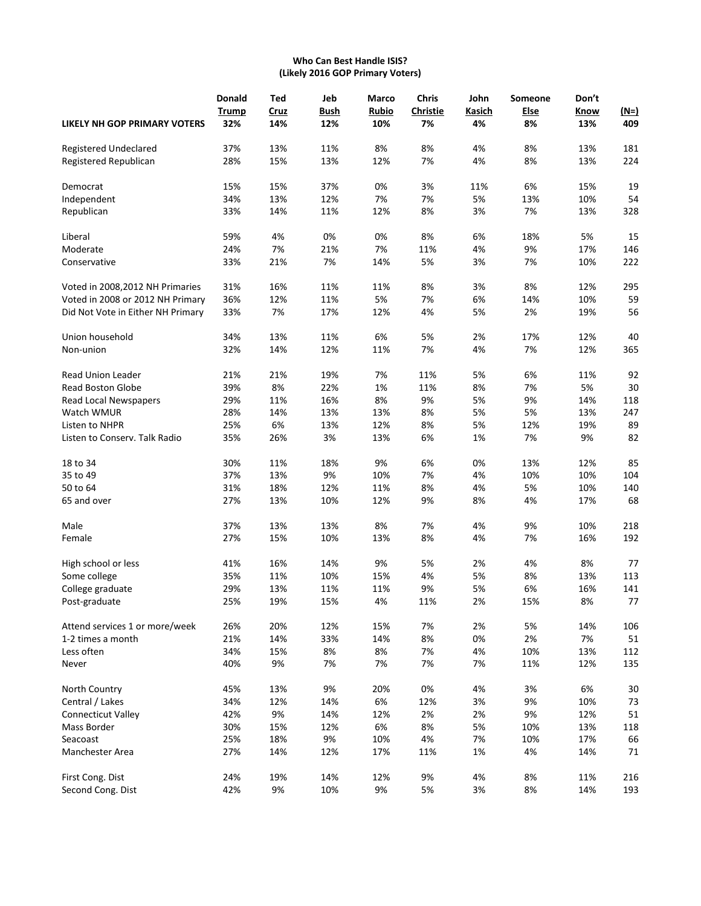**Who Can Best Handle ISIS?**
**(Likely 2016 GOP Primary Voters)**

| | Donald Trump | Ted Cruz | Jeb Bush | Marco Rubio | Chris Christie | John Kasich | Someone Else | Don't Know | (N=) |
|---|---|---|---|---|---|---|---|---|---|
| **LIKELY NH GOP PRIMARY VOTERS** | **32%** | **14%** | **12%** | **10%** | **7%** | **4%** | **8%** | **13%** | **409** |
| Registered Undeclared | 37% | 13% | 11% | 8% | 8% | 4% | 8% | 13% | 181 |
| Registered Republican | 28% | 15% | 13% | 12% | 7% | 4% | 8% | 13% | 224 |
| Democrat | 15% | 15% | 37% | 0% | 3% | 11% | 6% | 15% | 19 |
| Independent | 34% | 13% | 12% | 7% | 7% | 5% | 13% | 10% | 54 |
| Republican | 33% | 14% | 11% | 12% | 8% | 3% | 7% | 13% | 328 |
| Liberal | 59% | 4% | 0% | 0% | 8% | 6% | 18% | 5% | 15 |
| Moderate | 24% | 7% | 21% | 7% | 11% | 4% | 9% | 17% | 146 |
| Conservative | 33% | 21% | 7% | 14% | 5% | 3% | 7% | 10% | 222 |
| Voted in 2008,2012 NH Primaries | 31% | 16% | 11% | 11% | 8% | 3% | 8% | 12% | 295 |
| Voted in 2008 or 2012 NH Primary | 36% | 12% | 11% | 5% | 7% | 6% | 14% | 10% | 59 |
| Did Not Vote in Either NH Primary | 33% | 7% | 17% | 12% | 4% | 5% | 2% | 19% | 56 |
| Union household | 34% | 13% | 11% | 6% | 5% | 2% | 17% | 12% | 40 |
| Non-union | 32% | 14% | 12% | 11% | 7% | 4% | 7% | 12% | 365 |
| Read Union Leader | 21% | 21% | 19% | 7% | 11% | 5% | 6% | 11% | 92 |
| Read Boston Globe | 39% | 8% | 22% | 1% | 11% | 8% | 7% | 5% | 30 |
| Read Local Newspapers | 29% | 11% | 16% | 8% | 9% | 5% | 9% | 14% | 118 |
| Watch WMUR | 28% | 14% | 13% | 13% | 8% | 5% | 5% | 13% | 247 |
| Listen to NHPR | 25% | 6% | 13% | 12% | 8% | 5% | 12% | 19% | 89 |
| Listen to Conserv. Talk Radio | 35% | 26% | 3% | 13% | 6% | 1% | 7% | 9% | 82 |
| 18 to 34 | 30% | 11% | 18% | 9% | 6% | 0% | 13% | 12% | 85 |
| 35 to 49 | 37% | 13% | 9% | 10% | 7% | 4% | 10% | 10% | 104 |
| 50 to 64 | 31% | 18% | 12% | 11% | 8% | 4% | 5% | 10% | 140 |
| 65 and over | 27% | 13% | 10% | 12% | 9% | 8% | 4% | 17% | 68 |
| Male | 37% | 13% | 13% | 8% | 7% | 4% | 9% | 10% | 218 |
| Female | 27% | 15% | 10% | 13% | 8% | 4% | 7% | 16% | 192 |
| High school or less | 41% | 16% | 14% | 9% | 5% | 2% | 4% | 8% | 77 |
| Some college | 35% | 11% | 10% | 15% | 4% | 5% | 8% | 13% | 113 |
| College graduate | 29% | 13% | 11% | 11% | 9% | 5% | 6% | 16% | 141 |
| Post-graduate | 25% | 19% | 15% | 4% | 11% | 2% | 15% | 8% | 77 |
| Attend services 1 or more/week | 26% | 20% | 12% | 15% | 7% | 2% | 5% | 14% | 106 |
| 1-2 times a month | 21% | 14% | 33% | 14% | 8% | 0% | 2% | 7% | 51 |
| Less often | 34% | 15% | 8% | 8% | 7% | 4% | 10% | 13% | 112 |
| Never | 40% | 9% | 7% | 7% | 7% | 7% | 11% | 12% | 135 |
| North Country | 45% | 13% | 9% | 20% | 0% | 4% | 3% | 6% | 30 |
| Central / Lakes | 34% | 12% | 14% | 6% | 12% | 3% | 9% | 10% | 73 |
| Connecticut Valley | 42% | 9% | 14% | 12% | 2% | 2% | 9% | 12% | 51 |
| Mass Border | 30% | 15% | 12% | 6% | 8% | 5% | 10% | 13% | 118 |
| Seacoast | 25% | 18% | 9% | 10% | 4% | 7% | 10% | 17% | 66 |
| Manchester Area | 27% | 14% | 12% | 17% | 11% | 1% | 4% | 14% | 71 |
| First Cong. Dist | 24% | 19% | 14% | 12% | 9% | 4% | 8% | 11% | 216 |
| Second Cong. Dist | 42% | 9% | 10% | 9% | 5% | 3% | 8% | 14% | 193 |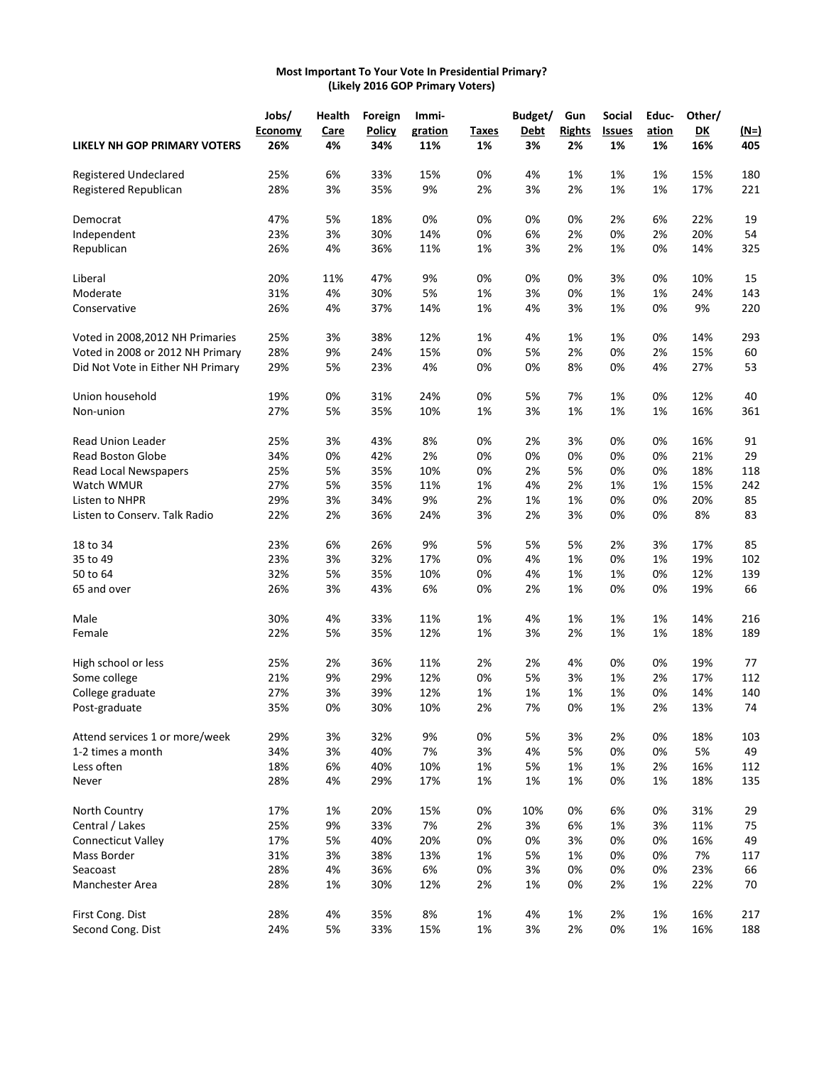**Most Important To Your Vote In Presidential Primary?**
**(Likely 2016 GOP Primary Voters)**

| | Jobs/ Economy | Health Care | Foreign Policy | Immi- gration | Taxes | Budget/ Debt | Gun Rights | Social Issues | Educ- ation | Other/ DK | (N=) |
|---|---|---|---|---|---|---|---|---|---|---|---|
| **LIKELY NH GOP PRIMARY VOTERS** | **26%** | **4%** | **34%** | **11%** | **1%** | **3%** | **2%** | **1%** | **1%** | **16%** | **405** |
| Registered Undeclared | 25% | 6% | 33% | 15% | 0% | 4% | 1% | 1% | 1% | 15% | 180 |
| Registered Republican | 28% | 3% | 35% | 9% | 2% | 3% | 2% | 1% | 1% | 17% | 221 |
| Democrat | 47% | 5% | 18% | 0% | 0% | 0% | 0% | 2% | 6% | 22% | 19 |
| Independent | 23% | 3% | 30% | 14% | 0% | 6% | 2% | 0% | 2% | 20% | 54 |
| Republican | 26% | 4% | 36% | 11% | 1% | 3% | 2% | 1% | 0% | 14% | 325 |
| Liberal | 20% | 11% | 47% | 9% | 0% | 0% | 0% | 3% | 0% | 10% | 15 |
| Moderate | 31% | 4% | 30% | 5% | 1% | 3% | 0% | 1% | 1% | 24% | 143 |
| Conservative | 26% | 4% | 37% | 14% | 1% | 4% | 3% | 1% | 0% | 9% | 220 |
| Voted in 2008,2012 NH Primaries | 25% | 3% | 38% | 12% | 1% | 4% | 1% | 1% | 0% | 14% | 293 |
| Voted in 2008 or 2012 NH Primary | 28% | 9% | 24% | 15% | 0% | 5% | 2% | 0% | 2% | 15% | 60 |
| Did Not Vote in Either NH Primary | 29% | 5% | 23% | 4% | 0% | 0% | 8% | 0% | 4% | 27% | 53 |
| Union household | 19% | 0% | 31% | 24% | 0% | 5% | 7% | 1% | 0% | 12% | 40 |
| Non-union | 27% | 5% | 35% | 10% | 1% | 3% | 1% | 1% | 1% | 16% | 361 |
| Read Union Leader | 25% | 3% | 43% | 8% | 0% | 2% | 3% | 0% | 0% | 16% | 91 |
| Read Boston Globe | 34% | 0% | 42% | 2% | 0% | 0% | 0% | 0% | 0% | 21% | 29 |
| Read Local Newspapers | 25% | 5% | 35% | 10% | 0% | 2% | 5% | 0% | 0% | 18% | 118 |
| Watch WMUR | 27% | 5% | 35% | 11% | 1% | 4% | 2% | 1% | 1% | 15% | 242 |
| Listen to NHPR | 29% | 3% | 34% | 9% | 2% | 1% | 1% | 0% | 0% | 20% | 85 |
| Listen to Conserv. Talk Radio | 22% | 2% | 36% | 24% | 3% | 2% | 3% | 0% | 0% | 8% | 83 |
| 18 to 34 | 23% | 6% | 26% | 9% | 5% | 5% | 5% | 2% | 3% | 17% | 85 |
| 35 to 49 | 23% | 3% | 32% | 17% | 0% | 4% | 1% | 0% | 1% | 19% | 102 |
| 50 to 64 | 32% | 5% | 35% | 10% | 0% | 4% | 1% | 1% | 0% | 12% | 139 |
| 65 and over | 26% | 3% | 43% | 6% | 0% | 2% | 1% | 0% | 0% | 19% | 66 |
| Male | 30% | 4% | 33% | 11% | 1% | 4% | 1% | 1% | 1% | 14% | 216 |
| Female | 22% | 5% | 35% | 12% | 1% | 3% | 2% | 1% | 1% | 18% | 189 |
| High school or less | 25% | 2% | 36% | 11% | 2% | 2% | 4% | 0% | 0% | 19% | 77 |
| Some college | 21% | 9% | 29% | 12% | 0% | 5% | 3% | 1% | 2% | 17% | 112 |
| College graduate | 27% | 3% | 39% | 12% | 1% | 1% | 1% | 1% | 0% | 14% | 140 |
| Post-graduate | 35% | 0% | 30% | 10% | 2% | 7% | 0% | 1% | 2% | 13% | 74 |
| Attend services 1 or more/week | 29% | 3% | 32% | 9% | 0% | 5% | 3% | 2% | 0% | 18% | 103 |
| 1-2 times a month | 34% | 3% | 40% | 7% | 3% | 4% | 5% | 0% | 0% | 5% | 49 |
| Less often | 18% | 6% | 40% | 10% | 1% | 5% | 1% | 1% | 2% | 16% | 112 |
| Never | 28% | 4% | 29% | 17% | 1% | 1% | 1% | 0% | 1% | 18% | 135 |
| North Country | 17% | 1% | 20% | 15% | 0% | 10% | 0% | 6% | 0% | 31% | 29 |
| Central / Lakes | 25% | 9% | 33% | 7% | 2% | 3% | 6% | 1% | 3% | 11% | 75 |
| Connecticut Valley | 17% | 5% | 40% | 20% | 0% | 0% | 3% | 0% | 0% | 16% | 49 |
| Mass Border | 31% | 3% | 38% | 13% | 1% | 5% | 1% | 0% | 0% | 7% | 117 |
| Seacoast | 28% | 4% | 36% | 6% | 0% | 3% | 0% | 0% | 0% | 23% | 66 |
| Manchester Area | 28% | 1% | 30% | 12% | 2% | 1% | 0% | 2% | 1% | 22% | 70 |
| First Cong. Dist | 28% | 4% | 35% | 8% | 1% | 4% | 1% | 2% | 1% | 16% | 217 |
| Second Cong. Dist | 24% | 5% | 33% | 15% | 1% | 3% | 2% | 0% | 1% | 16% | 188 |